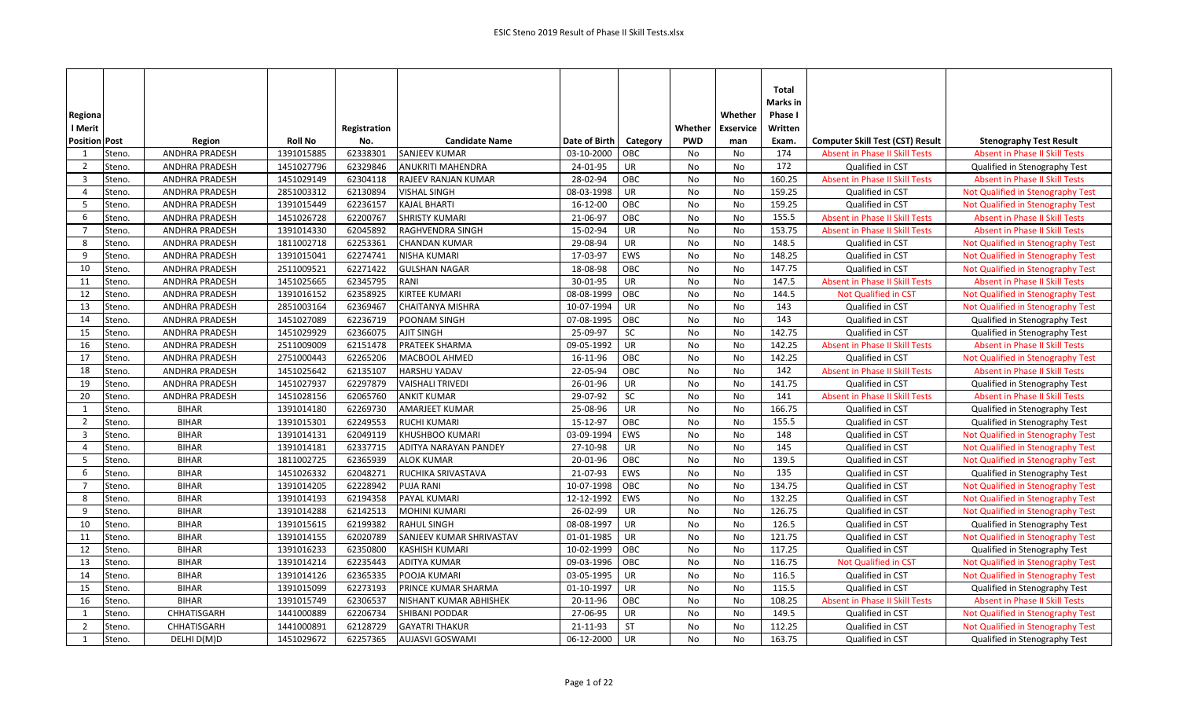| Regional Merit Position | Post | Region | Roll No | Registration No. | Candidate Name | Date of Birth | Category | Whether PWD | Whether Exservice man | Total Marks in Phase I Written Exam. | Computer Skill Test (CST) Result | Stenography Test Result |
|---|---|---|---|---|---|---|---|---|---|---|---|---|
| 1 | Steno. | ANDHRA PRADESH | 1391015885 | 62338301 | SANJEEV KUMAR | 03-10-2000 | OBC | No | No | 174 | Absent in Phase II Skill Tests | Absent in Phase II Skill Tests |
| 2 | Steno. | ANDHRA PRADESH | 1451027796 | 62329846 | ANUKRITI MAHENDRA | 24-01-95 | UR | No | No | 172 | Qualified in CST | Qualified in Stenography Test |
| 3 | Steno. | ANDHRA PRADESH | 1451029149 | 62304118 | RAJEEV RANJAN KUMAR | 28-02-94 | OBC | No | No | 160.25 | Absent in Phase II Skill Tests | Absent in Phase II Skill Tests |
| 4 | Steno. | ANDHRA PRADESH | 2851003312 | 62130894 | VISHAL SINGH | 08-03-1998 | UR | No | No | 159.25 | Qualified in CST | Not Qualified in Stenography Test |
| 5 | Steno. | ANDHRA PRADESH | 1391015449 | 62236157 | KAJAL BHARTI | 16-12-00 | OBC | No | No | 159.25 | Qualified in CST | Not Qualified in Stenography Test |
| 6 | Steno. | ANDHRA PRADESH | 1451026728 | 62200767 | SHRISTY KUMARI | 21-06-97 | OBC | No | No | 155.5 | Absent in Phase II Skill Tests | Absent in Phase II Skill Tests |
| 7 | Steno. | ANDHRA PRADESH | 1391014330 | 62045892 | RAGHVENDRA SINGH | 15-02-94 | UR | No | No | 153.75 | Absent in Phase II Skill Tests | Absent in Phase II Skill Tests |
| 8 | Steno. | ANDHRA PRADESH | 1811002718 | 62253361 | CHANDAN KUMAR | 29-08-94 | UR | No | No | 148.5 | Qualified in CST | Not Qualified in Stenography Test |
| 9 | Steno. | ANDHRA PRADESH | 1391015041 | 62274741 | NISHA KUMARI | 17-03-97 | EWS | No | No | 148.25 | Qualified in CST | Not Qualified in Stenography Test |
| 10 | Steno. | ANDHRA PRADESH | 2511009521 | 62271422 | GULSHAN NAGAR | 18-08-98 | OBC | No | No | 147.75 | Qualified in CST | Not Qualified in Stenography Test |
| 11 | Steno. | ANDHRA PRADESH | 1451025665 | 62345795 | RANI | 30-01-95 | UR | No | No | 147.5 | Absent in Phase II Skill Tests | Absent in Phase II Skill Tests |
| 12 | Steno. | ANDHRA PRADESH | 1391016152 | 62358925 | KIRTEE KUMARI | 08-08-1999 | OBC | No | No | 144.5 | Not Qualified in CST | Not Qualified in Stenography Test |
| 13 | Steno. | ANDHRA PRADESH | 2851003164 | 62369467 | CHAITANYA MISHRA | 10-07-1994 | UR | No | No | 143 | Qualified in CST | Not Qualified in Stenography Test |
| 14 | Steno. | ANDHRA PRADESH | 1451027089 | 62236719 | POONAM SINGH | 07-08-1995 | OBC | No | No | 143 | Qualified in CST | Qualified in Stenography Test |
| 15 | Steno. | ANDHRA PRADESH | 1451029929 | 62366075 | AJIT SINGH | 25-09-97 | SC | No | No | 142.75 | Qualified in CST | Qualified in Stenography Test |
| 16 | Steno. | ANDHRA PRADESH | 2511009009 | 62151478 | PRATEEK SHARMA | 09-05-1992 | UR | No | No | 142.25 | Absent in Phase II Skill Tests | Absent in Phase II Skill Tests |
| 17 | Steno. | ANDHRA PRADESH | 2751000443 | 62265206 | MACBOOL AHMED | 16-11-96 | OBC | No | No | 142.25 | Qualified in CST | Not Qualified in Stenography Test |
| 18 | Steno. | ANDHRA PRADESH | 1451025642 | 62135107 | HARSHU YADAV | 22-05-94 | OBC | No | No | 142 | Absent in Phase II Skill Tests | Absent in Phase II Skill Tests |
| 19 | Steno. | ANDHRA PRADESH | 1451027937 | 62297879 | VAISHALI TRIVEDI | 26-01-96 | UR | No | No | 141.75 | Qualified in CST | Qualified in Stenography Test |
| 20 | Steno. | ANDHRA PRADESH | 1451028156 | 62065760 | ANKIT KUMAR | 29-07-92 | SC | No | No | 141 | Absent in Phase II Skill Tests | Absent in Phase II Skill Tests |
| 1 | Steno. | BIHAR | 1391014180 | 62269730 | AMARJEET KUMAR | 25-08-96 | UR | No | No | 166.75 | Qualified in CST | Qualified in Stenography Test |
| 2 | Steno. | BIHAR | 1391015301 | 62249553 | RUCHI KUMARI | 15-12-97 | OBC | No | No | 155.5 | Qualified in CST | Qualified in Stenography Test |
| 3 | Steno. | BIHAR | 1391014131 | 62049119 | KHUSHBOO KUMARI | 03-09-1994 | EWS | No | No | 148 | Qualified in CST | Not Qualified in Stenography Test |
| 4 | Steno. | BIHAR | 1391014181 | 62337715 | ADITYA NARAYAN PANDEY | 27-10-98 | UR | No | No | 145 | Qualified in CST | Not Qualified in Stenography Test |
| 5 | Steno. | BIHAR | 1811002725 | 62365939 | ALOK KUMAR | 20-01-96 | OBC | No | No | 139.5 | Qualified in CST | Not Qualified in Stenography Test |
| 6 | Steno. | BIHAR | 1451026332 | 62048271 | RUCHIKA SRIVASTAVA | 21-07-93 | EWS | No | No | 135 | Qualified in CST | Qualified in Stenography Test |
| 7 | Steno. | BIHAR | 1391014205 | 62228942 | PUJA RANI | 10-07-1998 | OBC | No | No | 134.75 | Qualified in CST | Not Qualified in Stenography Test |
| 8 | Steno. | BIHAR | 1391014193 | 62194358 | PAYAL KUMARI | 12-12-1992 | EWS | No | No | 132.25 | Qualified in CST | Not Qualified in Stenography Test |
| 9 | Steno. | BIHAR | 1391014288 | 62142513 | MOHINI KUMARI | 26-02-99 | UR | No | No | 126.75 | Qualified in CST | Not Qualified in Stenography Test |
| 10 | Steno. | BIHAR | 1391015615 | 62199382 | RAHUL SINGH | 08-08-1997 | UR | No | No | 126.5 | Qualified in CST | Qualified in Stenography Test |
| 11 | Steno. | BIHAR | 1391014155 | 62020789 | SANJEEV KUMAR SHRIVASTAV | 01-01-1985 | UR | No | No | 121.75 | Qualified in CST | Not Qualified in Stenography Test |
| 12 | Steno. | BIHAR | 1391016233 | 62350800 | KASHISH KUMARI | 10-02-1999 | OBC | No | No | 117.25 | Qualified in CST | Qualified in Stenography Test |
| 13 | Steno. | BIHAR | 1391014214 | 62235443 | ADITYA KUMAR | 09-03-1996 | OBC | No | No | 116.75 | Not Qualified in CST | Not Qualified in Stenography Test |
| 14 | Steno. | BIHAR | 1391014126 | 62365335 | POOJA KUMARI | 03-05-1995 | UR | No | No | 116.5 | Qualified in CST | Not Qualified in Stenography Test |
| 15 | Steno. | BIHAR | 1391015099 | 62273193 | PRINCE KUMAR SHARMA | 01-10-1997 | UR | No | No | 115.5 | Qualified in CST | Qualified in Stenography Test |
| 16 | Steno. | BIHAR | 1391015749 | 62306537 | NISHANT KUMAR ABHISHEK | 20-11-96 | OBC | No | No | 108.25 | Absent in Phase II Skill Tests | Absent in Phase II Skill Tests |
| 1 | Steno. | CHHATISGARH | 1441000889 | 62206734 | SHIBANI PODDAR | 27-06-95 | UR | No | No | 149.5 | Qualified in CST | Not Qualified in Stenography Test |
| 2 | Steno. | CHHATISGARH | 1441000891 | 62128729 | GAYATRI THAKUR | 21-11-93 | ST | No | No | 112.25 | Qualified in CST | Not Qualified in Stenography Test |
| 1 | Steno. | DELHI D(M)D | 1451029672 | 62257365 | AUJASVI GOSWAMI | 06-12-2000 | UR | No | No | 163.75 | Qualified in CST | Qualified in Stenography Test |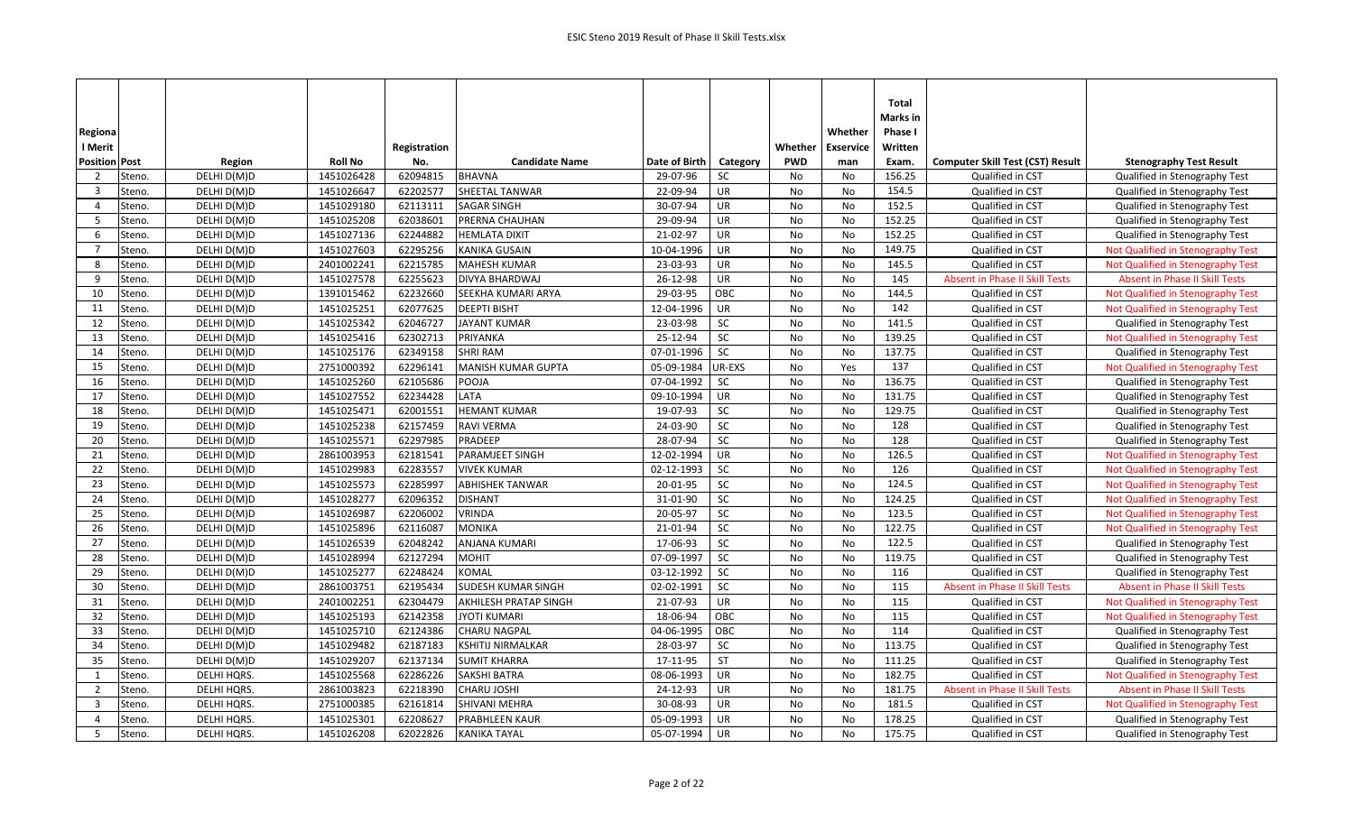| Regional Merit Position | Post | Region | Roll No | Registration No. | Candidate Name | Date of Birth | Category | Whether PWD | Whether Exservice man | Total Marks in Phase I Written Exam. | Computer Skill Test (CST) Result | Stenography Test Result |
|---|---|---|---|---|---|---|---|---|---|---|---|---|
| 2 | Steno. | DELHI D(M)D | 1451026428 | 62094815 | BHAVNA | 29-07-96 | SC | No | No | 156.25 | Qualified in CST | Qualified in Stenography Test |
| 3 | Steno. | DELHI D(M)D | 1451026647 | 62202577 | SHEETAL TANWAR | 22-09-94 | UR | No | No | 154.5 | Qualified in CST | Qualified in Stenography Test |
| 4 | Steno. | DELHI D(M)D | 1451029180 | 62113111 | SAGAR SINGH | 30-07-94 | UR | No | No | 152.5 | Qualified in CST | Qualified in Stenography Test |
| 5 | Steno. | DELHI D(M)D | 1451025208 | 62038601 | PRERNA CHAUHAN | 29-09-94 | UR | No | No | 152.25 | Qualified in CST | Qualified in Stenography Test |
| 6 | Steno. | DELHI D(M)D | 1451027136 | 62244882 | HEMLATA DIXIT | 21-02-97 | UR | No | No | 152.25 | Qualified in CST | Qualified in Stenography Test |
| 7 | Steno. | DELHI D(M)D | 1451027603 | 62295256 | KANIKA GUSAIN | 10-04-1996 | UR | No | No | 149.75 | Qualified in CST | Not Qualified in Stenography Test |
| 8 | Steno. | DELHI D(M)D | 2401002241 | 62215785 | MAHESH KUMAR | 23-03-93 | UR | No | No | 145.5 | Qualified in CST | Not Qualified in Stenography Test |
| 9 | Steno. | DELHI D(M)D | 1451027578 | 62255623 | DIVYA BHARDWAJ | 26-12-98 | UR | No | No | 145 | Absent in Phase II Skill Tests | Absent in Phase II Skill Tests |
| 10 | Steno. | DELHI D(M)D | 1391015462 | 62232660 | SEEKHA KUMARI ARYA | 29-03-95 | OBC | No | No | 144.5 | Qualified in CST | Not Qualified in Stenography Test |
| 11 | Steno. | DELHI D(M)D | 1451025251 | 62077625 | DEEPTI BISHT | 12-04-1996 | UR | No | No | 142 | Qualified in CST | Not Qualified in Stenography Test |
| 12 | Steno. | DELHI D(M)D | 1451025342 | 62046727 | JAYANT KUMAR | 23-03-98 | SC | No | No | 141.5 | Qualified in CST | Qualified in Stenography Test |
| 13 | Steno. | DELHI D(M)D | 1451025416 | 62302713 | PRIYANKA | 25-12-94 | SC | No | No | 139.25 | Qualified in CST | Not Qualified in Stenography Test |
| 14 | Steno. | DELHI D(M)D | 1451025176 | 62349158 | SHRI RAM | 07-01-1996 | SC | No | No | 137.75 | Qualified in CST | Qualified in Stenography Test |
| 15 | Steno. | DELHI D(M)D | 2751000392 | 62296141 | MANISH KUMAR GUPTA | 05-09-1984 | UR-EXS | No | Yes | 137 | Qualified in CST | Not Qualified in Stenography Test |
| 16 | Steno. | DELHI D(M)D | 1451025260 | 62105686 | POOJA | 07-04-1992 | SC | No | No | 136.75 | Qualified in CST | Qualified in Stenography Test |
| 17 | Steno. | DELHI D(M)D | 1451027552 | 62234428 | LATA | 09-10-1994 | UR | No | No | 131.75 | Qualified in CST | Qualified in Stenography Test |
| 18 | Steno. | DELHI D(M)D | 1451025471 | 62001551 | HEMANT KUMAR | 19-07-93 | SC | No | No | 129.75 | Qualified in CST | Qualified in Stenography Test |
| 19 | Steno. | DELHI D(M)D | 1451025238 | 62157459 | RAVI VERMA | 24-03-90 | SC | No | No | 128 | Qualified in CST | Qualified in Stenography Test |
| 20 | Steno. | DELHI D(M)D | 1451025571 | 62297985 | PRADEEP | 28-07-94 | SC | No | No | 128 | Qualified in CST | Qualified in Stenography Test |
| 21 | Steno. | DELHI D(M)D | 2861003953 | 62181541 | PARAMJEET SINGH | 12-02-1994 | UR | No | No | 126.5 | Qualified in CST | Not Qualified in Stenography Test |
| 22 | Steno. | DELHI D(M)D | 1451029983 | 62283557 | VIVEK KUMAR | 02-12-1993 | SC | No | No | 126 | Qualified in CST | Not Qualified in Stenography Test |
| 23 | Steno. | DELHI D(M)D | 1451025573 | 62285997 | ABHISHEK TANWAR | 20-01-95 | SC | No | No | 124.5 | Qualified in CST | Not Qualified in Stenography Test |
| 24 | Steno. | DELHI D(M)D | 1451028277 | 62096352 | DISHANT | 31-01-90 | SC | No | No | 124.25 | Qualified in CST | Not Qualified in Stenography Test |
| 25 | Steno. | DELHI D(M)D | 1451026987 | 62206002 | VRINDA | 20-05-97 | SC | No | No | 123.5 | Qualified in CST | Not Qualified in Stenography Test |
| 26 | Steno. | DELHI D(M)D | 1451025896 | 62116087 | MONIKA | 21-01-94 | SC | No | No | 122.75 | Qualified in CST | Not Qualified in Stenography Test |
| 27 | Steno. | DELHI D(M)D | 1451026539 | 62048242 | ANJANA KUMARI | 17-06-93 | SC | No | No | 122.5 | Qualified in CST | Qualified in Stenography Test |
| 28 | Steno. | DELHI D(M)D | 1451028994 | 62127294 | MOHIT | 07-09-1997 | SC | No | No | 119.75 | Qualified in CST | Qualified in Stenography Test |
| 29 | Steno. | DELHI D(M)D | 1451025277 | 62248424 | KOMAL | 03-12-1992 | SC | No | No | 116 | Qualified in CST | Qualified in Stenography Test |
| 30 | Steno. | DELHI D(M)D | 2861003751 | 62195434 | SUDESH KUMAR SINGH | 02-02-1991 | SC | No | No | 115 | Absent in Phase II Skill Tests | Absent in Phase II Skill Tests |
| 31 | Steno. | DELHI D(M)D | 2401002251 | 62304479 | AKHILESH PRATAP SINGH | 21-07-93 | UR | No | No | 115 | Qualified in CST | Not Qualified in Stenography Test |
| 32 | Steno. | DELHI D(M)D | 1451025193 | 62142358 | JYOTI KUMARI | 18-06-94 | OBC | No | No | 115 | Qualified in CST | Not Qualified in Stenography Test |
| 33 | Steno. | DELHI D(M)D | 1451025710 | 62124386 | CHARU NAGPAL | 04-06-1995 | OBC | No | No | 114 | Qualified in CST | Qualified in Stenography Test |
| 34 | Steno. | DELHI D(M)D | 1451029482 | 62187183 | KSHITIJ NIRMALKAR | 28-03-97 | SC | No | No | 113.75 | Qualified in CST | Qualified in Stenography Test |
| 35 | Steno. | DELHI D(M)D | 1451029207 | 62137134 | SUMIT KHARRA | 17-11-95 | ST | No | No | 111.25 | Qualified in CST | Qualified in Stenography Test |
| 1 | Steno. | DELHI HQRS. | 1451025568 | 62286226 | SAKSHI BATRA | 08-06-1993 | UR | No | No | 182.75 | Qualified in CST | Not Qualified in Stenography Test |
| 2 | Steno. | DELHI HQRS. | 2861003823 | 62218390 | CHARU JOSHI | 24-12-93 | UR | No | No | 181.75 | Absent in Phase II Skill Tests | Absent in Phase II Skill Tests |
| 3 | Steno. | DELHI HQRS. | 2751000385 | 62161814 | SHIVANI MEHRA | 30-08-93 | UR | No | No | 181.5 | Qualified in CST | Not Qualified in Stenography Test |
| 4 | Steno. | DELHI HQRS. | 1451025301 | 62208627 | PRABHLEEN KAUR | 05-09-1993 | UR | No | No | 178.25 | Qualified in CST | Qualified in Stenography Test |
| 5 | Steno. | DELHI HQRS. | 1451026208 | 62022826 | KANIKA TAYAL | 05-07-1994 | UR | No | No | 175.75 | Qualified in CST | Qualified in Stenography Test |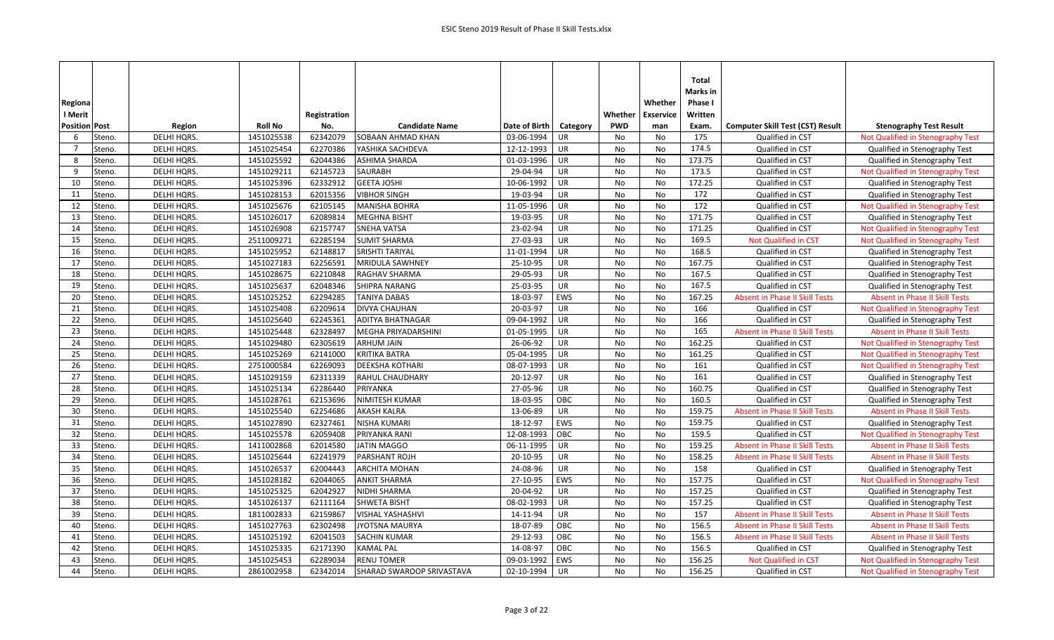| Regional Merit Position | Post | Region | Roll No | Registration No. | Candidate Name | Date of Birth | Category | Whether PWD | Whether Exservice man | Total Marks in Phase I Written Exam. | Computer Skill Test (CST) Result | Stenography Test Result |
|---|---|---|---|---|---|---|---|---|---|---|---|---|
| 6 | Steno. | DELHI HQRS. | 1451025538 | 62342079 | SOBAAN AHMAD KHAN | 03-06-1994 | UR | No | No | 175 | Qualified in CST | Not Qualified in Stenography Test |
| 7 | Steno. | DELHI HQRS. | 1451025454 | 62270386 | YASHIKA SACHDEVA | 12-12-1993 | UR | No | No | 174.5 | Qualified in CST | Qualified in Stenography Test |
| 8 | Steno. | DELHI HQRS. | 1451025592 | 62044386 | ASHIMA SHARDA | 01-03-1996 | UR | No | No | 173.75 | Qualified in CST | Qualified in Stenography Test |
| 9 | Steno. | DELHI HQRS. | 1451029211 | 62145723 | SAURABH | 29-04-94 | UR | No | No | 173.5 | Qualified in CST | Not Qualified in Stenography Test |
| 10 | Steno. | DELHI HQRS. | 1451025396 | 62332912 | GEETA JOSHI | 10-06-1992 | UR | No | No | 172.25 | Qualified in CST | Qualified in Stenography Test |
| 11 | Steno. | DELHI HQRS. | 1451028153 | 62015356 | VIBHOR SINGH | 19-03-94 | UR | No | No | 172 | Qualified in CST | Qualified in Stenography Test |
| 12 | Steno. | DELHI HQRS. | 1451025676 | 62105145 | MANISHA BOHRA | 11-05-1996 | UR | No | No | 172 | Qualified in CST | Not Qualified in Stenography Test |
| 13 | Steno. | DELHI HQRS. | 1451026017 | 62089814 | MEGHNA BISHT | 19-03-95 | UR | No | No | 171.75 | Qualified in CST | Qualified in Stenography Test |
| 14 | Steno. | DELHI HQRS. | 1451026908 | 62157747 | SNEHA VATSA | 23-02-94 | UR | No | No | 171.25 | Qualified in CST | Not Qualified in Stenography Test |
| 15 | Steno. | DELHI HQRS. | 2511009271 | 62285194 | SUMIT SHARMA | 27-03-93 | UR | No | No | 169.5 | Not Qualified in CST | Not Qualified in Stenography Test |
| 16 | Steno. | DELHI HQRS. | 1451025952 | 62148817 | SRISHTI TARIYAL | 11-01-1994 | UR | No | No | 168.5 | Qualified in CST | Qualified in Stenography Test |
| 17 | Steno. | DELHI HQRS. | 1451027183 | 62256591 | MRIDULA SAWHNEY | 25-10-95 | UR | No | No | 167.75 | Qualified in CST | Qualified in Stenography Test |
| 18 | Steno. | DELHI HQRS. | 1451028675 | 62210848 | RAGHAV SHARMA | 29-05-93 | UR | No | No | 167.5 | Qualified in CST | Qualified in Stenography Test |
| 19 | Steno. | DELHI HQRS. | 1451025637 | 62048346 | SHIPRA NARANG | 25-03-95 | UR | No | No | 167.5 | Qualified in CST | Qualified in Stenography Test |
| 20 | Steno. | DELHI HQRS. | 1451025252 | 62294285 | TANIYA DABAS | 18-03-97 | EWS | No | No | 167.25 | Absent in Phase II Skill Tests | Absent in Phase II Skill Tests |
| 21 | Steno. | DELHI HQRS. | 1451025408 | 62209614 | DIVYA CHAUHAN | 20-03-97 | UR | No | No | 166 | Qualified in CST | Not Qualified in Stenography Test |
| 22 | Steno. | DELHI HQRS. | 1451025640 | 62245361 | ADITYA BHATNAGAR | 09-04-1992 | UR | No | No | 166 | Qualified in CST | Qualified in Stenography Test |
| 23 | Steno. | DELHI HQRS. | 1451025448 | 62328497 | MEGHA PRIYADARSHINI | 01-05-1995 | UR | No | No | 165 | Absent in Phase II Skill Tests | Absent in Phase II Skill Tests |
| 24 | Steno. | DELHI HQRS. | 1451029480 | 62305619 | ARHUM JAIN | 26-06-92 | UR | No | No | 162.25 | Qualified in CST | Not Qualified in Stenography Test |
| 25 | Steno. | DELHI HQRS. | 1451025269 | 62141000 | KRITIKA BATRA | 05-04-1995 | UR | No | No | 161.25 | Qualified in CST | Not Qualified in Stenography Test |
| 26 | Steno. | DELHI HQRS. | 2751000584 | 62269093 | DEEKSHA KOTHARI | 08-07-1993 | UR | No | No | 161 | Qualified in CST | Not Qualified in Stenography Test |
| 27 | Steno. | DELHI HQRS. | 1451029159 | 62311339 | RAHUL CHAUDHARY | 20-12-97 | UR | No | No | 161 | Qualified in CST | Qualified in Stenography Test |
| 28 | Steno. | DELHI HQRS. | 1451025134 | 62286440 | PRIYANKA | 27-05-96 | UR | No | No | 160.75 | Qualified in CST | Qualified in Stenography Test |
| 29 | Steno. | DELHI HQRS. | 1451028761 | 62153696 | NIMITESH KUMAR | 18-03-95 | OBC | No | No | 160.5 | Qualified in CST | Qualified in Stenography Test |
| 30 | Steno. | DELHI HQRS. | 1451025540 | 62254686 | AKASH KALRA | 13-06-89 | UR | No | No | 159.75 | Absent in Phase II Skill Tests | Absent in Phase II Skill Tests |
| 31 | Steno. | DELHI HQRS. | 1451027890 | 62327461 | NISHA KUMARI | 18-12-97 | EWS | No | No | 159.75 | Qualified in CST | Qualified in Stenography Test |
| 32 | Steno. | DELHI HQRS. | 1451025578 | 62059408 | PRIYANKA RANI | 12-08-1993 | OBC | No | No | 159.5 | Qualified in CST | Not Qualified in Stenography Test |
| 33 | Steno. | DELHI HQRS. | 1411002868 | 62014580 | JATIN MAGGO | 06-11-1995 | UR | No | No | 159.25 | Absent in Phase II Skill Tests | Absent in Phase II Skill Tests |
| 34 | Steno. | DELHI HQRS. | 1451025644 | 62241979 | PARSHANT ROJH | 20-10-95 | UR | No | No | 158.25 | Absent in Phase II Skill Tests | Absent in Phase II Skill Tests |
| 35 | Steno. | DELHI HQRS. | 1451026537 | 62004443 | ARCHITA MOHAN | 24-08-96 | UR | No | No | 158 | Qualified in CST | Qualified in Stenography Test |
| 36 | Steno. | DELHI HQRS. | 1451028182 | 62044065 | ANKIT SHARMA | 27-10-95 | EWS | No | No | 157.75 | Qualified in CST | Not Qualified in Stenography Test |
| 37 | Steno. | DELHI HQRS. | 1451025325 | 62042927 | NIDHI SHARMA | 20-04-92 | UR | No | No | 157.25 | Qualified in CST | Qualified in Stenography Test |
| 38 | Steno. | DELHI HQRS. | 1451026137 | 62111164 | SHWETA BISHT | 08-02-1993 | UR | No | No | 157.25 | Qualified in CST | Qualified in Stenography Test |
| 39 | Steno. | DELHI HQRS. | 1811002833 | 62159867 | VISHAL YASHASHVI | 14-11-94 | UR | No | No | 157 | Absent in Phase II Skill Tests | Absent in Phase II Skill Tests |
| 40 | Steno. | DELHI HQRS. | 1451027763 | 62302498 | JYOTSNA MAURYA | 18-07-89 | OBC | No | No | 156.5 | Absent in Phase II Skill Tests | Absent in Phase II Skill Tests |
| 41 | Steno. | DELHI HQRS. | 1451025192 | 62041503 | SACHIN KUMAR | 29-12-93 | OBC | No | No | 156.5 | Absent in Phase II Skill Tests | Absent in Phase II Skill Tests |
| 42 | Steno. | DELHI HQRS. | 1451025335 | 62171390 | KAMAL PAL | 14-08-97 | OBC | No | No | 156.5 | Qualified in CST | Qualified in Stenography Test |
| 43 | Steno. | DELHI HQRS. | 1451025453 | 62289034 | RENU TOMER | 09-03-1992 | EWS | No | No | 156.25 | Not Qualified in CST | Not Qualified in Stenography Test |
| 44 | Steno. | DELHI HQRS. | 2861002958 | 62342014 | SHARAD SWAROOP SRIVASTAVA | 02-10-1994 | UR | No | No | 156.25 | Qualified in CST | Not Qualified in Stenography Test |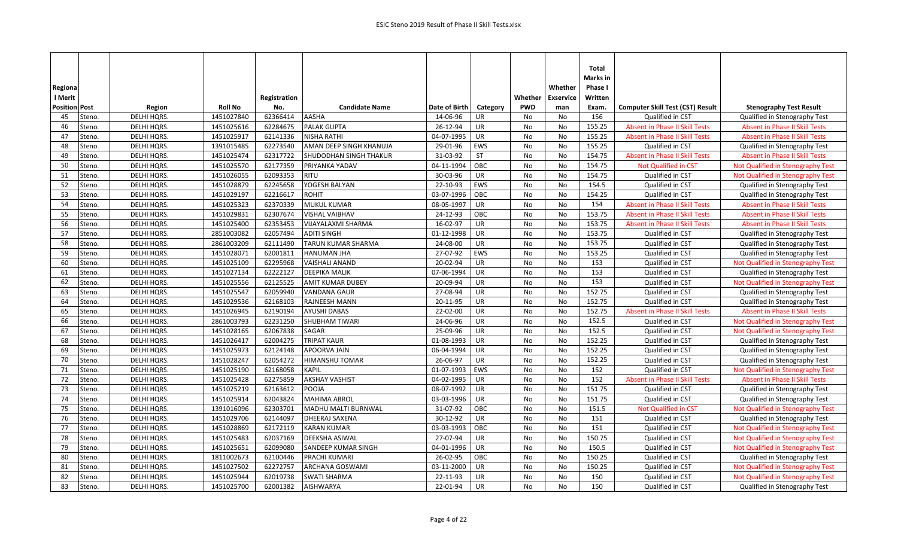| Regional Merit Position | Post | Region | Roll No | Registration No. | Candidate Name | Date of Birth | Category | Whether PWD | Whether Exservice man | Total Marks in Phase I Written Exam. | Computer Skill Test (CST) Result | Stenography Test Result |
|---|---|---|---|---|---|---|---|---|---|---|---|---|
| 45 | Steno. | DELHI HQRS. | 1451027840 | 62366414 | AASHA | 14-06-96 | UR | No | No | 156 | Qualified in CST | Qualified in Stenography Test |
| 46 | Steno. | DELHI HQRS. | 1451025616 | 62284675 | PALAK GUPTA | 26-12-94 | UR | No | No | 155.25 | Absent in Phase II Skill Tests | Absent in Phase II Skill Tests |
| 47 | Steno. | DELHI HQRS. | 1451025917 | 62141336 | NISHA RATHI | 04-07-1995 | UR | No | No | 155.25 | Absent in Phase II Skill Tests | Absent in Phase II Skill Tests |
| 48 | Steno. | DELHI HQRS. | 1391015485 | 62273540 | AMAN DEEP SINGH KHANUJA | 29-01-96 | EWS | No | No | 155.25 | Qualified in CST | Qualified in Stenography Test |
| 49 | Steno. | DELHI HQRS. | 1451025474 | 62317722 | SHUDODHAN SINGH THAKUR | 31-03-92 | ST | No | No | 154.75 | Absent in Phase II Skill Tests | Absent in Phase II Skill Tests |
| 50 | Steno. | DELHI HQRS. | 1451025570 | 62177359 | PRIYANKA YADAV | 04-11-1994 | OBC | No | No | 154.75 | Not Qualified in CST | Not Qualified in Stenography Test |
| 51 | Steno. | DELHI HQRS. | 1451026055 | 62093353 | RITU | 30-03-96 | UR | No | No | 154.75 | Qualified in CST | Not Qualified in Stenography Test |
| 52 | Steno. | DELHI HQRS. | 1451028879 | 62245658 | YOGESH BALYAN | 22-10-93 | EWS | No | No | 154.5 | Qualified in CST | Qualified in Stenography Test |
| 53 | Steno. | DELHI HQRS. | 1451029197 | 62216617 | ROHIT | 03-07-1996 | OBC | No | No | 154.25 | Qualified in CST | Qualified in Stenography Test |
| 54 | Steno. | DELHI HQRS. | 1451025323 | 62370339 | MUKUL KUMAR | 08-05-1997 | UR | No | No | 154 | Absent in Phase II Skill Tests | Absent in Phase II Skill Tests |
| 55 | Steno. | DELHI HQRS. | 1451029831 | 62307674 | VISHAL VAIBHAV | 24-12-93 | OBC | No | No | 153.75 | Absent in Phase II Skill Tests | Absent in Phase II Skill Tests |
| 56 | Steno. | DELHI HQRS. | 1451025400 | 62353453 | VIJAYALAXMI SHARMA | 16-02-97 | UR | No | No | 153.75 | Absent in Phase II Skill Tests | Absent in Phase II Skill Tests |
| 57 | Steno. | DELHI HQRS. | 2851003082 | 62057494 | ADITI SINGH | 01-12-1998 | UR | No | No | 153.75 | Qualified in CST | Qualified in Stenography Test |
| 58 | Steno. | DELHI HQRS. | 2861003209 | 62111490 | TARUN KUMAR SHARMA | 24-08-00 | UR | No | No | 153.75 | Qualified in CST | Qualified in Stenography Test |
| 59 | Steno. | DELHI HQRS. | 1451028071 | 62001811 | HANUMAN JHA | 27-07-92 | EWS | No | No | 153.25 | Qualified in CST | Qualified in Stenography Test |
| 60 | Steno. | DELHI HQRS. | 1451025109 | 62295968 | VAISHALI ANAND | 20-02-94 | UR | No | No | 153 | Qualified in CST | Not Qualified in Stenography Test |
| 61 | Steno. | DELHI HQRS. | 1451027134 | 62222127 | DEEPIKA MALIK | 07-06-1994 | UR | No | No | 153 | Qualified in CST | Qualified in Stenography Test |
| 62 | Steno. | DELHI HQRS. | 1451025556 | 62125525 | AMIT KUMAR DUBEY | 20-09-94 | UR | No | No | 153 | Qualified in CST | Not Qualified in Stenography Test |
| 63 | Steno. | DELHI HQRS. | 1451025547 | 62059940 | VANDANA GAUR | 27-08-94 | UR | No | No | 152.75 | Qualified in CST | Qualified in Stenography Test |
| 64 | Steno. | DELHI HQRS. | 1451029536 | 62168103 | RAJNEESH MANN | 20-11-95 | UR | No | No | 152.75 | Qualified in CST | Qualified in Stenography Test |
| 65 | Steno. | DELHI HQRS. | 1451026945 | 62190194 | AYUSHI DABAS | 22-02-00 | UR | No | No | 152.75 | Absent in Phase II Skill Tests | Absent in Phase II Skill Tests |
| 66 | Steno. | DELHI HQRS. | 2861003793 | 62231250 | SHUBHAM TIWARI | 24-06-96 | UR | No | No | 152.5 | Qualified in CST | Not Qualified in Stenography Test |
| 67 | Steno. | DELHI HQRS. | 1451028165 | 62067838 | SAGAR | 25-09-96 | UR | No | No | 152.5 | Qualified in CST | Not Qualified in Stenography Test |
| 68 | Steno. | DELHI HQRS. | 1451026417 | 62004275 | TRIPAT KAUR | 01-08-1993 | UR | No | No | 152.25 | Qualified in CST | Qualified in Stenography Test |
| 69 | Steno. | DELHI HQRS. | 1451025973 | 62124148 | APOORVA JAIN | 06-04-1994 | UR | No | No | 152.25 | Qualified in CST | Qualified in Stenography Test |
| 70 | Steno. | DELHI HQRS. | 1451028247 | 62054272 | HIMANSHU TOMAR | 26-06-97 | UR | No | No | 152.25 | Qualified in CST | Qualified in Stenography Test |
| 71 | Steno. | DELHI HQRS. | 1451025190 | 62168058 | KAPIL | 01-07-1993 | EWS | No | No | 152 | Qualified in CST | Not Qualified in Stenography Test |
| 72 | Steno. | DELHI HQRS. | 1451025428 | 62275859 | AKSHAY VASHIST | 04-02-1995 | UR | No | No | 152 | Absent in Phase II Skill Tests | Absent in Phase II Skill Tests |
| 73 | Steno. | DELHI HQRS. | 1451025219 | 62163612 | POOJA | 08-07-1992 | UR | No | No | 151.75 | Qualified in CST | Qualified in Stenography Test |
| 74 | Steno. | DELHI HQRS. | 1451025914 | 62043824 | MAHIMA ABROL | 03-03-1996 | UR | No | No | 151.75 | Qualified in CST | Qualified in Stenography Test |
| 75 | Steno. | DELHI HQRS. | 1391016096 | 62303701 | MADHU MALTI BURNWAL | 31-07-92 | OBC | No | No | 151.5 | Not Qualified in CST | Not Qualified in Stenography Test |
| 76 | Steno. | DELHI HQRS. | 1451029706 | 62144097 | DHEERAJ SAXENA | 30-12-92 | UR | No | No | 151 | Qualified in CST | Qualified in Stenography Test |
| 77 | Steno. | DELHI HQRS. | 1451028869 | 62172119 | KARAN KUMAR | 03-03-1993 | OBC | No | No | 151 | Qualified in CST | Not Qualified in Stenography Test |
| 78 | Steno. | DELHI HQRS. | 1451025483 | 62037169 | DEEKSHA ASIWAL | 27-07-94 | UR | No | No | 150.75 | Qualified in CST | Not Qualified in Stenography Test |
| 79 | Steno. | DELHI HQRS. | 1451025651 | 62099080 | SANDEEP KUMAR SINGH | 04-01-1996 | UR | No | No | 150.5 | Qualified in CST | Not Qualified in Stenography Test |
| 80 | Steno. | DELHI HQRS. | 1811002673 | 62100446 | PRACHI KUMARI | 26-02-95 | OBC | No | No | 150.25 | Qualified in CST | Qualified in Stenography Test |
| 81 | Steno. | DELHI HQRS. | 1451027502 | 62272757 | ARCHANA GOSWAMI | 03-11-2000 | UR | No | No | 150.25 | Qualified in CST | Not Qualified in Stenography Test |
| 82 | Steno. | DELHI HQRS. | 1451025944 | 62019738 | SWATI SHARMA | 22-11-93 | UR | No | No | 150 | Qualified in CST | Not Qualified in Stenography Test |
| 83 | Steno. | DELHI HQRS. | 1451025700 | 62001382 | AISHWARYA | 22-01-94 | UR | No | No | 150 | Qualified in CST | Qualified in Stenography Test |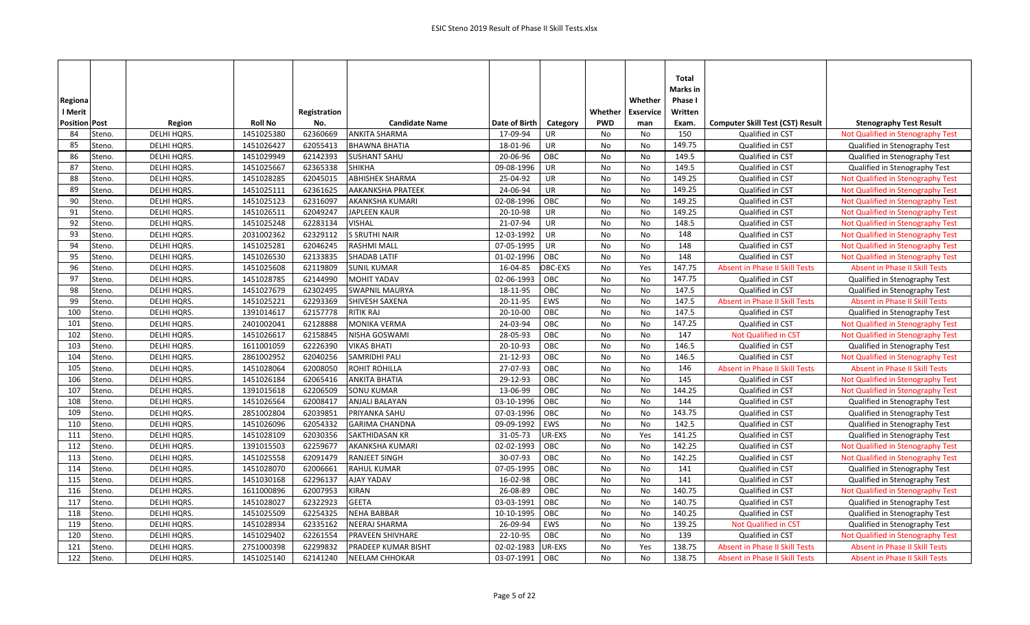| Regional Merit Position | Post | Region | Roll No | Registration No. | Candidate Name | Date of Birth | Category | Whether PWD | Whether Exservice man | Total Marks in Phase I Written Exam. | Computer Skill Test (CST) Result | Stenography Test Result |
|---|---|---|---|---|---|---|---|---|---|---|---|---|
| 84 | Steno. | DELHI HQRS. | 1451025380 | 62360669 | ANKITA SHARMA | 17-09-94 | UR | No | No | 150 | Qualified in CST | Not Qualified in Stenography Test |
| 85 | Steno. | DELHI HQRS. | 1451026427 | 62055413 | BHAWNA BHATIA | 18-01-96 | UR | No | No | 149.75 | Qualified in CST | Qualified in Stenography Test |
| 86 | Steno. | DELHI HQRS. | 1451029949 | 62142393 | SUSHANT SAHU | 20-06-96 | OBC | No | No | 149.5 | Qualified in CST | Qualified in Stenography Test |
| 87 | Steno. | DELHI HQRS. | 1451025667 | 62365338 | SHIKHA | 09-08-1996 | UR | No | No | 149.5 | Qualified in CST | Qualified in Stenography Test |
| 88 | Steno. | DELHI HQRS. | 1451028285 | 62045015 | ABHISHEK SHARMA | 25-04-92 | UR | No | No | 149.25 | Qualified in CST | Not Qualified in Stenography Test |
| 89 | Steno. | DELHI HQRS. | 1451025111 | 62361625 | AAKANKSHA PRATEEK | 24-06-94 | UR | No | No | 149.25 | Qualified in CST | Not Qualified in Stenography Test |
| 90 | Steno. | DELHI HQRS. | 1451025123 | 62316097 | AKANKSHA KUMARI | 02-08-1996 | OBC | No | No | 149.25 | Qualified in CST | Not Qualified in Stenography Test |
| 91 | Steno. | DELHI HQRS. | 1451026511 | 62049247 | JAPLEEN KAUR | 20-10-98 | UR | No | No | 149.25 | Qualified in CST | Not Qualified in Stenography Test |
| 92 | Steno. | DELHI HQRS. | 1451025248 | 62283134 | VISHAL | 21-07-94 | UR | No | No | 148.5 | Qualified in CST | Not Qualified in Stenography Test |
| 93 | Steno. | DELHI HQRS. | 2031002362 | 62329112 | S SRUTHI NAIR | 12-03-1992 | UR | No | No | 148 | Qualified in CST | Not Qualified in Stenography Test |
| 94 | Steno. | DELHI HQRS. | 1451025281 | 62046245 | RASHMI MALL | 07-05-1995 | UR | No | No | 148 | Qualified in CST | Not Qualified in Stenography Test |
| 95 | Steno. | DELHI HQRS. | 1451026530 | 62133835 | SHADAB LATIF | 01-02-1996 | OBC | No | No | 148 | Qualified in CST | Not Qualified in Stenography Test |
| 96 | Steno. | DELHI HQRS. | 1451025608 | 62119809 | SUNIL KUMAR | 16-04-85 | OBC-EXS | No | Yes | 147.75 | Absent in Phase II Skill Tests | Absent in Phase II Skill Tests |
| 97 | Steno. | DELHI HQRS. | 1451028785 | 62144990 | MOHIT YADAV | 02-06-1993 | OBC | No | No | 147.75 | Qualified in CST | Qualified in Stenography Test |
| 98 | Steno. | DELHI HQRS. | 1451027679 | 62302495 | SWAPNIL MAURYA | 18-11-95 | OBC | No | No | 147.5 | Qualified in CST | Qualified in Stenography Test |
| 99 | Steno. | DELHI HQRS. | 1451025221 | 62293369 | SHIVESH SAXENA | 20-11-95 | EWS | No | No | 147.5 | Absent in Phase II Skill Tests | Absent in Phase II Skill Tests |
| 100 | Steno. | DELHI HQRS. | 1391014617 | 62157778 | RITIK RAJ | 20-10-00 | OBC | No | No | 147.5 | Qualified in CST | Qualified in Stenography Test |
| 101 | Steno. | DELHI HQRS. | 2401002041 | 62128888 | MONIKA VERMA | 24-03-94 | OBC | No | No | 147.25 | Qualified in CST | Not Qualified in Stenography Test |
| 102 | Steno. | DELHI HQRS. | 1451026617 | 62158845 | NISHA GOSWAMI | 28-05-93 | OBC | No | No | 147 | Not Qualified in CST | Not Qualified in Stenography Test |
| 103 | Steno. | DELHI HQRS. | 1611001059 | 62226390 | VIKAS BHATI | 20-10-93 | OBC | No | No | 146.5 | Qualified in CST | Qualified in Stenography Test |
| 104 | Steno. | DELHI HQRS. | 2861002952 | 62040256 | SAMRIDHI PALI | 21-12-93 | OBC | No | No | 146.5 | Qualified in CST | Not Qualified in Stenography Test |
| 105 | Steno. | DELHI HQRS. | 1451028064 | 62008050 | ROHIT ROHILLA | 27-07-93 | OBC | No | No | 146 | Absent in Phase II Skill Tests | Absent in Phase II Skill Tests |
| 106 | Steno. | DELHI HQRS. | 1451026184 | 62065416 | ANKITA BHATIA | 29-12-93 | OBC | No | No | 145 | Qualified in CST | Not Qualified in Stenography Test |
| 107 | Steno. | DELHI HQRS. | 1391015618 | 62206509 | SONU KUMAR | 13-06-99 | OBC | No | No | 144.25 | Qualified in CST | Not Qualified in Stenography Test |
| 108 | Steno. | DELHI HQRS. | 1451026564 | 62008417 | ANJALI BALAYAN | 03-10-1996 | OBC | No | No | 144 | Qualified in CST | Qualified in Stenography Test |
| 109 | Steno. | DELHI HQRS. | 2851002804 | 62039851 | PRIYANKA SAHU | 07-03-1996 | OBC | No | No | 143.75 | Qualified in CST | Qualified in Stenography Test |
| 110 | Steno. | DELHI HQRS. | 1451026096 | 62054332 | GARIMA CHANDNA | 09-09-1992 | EWS | No | No | 142.5 | Qualified in CST | Qualified in Stenography Test |
| 111 | Steno. | DELHI HQRS. | 1451028109 | 62030356 | SAKTHIDASAN KR | 31-05-73 | UR-EXS | No | Yes | 141.25 | Qualified in CST | Qualified in Stenography Test |
| 112 | Steno. | DELHI HQRS. | 1391015503 | 62259677 | AKANKSHA KUMARI | 02-02-1993 | OBC | No | No | 142.25 | Qualified in CST | Not Qualified in Stenography Test |
| 113 | Steno. | DELHI HQRS. | 1451025558 | 62091479 | RANJEET SINGH | 30-07-93 | OBC | No | No | 142.25 | Qualified in CST | Not Qualified in Stenography Test |
| 114 | Steno. | DELHI HQRS. | 1451028070 | 62006661 | RAHUL KUMAR | 07-05-1995 | OBC | No | No | 141 | Qualified in CST | Qualified in Stenography Test |
| 115 | Steno. | DELHI HQRS. | 1451030168 | 62296137 | AJAY YADAV | 16-02-98 | OBC | No | No | 141 | Qualified in CST | Qualified in Stenography Test |
| 116 | Steno. | DELHI HQRS. | 1611000896 | 62007953 | KIRAN | 26-08-89 | OBC | No | No | 140.75 | Qualified in CST | Not Qualified in Stenography Test |
| 117 | Steno. | DELHI HQRS. | 1451028027 | 62322923 | GEETA | 03-03-1991 | OBC | No | No | 140.75 | Qualified in CST | Qualified in Stenography Test |
| 118 | Steno. | DELHI HQRS. | 1451025509 | 62254325 | NEHA BABBAR | 10-10-1995 | OBC | No | No | 140.25 | Qualified in CST | Qualified in Stenography Test |
| 119 | Steno. | DELHI HQRS. | 1451028934 | 62335162 | NEERAJ SHARMA | 26-09-94 | EWS | No | No | 139.25 | Not Qualified in CST | Qualified in Stenography Test |
| 120 | Steno. | DELHI HQRS. | 1451029402 | 62261554 | PRAVEEN SHIVHARE | 22-10-95 | OBC | No | No | 139 | Qualified in CST | Not Qualified in Stenography Test |
| 121 | Steno. | DELHI HQRS. | 2751000398 | 62299832 | PRADEEP KUMAR BISHT | 02-02-1983 | UR-EXS | No | Yes | 138.75 | Absent in Phase II Skill Tests | Absent in Phase II Skill Tests |
| 122 | Steno. | DELHI HQRS. | 1451025140 | 62141240 | NEELAM CHHOKAR | 03-07-1991 | OBC | No | No | 138.75 | Absent in Phase II Skill Tests | Absent in Phase II Skill Tests |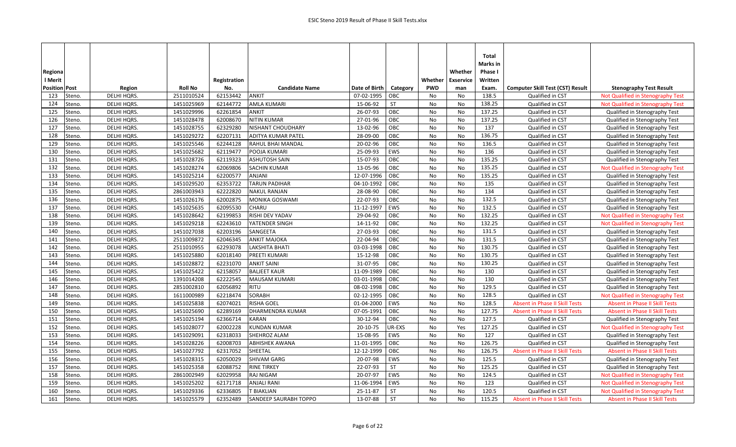| Regional Merit Position | Post | Region | Roll No | Registration No. | Candidate Name | Date of Birth | Category | Whether PWD | Whether Exservice man | Total Marks in Phase I Written Exam. | Computer Skill Test (CST) Result | Stenography Test Result |
|---|---|---|---|---|---|---|---|---|---|---|---|---|
| 123 | Steno. | DELHI HQRS. | 2511010524 | 62153442 | ANKIT | 07-02-1995 | OBC | No | No | 138.5 | Qualified in CST | Not Qualified in Stenography Test |
| 124 | Steno. | DELHI HQRS. | 1451025969 | 62144772 | AMLA KUMARI | 15-06-92 | ST | No | No | 138.25 | Qualified in CST | Not Qualified in Stenography Test |
| 125 | Steno. | DELHI HQRS. | 1451029996 | 62261854 | ANKIT | 26-07-93 | OBC | No | No | 137.25 | Qualified in CST | Qualified in Stenography Test |
| 126 | Steno. | DELHI HQRS. | 1451028478 | 62008670 | NITIN KUMAR | 27-01-96 | OBC | No | No | 137.25 | Qualified in CST | Qualified in Stenography Test |
| 127 | Steno. | DELHI HQRS. | 1451028755 | 62329280 | NISHANT CHOUDHARY | 13-02-96 | OBC | No | No | 137 | Qualified in CST | Qualified in Stenography Test |
| 128 | Steno. | DELHI HQRS. | 1451029272 | 62207131 | ADITYA KUMAR PATEL | 28-09-00 | OBC | No | No | 136.75 | Qualified in CST | Qualified in Stenography Test |
| 129 | Steno. | DELHI HQRS. | 1451025546 | 62244128 | RAHUL BHAI MANDAL | 20-02-96 | OBC | No | No | 136.5 | Qualified in CST | Qualified in Stenography Test |
| 130 | Steno. | DELHI HQRS. | 1451025682 | 62119477 | POOJA KUMARI | 25-09-93 | EWS | No | No | 136 | Qualified in CST | Qualified in Stenography Test |
| 131 | Steno. | DELHI HQRS. | 1451028726 | 62119323 | ASHUTOSH SAIN | 15-07-93 | OBC | No | No | 135.25 | Qualified in CST | Qualified in Stenography Test |
| 132 | Steno. | DELHI HQRS. | 1451028274 | 62069806 | SACHIN KUMAR | 13-05-96 | OBC | No | No | 135.25 | Qualified in CST | Not Qualified in Stenography Test |
| 133 | Steno. | DELHI HQRS. | 1451025214 | 62200577 | ANJANI | 12-07-1996 | OBC | No | No | 135.25 | Qualified in CST | Qualified in Stenography Test |
| 134 | Steno. | DELHI HQRS. | 1451029520 | 62353722 | TARUN PADIHAR | 04-10-1992 | OBC | No | No | 135 | Qualified in CST | Qualified in Stenography Test |
| 135 | Steno. | DELHI HQRS. | 2861003943 | 62222820 | NAKUL RANJAN | 28-08-90 | OBC | No | No | 134 | Qualified in CST | Qualified in Stenography Test |
| 136 | Steno. | DELHI HQRS. | 1451026176 | 62002875 | MONIKA GOSWAMI | 22-07-93 | OBC | No | No | 132.5 | Qualified in CST | Qualified in Stenography Test |
| 137 | Steno. | DELHI HQRS. | 1451025635 | 62095530 | CHARU | 11-12-1997 | EWS | No | No | 132.5 | Qualified in CST | Qualified in Stenography Test |
| 138 | Steno. | DELHI HQRS. | 1451028642 | 62199853 | RISHI DEV YADAV | 29-04-92 | OBC | No | No | 132.25 | Qualified in CST | Not Qualified in Stenography Test |
| 139 | Steno. | DELHI HQRS. | 1451029218 | 62243610 | YATENDER SINGH | 14-11-92 | OBC | No | No | 132.25 | Qualified in CST | Not Qualified in Stenography Test |
| 140 | Steno. | DELHI HQRS. | 1451027038 | 62203196 | SANGEETA | 27-03-93 | OBC | No | No | 131.5 | Qualified in CST | Qualified in Stenography Test |
| 141 | Steno. | DELHI HQRS. | 2511009872 | 62046345 | ANKIT MAJOKA | 22-04-94 | OBC | No | No | 131.5 | Qualified in CST | Qualified in Stenography Test |
| 142 | Steno. | DELHI HQRS. | 2511010955 | 62293078 | LAKSHITA BHATI | 03-03-1998 | OBC | No | No | 130.75 | Qualified in CST | Qualified in Stenography Test |
| 143 | Steno. | DELHI HQRS. | 1451025880 | 62018140 | PREETI KUMARI | 15-12-98 | OBC | No | No | 130.75 | Qualified in CST | Qualified in Stenography Test |
| 144 | Steno. | DELHI HQRS. | 1451028872 | 62231070 | ANKIT SAINI | 31-07-95 | OBC | No | No | 130.25 | Qualified in CST | Qualified in Stenography Test |
| 145 | Steno. | DELHI HQRS. | 1451025422 | 62158057 | BALJEET KAUR | 11-09-1989 | OBC | No | No | 130 | Qualified in CST | Qualified in Stenography Test |
| 146 | Steno. | DELHI HQRS. | 1391014208 | 62222545 | MAUSAM KUMARI | 03-01-1998 | OBC | No | No | 130 | Qualified in CST | Qualified in Stenography Test |
| 147 | Steno. | DELHI HQRS. | 2851002810 | 62056892 | RITU | 08-02-1998 | OBC | No | No | 129.5 | Qualified in CST | Qualified in Stenography Test |
| 148 | Steno. | DELHI HQRS. | 1611000989 | 62218474 | SORABH | 02-12-1995 | OBC | No | No | 128.5 | Qualified in CST | Not Qualified in Stenography Test |
| 149 | Steno. | DELHI HQRS. | 1451025838 | 62074021 | RISHA GOEL | 01-04-2000 | EWS | No | No | 128.5 | Absent in Phase II Skill Tests | Absent in Phase II Skill Tests |
| 150 | Steno. | DELHI HQRS. | 1451025690 | 62289169 | DHARMENDRA KUMAR | 07-05-1991 | OBC | No | No | 127.75 | Absent in Phase II Skill Tests | Absent in Phase II Skill Tests |
| 151 | Steno. | DELHI HQRS. | 1451025194 | 62366714 | KARAN | 30-12-94 | OBC | No | No | 127.5 | Qualified in CST | Qualified in Stenography Test |
| 152 | Steno. | DELHI HQRS. | 1451028077 | 62002228 | KUNDAN KUMAR | 20-10-75 | UR-EXS | No | Yes | 127.25 | Qualified in CST | Not Qualified in Stenography Test |
| 153 | Steno. | DELHI HQRS. | 1451029091 | 62318033 | SHEHROZ ALAM | 15-08-95 | EWS | No | No | 127 | Qualified in CST | Qualified in Stenography Test |
| 154 | Steno. | DELHI HQRS. | 1451028226 | 62008703 | ABHISHEK AWANA | 11-01-1995 | OBC | No | No | 126.75 | Qualified in CST | Qualified in Stenography Test |
| 155 | Steno. | DELHI HQRS. | 1451027792 | 62317052 | SHEETAL | 12-12-1999 | OBC | No | No | 126.75 | Absent in Phase II Skill Tests | Absent in Phase II Skill Tests |
| 156 | Steno. | DELHI HQRS. | 1451028315 | 62050029 | SHIVAM GARG | 20-07-98 | EWS | No | No | 125.5 | Qualified in CST | Qualified in Stenography Test |
| 157 | Steno. | DELHI HQRS. | 1451025358 | 62088752 | RINE TIRKEY | 22-07-93 | ST | No | No | 125.25 | Qualified in CST | Qualified in Stenography Test |
| 158 | Steno. | DELHI HQRS. | 2861002949 | 62029958 | RAJ NIGAM | 20-07-97 | EWS | No | No | 124.5 | Qualified in CST | Not Qualified in Stenography Test |
| 159 | Steno. | DELHI HQRS. | 1451025202 | 62171718 | ANJALI RANI | 11-06-1994 | EWS | No | No | 123 | Qualified in CST | Not Qualified in Stenography Test |
| 160 | Steno. | DELHI HQRS. | 1451029336 | 62336805 | T BIAKLIAN | 25-11-87 | ST | No | No | 120.5 | Qualified in CST | Not Qualified in Stenography Test |
| 161 | Steno. | DELHI HQRS. | 1451025579 | 62352489 | SANDEEP SAURABH TOPPO | 13-07-88 | ST | No | No | 115.25 | Absent in Phase II Skill Tests | Absent in Phase II Skill Tests |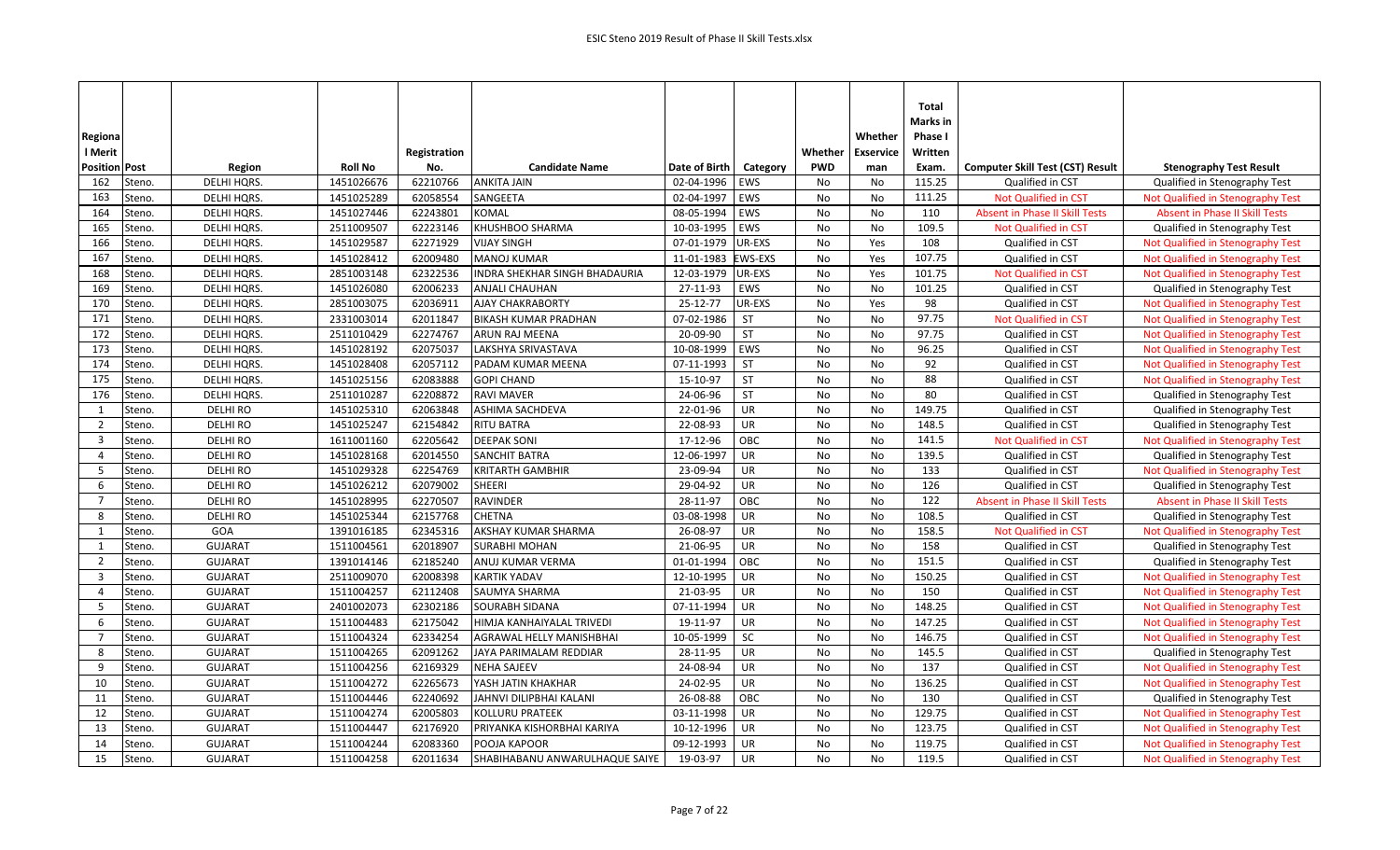| Regional Merit Position | Post | Region | Roll No | Registration No. | Candidate Name | Date of Birth | Category | Whether PWD | Whether Exservice man | Total Marks in Phase I Written Exam. | Computer Skill Test (CST) Result | Stenography Test Result |
|---|---|---|---|---|---|---|---|---|---|---|---|---|
| 162 | Steno. | DELHI HQRS. | 1451026676 | 62210766 | ANKITA JAIN | 02-04-1996 | EWS | No | No | 115.25 | Qualified in CST | Qualified in Stenography Test |
| 163 | Steno. | DELHI HQRS. | 1451025289 | 62058554 | SANGEETA | 02-04-1997 | EWS | No | No | 111.25 | Not Qualified in CST | Not Qualified in Stenography Test |
| 164 | Steno. | DELHI HQRS. | 1451027446 | 62243801 | KOMAL | 08-05-1994 | EWS | No | No | 110 | Absent in Phase II Skill Tests | Absent in Phase II Skill Tests |
| 165 | Steno. | DELHI HQRS. | 2511009507 | 62223146 | KHUSHBOO SHARMA | 10-03-1995 | EWS | No | No | 109.5 | Not Qualified in CST | Qualified in Stenography Test |
| 166 | Steno. | DELHI HQRS. | 1451029587 | 62271929 | VIJAY SINGH | 07-01-1979 | UR-EXS | No | Yes | 108 | Qualified in CST | Not Qualified in Stenography Test |
| 167 | Steno. | DELHI HQRS. | 1451028412 | 62009480 | MANOJ KUMAR | 11-01-1983 | EWS-EXS | No | Yes | 107.75 | Qualified in CST | Not Qualified in Stenography Test |
| 168 | Steno. | DELHI HQRS. | 2851003148 | 62322536 | INDRA SHEKHAR SINGH BHADAURIA | 12-03-1979 | UR-EXS | No | Yes | 101.75 | Not Qualified in CST | Not Qualified in Stenography Test |
| 169 | Steno. | DELHI HQRS. | 1451026080 | 62006233 | ANJALI CHAUHAN | 27-11-93 | EWS | No | No | 101.25 | Qualified in CST | Qualified in Stenography Test |
| 170 | Steno. | DELHI HQRS. | 2851003075 | 62036911 | AJAY CHAKRABORTY | 25-12-77 | UR-EXS | No | Yes | 98 | Qualified in CST | Not Qualified in Stenography Test |
| 171 | Steno. | DELHI HQRS. | 2331003014 | 62011847 | BIKASH KUMAR PRADHAN | 07-02-1986 | ST | No | No | 97.75 | Not Qualified in CST | Not Qualified in Stenography Test |
| 172 | Steno. | DELHI HQRS. | 2511010429 | 62274767 | ARUN RAJ MEENA | 20-09-90 | ST | No | No | 97.75 | Qualified in CST | Not Qualified in Stenography Test |
| 173 | Steno. | DELHI HQRS. | 1451028192 | 62075037 | LAKSHYA SRIVASTAVA | 10-08-1999 | EWS | No | No | 96.25 | Qualified in CST | Not Qualified in Stenography Test |
| 174 | Steno. | DELHI HQRS. | 1451028408 | 62057112 | PADAM KUMAR MEENA | 07-11-1993 | ST | No | No | 92 | Qualified in CST | Not Qualified in Stenography Test |
| 175 | Steno. | DELHI HQRS. | 1451025156 | 62083888 | GOPI CHAND | 15-10-97 | ST | No | No | 88 | Qualified in CST | Not Qualified in Stenography Test |
| 176 | Steno. | DELHI HQRS. | 2511010287 | 62208872 | RAVI MAVER | 24-06-96 | ST | No | No | 80 | Qualified in CST | Qualified in Stenography Test |
| 1 | Steno. | DELHI RO | 1451025310 | 62063848 | ASHIMA SACHDEVA | 22-01-96 | UR | No | No | 149.75 | Qualified in CST | Qualified in Stenography Test |
| 2 | Steno. | DELHI RO | 1451025247 | 62154842 | RITU BATRA | 22-08-93 | UR | No | No | 148.5 | Qualified in CST | Qualified in Stenography Test |
| 3 | Steno. | DELHI RO | 1611001160 | 62205642 | DEEPAK SONI | 17-12-96 | OBC | No | No | 141.5 | Not Qualified in CST | Not Qualified in Stenography Test |
| 4 | Steno. | DELHI RO | 1451028168 | 62014550 | SANCHIT BATRA | 12-06-1997 | UR | No | No | 139.5 | Qualified in CST | Qualified in Stenography Test |
| 5 | Steno. | DELHI RO | 1451029328 | 62254769 | KRITARTH GAMBHIR | 23-09-94 | UR | No | No | 133 | Qualified in CST | Not Qualified in Stenography Test |
| 6 | Steno. | DELHI RO | 1451026212 | 62079002 | SHEERI | 29-04-92 | UR | No | No | 126 | Qualified in CST | Qualified in Stenography Test |
| 7 | Steno. | DELHI RO | 1451028995 | 62270507 | RAVINDER | 28-11-97 | OBC | No | No | 122 | Absent in Phase II Skill Tests | Absent in Phase II Skill Tests |
| 8 | Steno. | DELHI RO | 1451025344 | 62157768 | CHETNA | 03-08-1998 | UR | No | No | 108.5 | Qualified in CST | Qualified in Stenography Test |
| 1 | Steno. | GOA | 1391016185 | 62345316 | AKSHAY KUMAR SHARMA | 26-08-97 | UR | No | No | 158.5 | Not Qualified in CST | Not Qualified in Stenography Test |
| 1 | Steno. | GUJARAT | 1511004561 | 62018907 | SURABHI MOHAN | 21-06-95 | UR | No | No | 158 | Qualified in CST | Qualified in Stenography Test |
| 2 | Steno. | GUJARAT | 1391014146 | 62185240 | ANUJ KUMAR VERMA | 01-01-1994 | OBC | No | No | 151.5 | Qualified in CST | Qualified in Stenography Test |
| 3 | Steno. | GUJARAT | 2511009070 | 62008398 | KARTIK YADAV | 12-10-1995 | UR | No | No | 150.25 | Qualified in CST | Not Qualified in Stenography Test |
| 4 | Steno. | GUJARAT | 1511004257 | 62112408 | SAUMYA SHARMA | 21-03-95 | UR | No | No | 150 | Qualified in CST | Not Qualified in Stenography Test |
| 5 | Steno. | GUJARAT | 2401002073 | 62302186 | SOURABH SIDANA | 07-11-1994 | UR | No | No | 148.25 | Qualified in CST | Not Qualified in Stenography Test |
| 6 | Steno. | GUJARAT | 1511004483 | 62175042 | HIMJA KANHAIYALAL TRIVEDI | 19-11-97 | UR | No | No | 147.25 | Qualified in CST | Not Qualified in Stenography Test |
| 7 | Steno. | GUJARAT | 1511004324 | 62334254 | AGRAWAL HELLY MANISHBHAI | 10-05-1999 | SC | No | No | 146.75 | Qualified in CST | Not Qualified in Stenography Test |
| 8 | Steno. | GUJARAT | 1511004265 | 62091262 | JAYA PARIMALAM REDDIAR | 28-11-95 | UR | No | No | 145.5 | Qualified in CST | Qualified in Stenography Test |
| 9 | Steno. | GUJARAT | 1511004256 | 62169329 | NEHA SAJEEV | 24-08-94 | UR | No | No | 137 | Qualified in CST | Not Qualified in Stenography Test |
| 10 | Steno. | GUJARAT | 1511004272 | 62265673 | YASH JATIN KHAKHAR | 24-02-95 | UR | No | No | 136.25 | Qualified in CST | Not Qualified in Stenography Test |
| 11 | Steno. | GUJARAT | 1511004446 | 62240692 | JAHNVI DILIPBHAI KALANI | 26-08-88 | OBC | No | No | 130 | Qualified in CST | Qualified in Stenography Test |
| 12 | Steno. | GUJARAT | 1511004274 | 62005803 | KOLLURU PRATEEK | 03-11-1998 | UR | No | No | 129.75 | Qualified in CST | Not Qualified in Stenography Test |
| 13 | Steno. | GUJARAT | 1511004447 | 62176920 | PRIYANKA KISHORBHAI KARIYA | 10-12-1996 | UR | No | No | 123.75 | Qualified in CST | Not Qualified in Stenography Test |
| 14 | Steno. | GUJARAT | 1511004244 | 62083360 | POOJA KAPOOR | 09-12-1993 | UR | No | No | 119.75 | Qualified in CST | Not Qualified in Stenography Test |
| 15 | Steno. | GUJARAT | 1511004258 | 62011634 | SHABIHABANU ANWARULHAQUE SAIYE | 19-03-97 | UR | No | No | 119.5 | Qualified in CST | Not Qualified in Stenography Test |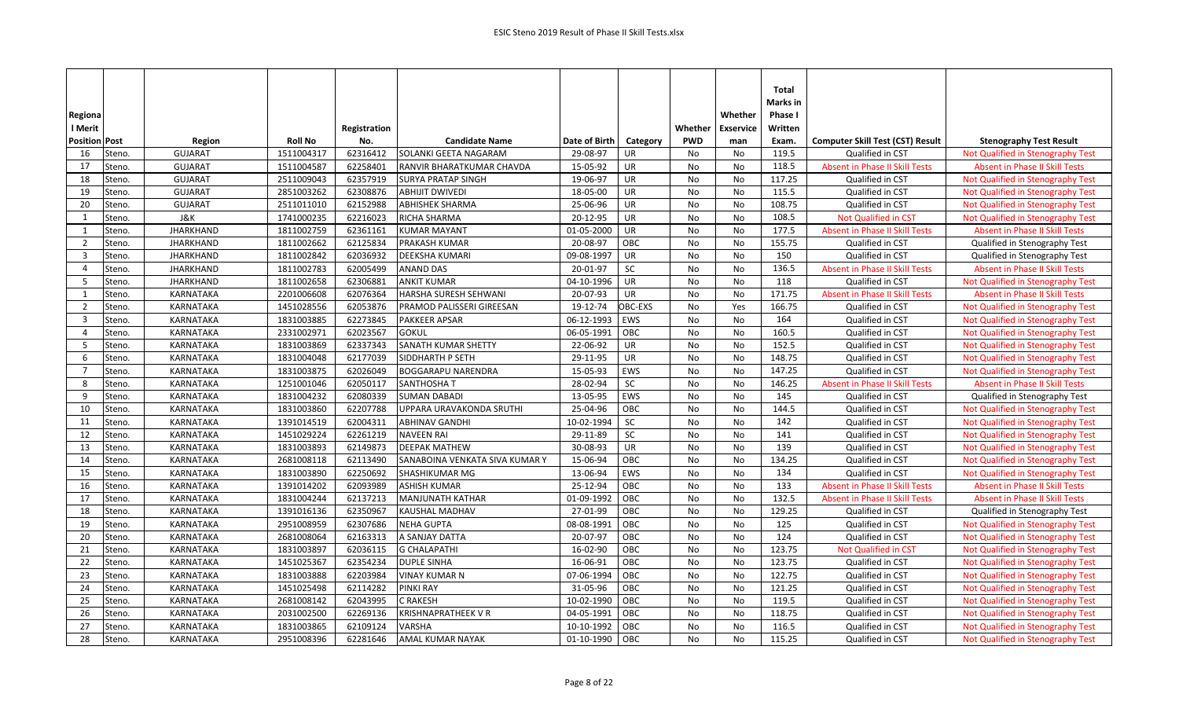| Regional Merit Position | Post | Region | Roll No | Registration No. | Candidate Name | Date of Birth | Category | Whether PWD | Whether Exservice man | Total Marks in Phase I Written Exam. | Computer Skill Test (CST) Result | Stenography Test Result |
|---|---|---|---|---|---|---|---|---|---|---|---|---|
| 16 | Steno. | GUJARAT | 1511004317 | 62316412 | SOLANKI GEETA NAGARAM | 29-08-97 | UR | No | No | 119.5 | Qualified in CST | Not Qualified in Stenography Test |
| 17 | Steno. | GUJARAT | 1511004587 | 62258401 | RANVIR BHARATKUMAR CHAVDA | 15-05-92 | UR | No | No | 118.5 | Absent in Phase II Skill Tests | Absent in Phase II Skill Tests |
| 18 | Steno. | GUJARAT | 2511009043 | 62357919 | SURYA PRATAP SINGH | 19-06-97 | UR | No | No | 117.25 | Qualified in CST | Not Qualified in Stenography Test |
| 19 | Steno. | GUJARAT | 2851003262 | 62308876 | ABHIJIT DWIVEDI | 18-05-00 | UR | No | No | 115.5 | Qualified in CST | Not Qualified in Stenography Test |
| 20 | Steno. | GUJARAT | 2511011010 | 62152988 | ABHISHEK SHARMA | 25-06-96 | UR | No | No | 108.75 | Qualified in CST | Not Qualified in Stenography Test |
| 1 | Steno. | J&K | 1741000235 | 62216023 | RICHA SHARMA | 20-12-95 | UR | No | No | 108.5 | Not Qualified in CST | Not Qualified in Stenography Test |
| 1 | Steno. | JHARKHAND | 1811002759 | 62361161 | KUMAR MAYANT | 01-05-2000 | UR | No | No | 177.5 | Absent in Phase II Skill Tests | Absent in Phase II Skill Tests |
| 2 | Steno. | JHARKHAND | 1811002662 | 62125834 | PRAKASH KUMAR | 20-08-97 | OBC | No | No | 155.75 | Qualified in CST | Qualified in Stenography Test |
| 3 | Steno. | JHARKHAND | 1811002842 | 62036932 | DEEKSHA KUMARI | 09-08-1997 | UR | No | No | 150 | Qualified in CST | Qualified in Stenography Test |
| 4 | Steno. | JHARKHAND | 1811002783 | 62005499 | ANAND DAS | 20-01-97 | SC | No | No | 136.5 | Absent in Phase II Skill Tests | Absent in Phase II Skill Tests |
| 5 | Steno. | JHARKHAND | 1811002658 | 62306881 | ANKIT KUMAR | 04-10-1996 | UR | No | No | 118 | Qualified in CST | Not Qualified in Stenography Test |
| 1 | Steno. | KARNATAKA | 2201006608 | 62076364 | HARSHA SURESH SEHWANI | 20-07-93 | UR | No | No | 171.75 | Absent in Phase II Skill Tests | Absent in Phase II Skill Tests |
| 2 | Steno. | KARNATAKA | 1451028556 | 62053876 | PRAMOD PALISSERI GIREESAN | 19-12-74 | OBC-EXS | No | Yes | 166.75 | Qualified in CST | Not Qualified in Stenography Test |
| 3 | Steno. | KARNATAKA | 1831003885 | 62273845 | PAKKEER APSAR | 06-12-1993 | EWS | No | No | 164 | Qualified in CST | Not Qualified in Stenography Test |
| 4 | Steno. | KARNATAKA | 2331002971 | 62023567 | GOKUL | 06-05-1991 | OBC | No | No | 160.5 | Qualified in CST | Not Qualified in Stenography Test |
| 5 | Steno. | KARNATAKA | 1831003869 | 62337343 | SANATH KUMAR SHETTY | 22-06-92 | UR | No | No | 152.5 | Qualified in CST | Not Qualified in Stenography Test |
| 6 | Steno. | KARNATAKA | 1831004048 | 62177039 | SIDDHARTH P SETH | 29-11-95 | UR | No | No | 148.75 | Qualified in CST | Not Qualified in Stenography Test |
| 7 | Steno. | KARNATAKA | 1831003875 | 62026049 | BOGGARAPU NARENDRA | 15-05-93 | EWS | No | No | 147.25 | Qualified in CST | Not Qualified in Stenography Test |
| 8 | Steno. | KARNATAKA | 1251001046 | 62050117 | SANTHOSHA T | 28-02-94 | SC | No | No | 146.25 | Absent in Phase II Skill Tests | Absent in Phase II Skill Tests |
| 9 | Steno. | KARNATAKA | 1831004232 | 62080339 | SUMAN DABADI | 13-05-95 | EWS | No | No | 145 | Qualified in CST | Qualified in Stenography Test |
| 10 | Steno. | KARNATAKA | 1831003860 | 62207788 | UPPARA URAVAKONDA SRUTHI | 25-04-96 | OBC | No | No | 144.5 | Qualified in CST | Not Qualified in Stenography Test |
| 11 | Steno. | KARNATAKA | 1391014519 | 62004311 | ABHINAV GANDHI | 10-02-1994 | SC | No | No | 142 | Qualified in CST | Not Qualified in Stenography Test |
| 12 | Steno. | KARNATAKA | 1451029224 | 62261219 | NAVEEN RAI | 29-11-89 | SC | No | No | 141 | Qualified in CST | Not Qualified in Stenography Test |
| 13 | Steno. | KARNATAKA | 1831003893 | 62149873 | DEEPAK MATHEW | 30-08-93 | UR | No | No | 139 | Qualified in CST | Not Qualified in Stenography Test |
| 14 | Steno. | KARNATAKA | 2681008118 | 62113490 | SANABOINA VENKATA SIVA KUMAR Y | 15-06-94 | OBC | No | No | 134.25 | Qualified in CST | Not Qualified in Stenography Test |
| 15 | Steno. | KARNATAKA | 1831003890 | 62250692 | SHASHIKUMAR MG | 13-06-94 | EWS | No | No | 134 | Qualified in CST | Not Qualified in Stenography Test |
| 16 | Steno. | KARNATAKA | 1391014202 | 62093989 | ASHISH KUMAR | 25-12-94 | OBC | No | No | 133 | Absent in Phase II Skill Tests | Absent in Phase II Skill Tests |
| 17 | Steno. | KARNATAKA | 1831004244 | 62137213 | MANJUNATH KATHAR | 01-09-1992 | OBC | No | No | 132.5 | Absent in Phase II Skill Tests | Absent in Phase II Skill Tests |
| 18 | Steno. | KARNATAKA | 1391016136 | 62350967 | KAUSHAL MADHAV | 27-01-99 | OBC | No | No | 129.25 | Qualified in CST | Qualified in Stenography Test |
| 19 | Steno. | KARNATAKA | 2951008959 | 62307686 | NEHA GUPTA | 08-08-1991 | OBC | No | No | 125 | Qualified in CST | Not Qualified in Stenography Test |
| 20 | Steno. | KARNATAKA | 2681008064 | 62163313 | A SANJAY DATTA | 20-07-97 | OBC | No | No | 124 | Qualified in CST | Not Qualified in Stenography Test |
| 21 | Steno. | KARNATAKA | 1831003897 | 62036115 | G CHALAPATHI | 16-02-90 | OBC | No | No | 123.75 | Not Qualified in CST | Not Qualified in Stenography Test |
| 22 | Steno. | KARNATAKA | 1451025367 | 62354234 | DUPLE SINHA | 16-06-91 | OBC | No | No | 123.75 | Qualified in CST | Not Qualified in Stenography Test |
| 23 | Steno. | KARNATAKA | 1831003888 | 62203984 | VINAY KUMAR N | 07-06-1994 | OBC | No | No | 122.75 | Qualified in CST | Not Qualified in Stenography Test |
| 24 | Steno. | KARNATAKA | 1451025498 | 62114282 | PINKI RAY | 31-05-96 | OBC | No | No | 121.25 | Qualified in CST | Not Qualified in Stenography Test |
| 25 | Steno. | KARNATAKA | 2681008142 | 62043995 | C RAKESH | 10-02-1990 | OBC | No | No | 119.5 | Qualified in CST | Not Qualified in Stenography Test |
| 26 | Steno. | KARNATAKA | 2031002500 | 62269136 | KRISHNAPRATHEEK V R | 04-05-1991 | OBC | No | No | 118.75 | Qualified in CST | Not Qualified in Stenography Test |
| 27 | Steno. | KARNATAKA | 1831003865 | 62109124 | VARSHA | 10-10-1992 | OBC | No | No | 116.5 | Qualified in CST | Not Qualified in Stenography Test |
| 28 | Steno. | KARNATAKA | 2951008396 | 62281646 | AMAL KUMAR NAYAK | 01-10-1990 | OBC | No | No | 115.25 | Qualified in CST | Not Qualified in Stenography Test |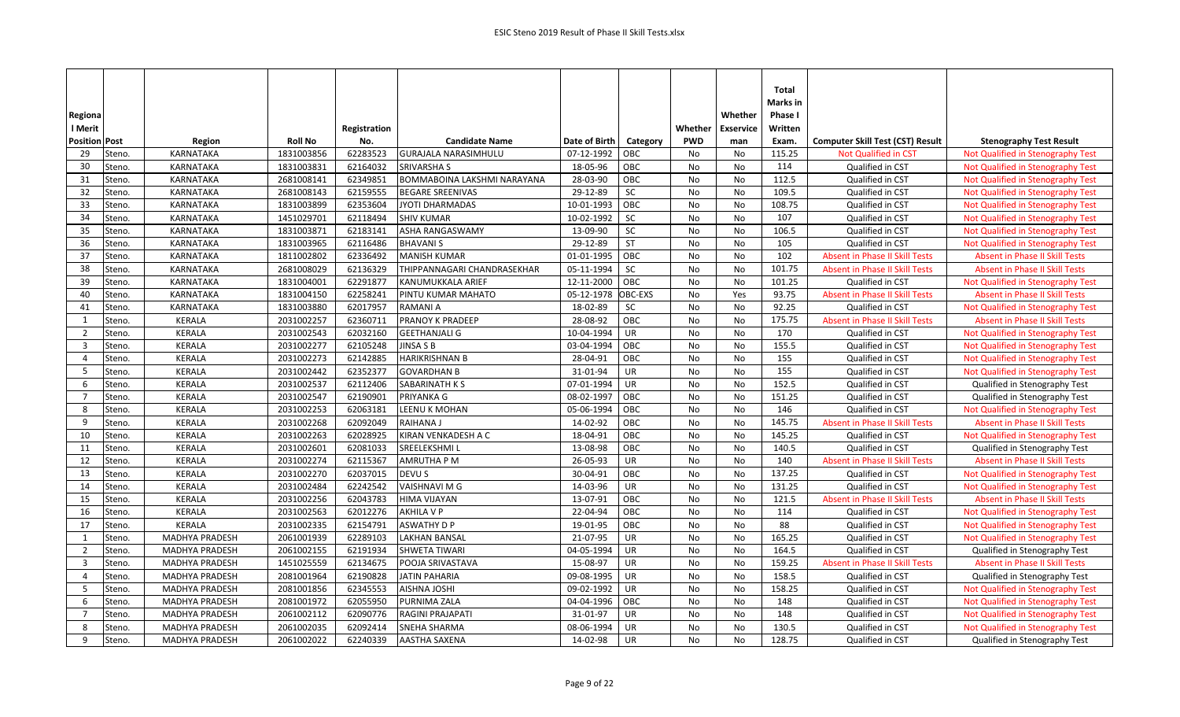| Regional Merit Position | Post | Region | Roll No | Registration No. | Candidate Name | Date of Birth | Category | Whether PWD | Whether Exservice man | Total Marks in Phase I Written Exam. | Computer Skill Test (CST) Result | Stenography Test Result |
|---|---|---|---|---|---|---|---|---|---|---|---|---|
| 29 | Steno. | KARNATAKA | 1831003856 | 62283523 | GURAJALA NARASIMHULU | 07-12-1992 | OBC | No | No | 115.25 | Not Qualified in CST | Not Qualified in Stenography Test |
| 30 | Steno. | KARNATAKA | 1831003831 | 62164032 | SRIVARSHA S | 18-05-96 | OBC | No | No | 114 | Qualified in CST | Not Qualified in Stenography Test |
| 31 | Steno. | KARNATAKA | 2681008141 | 62349851 | BOMMABOINA LAKSHMI NARAYANA | 28-03-90 | OBC | No | No | 112.5 | Qualified in CST | Not Qualified in Stenography Test |
| 32 | Steno. | KARNATAKA | 2681008143 | 62159555 | BEGARE SREENIVAS | 29-12-89 | SC | No | No | 109.5 | Qualified in CST | Not Qualified in Stenography Test |
| 33 | Steno. | KARNATAKA | 1831003899 | 62353604 | JYOTI DHARMADAS | 10-01-1993 | OBC | No | No | 108.75 | Qualified in CST | Not Qualified in Stenography Test |
| 34 | Steno. | KARNATAKA | 1451029701 | 62118494 | SHIV KUMAR | 10-02-1992 | SC | No | No | 107 | Qualified in CST | Not Qualified in Stenography Test |
| 35 | Steno. | KARNATAKA | 1831003871 | 62183141 | ASHA RANGASWAMY | 13-09-90 | SC | No | No | 106.5 | Qualified in CST | Not Qualified in Stenography Test |
| 36 | Steno. | KARNATAKA | 1831003965 | 62116486 | BHAVANI S | 29-12-89 | ST | No | No | 105 | Qualified in CST | Not Qualified in Stenography Test |
| 37 | Steno. | KARNATAKA | 1811002802 | 62336492 | MANISH KUMAR | 01-01-1995 | OBC | No | No | 102 | Absent in Phase II Skill Tests | Absent in Phase II Skill Tests |
| 38 | Steno. | KARNATAKA | 2681008029 | 62136329 | THIPPANNAGARI CHANDRASEKHAR | 05-11-1994 | SC | No | No | 101.75 | Absent in Phase II Skill Tests | Absent in Phase II Skill Tests |
| 39 | Steno. | KARNATAKA | 1831004001 | 62291877 | KANUMUKKALA ARIEF | 12-11-2000 | OBC | No | No | 101.25 | Qualified in CST | Not Qualified in Stenography Test |
| 40 | Steno. | KARNATAKA | 1831004150 | 62258241 | PINTU KUMAR MAHATO | 05-12-1978 | OBC-EXS | No | Yes | 93.75 | Absent in Phase II Skill Tests | Absent in Phase II Skill Tests |
| 41 | Steno. | KARNATAKA | 1831003880 | 62017957 | RAMANI A | 18-02-89 | SC | No | No | 92.25 | Qualified in CST | Not Qualified in Stenography Test |
| 1 | Steno. | KERALA | 2031002257 | 62360711 | PRANOY K PRADEEP | 28-08-92 | OBC | No | No | 175.75 | Absent in Phase II Skill Tests | Absent in Phase II Skill Tests |
| 2 | Steno. | KERALA | 2031002543 | 62032160 | GEETHANJALI G | 10-04-1994 | UR | No | No | 170 | Qualified in CST | Not Qualified in Stenography Test |
| 3 | Steno. | KERALA | 2031002277 | 62105248 | JINSA S B | 03-04-1994 | OBC | No | No | 155.5 | Qualified in CST | Not Qualified in Stenography Test |
| 4 | Steno. | KERALA | 2031002273 | 62142885 | HARIKRISHNAN B | 28-04-91 | OBC | No | No | 155 | Qualified in CST | Not Qualified in Stenography Test |
| 5 | Steno. | KERALA | 2031002442 | 62352377 | GOVARDHAN B | 31-01-94 | UR | No | No | 155 | Qualified in CST | Not Qualified in Stenography Test |
| 6 | Steno. | KERALA | 2031002537 | 62112406 | SABARINATH K S | 07-01-1994 | UR | No | No | 152.5 | Qualified in CST | Qualified in Stenography Test |
| 7 | Steno. | KERALA | 2031002547 | 62190901 | PRIYANKA G | 08-02-1997 | OBC | No | No | 151.25 | Qualified in CST | Qualified in Stenography Test |
| 8 | Steno. | KERALA | 2031002253 | 62063181 | LEENU K MOHAN | 05-06-1994 | OBC | No | No | 146 | Qualified in CST | Not Qualified in Stenography Test |
| 9 | Steno. | KERALA | 2031002268 | 62092049 | RAIHANA J | 14-02-92 | OBC | No | No | 145.75 | Absent in Phase II Skill Tests | Absent in Phase II Skill Tests |
| 10 | Steno. | KERALA | 2031002263 | 62028925 | KIRAN VENKADESH A C | 18-04-91 | OBC | No | No | 145.25 | Qualified in CST | Not Qualified in Stenography Test |
| 11 | Steno. | KERALA | 2031002601 | 62081033 | SREELEKSHMI L | 13-08-98 | OBC | No | No | 140.5 | Qualified in CST | Qualified in Stenography Test |
| 12 | Steno. | KERALA | 2031002274 | 62115367 | AMRUTHA P M | 26-05-93 | UR | No | No | 140 | Absent in Phase II Skill Tests | Absent in Phase II Skill Tests |
| 13 | Steno. | KERALA | 2031002270 | 62037015 | DEVU S | 30-04-91 | OBC | No | No | 137.25 | Qualified in CST | Not Qualified in Stenography Test |
| 14 | Steno. | KERALA | 2031002484 | 62242542 | VAISHNAVI M G | 14-03-96 | UR | No | No | 131.25 | Qualified in CST | Not Qualified in Stenography Test |
| 15 | Steno. | KERALA | 2031002256 | 62043783 | HIMA VIJAYAN | 13-07-91 | OBC | No | No | 121.5 | Absent in Phase II Skill Tests | Absent in Phase II Skill Tests |
| 16 | Steno. | KERALA | 2031002563 | 62012276 | AKHILA V P | 22-04-94 | OBC | No | No | 114 | Qualified in CST | Not Qualified in Stenography Test |
| 17 | Steno. | KERALA | 2031002335 | 62154791 | ASWATHY D P | 19-01-95 | OBC | No | No | 88 | Qualified in CST | Not Qualified in Stenography Test |
| 1 | Steno. | MADHYA PRADESH | 2061001939 | 62289103 | LAKHAN BANSAL | 21-07-95 | UR | No | No | 165.25 | Qualified in CST | Not Qualified in Stenography Test |
| 2 | Steno. | MADHYA PRADESH | 2061002155 | 62191934 | SHWETA TIWARI | 04-05-1994 | UR | No | No | 164.5 | Qualified in CST | Qualified in Stenography Test |
| 3 | Steno. | MADHYA PRADESH | 1451025559 | 62134675 | POOJA SRIVASTAVA | 15-08-97 | UR | No | No | 159.25 | Absent in Phase II Skill Tests | Absent in Phase II Skill Tests |
| 4 | Steno. | MADHYA PRADESH | 2081001964 | 62190828 | JATIN PAHARIA | 09-08-1995 | UR | No | No | 158.5 | Qualified in CST | Qualified in Stenography Test |
| 5 | Steno. | MADHYA PRADESH | 2081001856 | 62345553 | AISHNA JOSHI | 09-02-1992 | UR | No | No | 158.25 | Qualified in CST | Not Qualified in Stenography Test |
| 6 | Steno. | MADHYA PRADESH | 2081001972 | 62055950 | PURNIMA ZALA | 04-04-1996 | OBC | No | No | 148 | Qualified in CST | Not Qualified in Stenography Test |
| 7 | Steno. | MADHYA PRADESH | 2061002112 | 62090776 | RAGINI PRAJAPATI | 31-01-97 | UR | No | No | 148 | Qualified in CST | Not Qualified in Stenography Test |
| 8 | Steno. | MADHYA PRADESH | 2061002035 | 62092414 | SNEHA SHARMA | 08-06-1994 | UR | No | No | 130.5 | Qualified in CST | Not Qualified in Stenography Test |
| 9 | Steno. | MADHYA PRADESH | 2061002022 | 62240339 | AASTHA SAXENA | 14-02-98 | UR | No | No | 128.75 | Qualified in CST | Qualified in Stenography Test |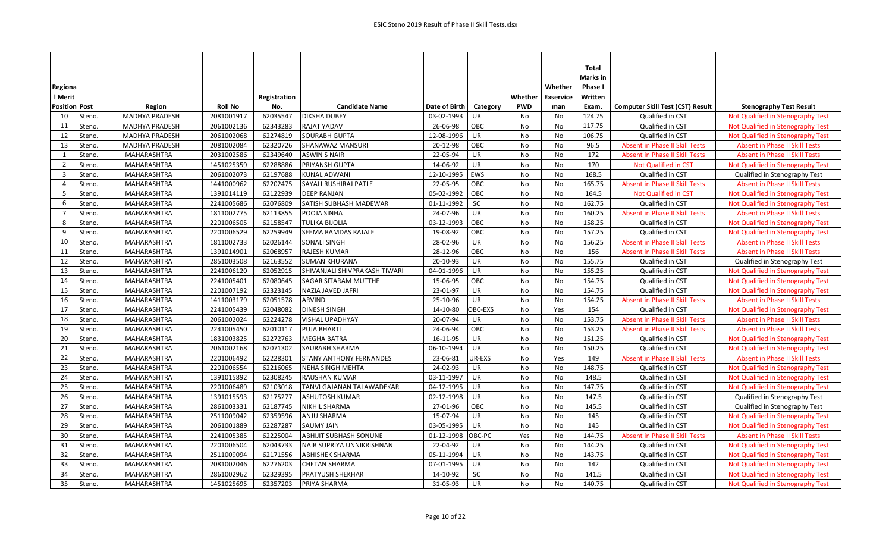| Regional Merit Position | Post | Region | Roll No | Registration No. | Candidate Name | Date of Birth | Category | Whether PWD | Whether Exservice man | Total Marks in Phase I Written Exam. | Computer Skill Test (CST) Result | Stenography Test Result |
|---|---|---|---|---|---|---|---|---|---|---|---|---|
| 10 | Steno. | MADHYA PRADESH | 2081001917 | 62035547 | DIKSHA DUBEY | 03-02-1993 | UR | No | No | 124.75 | Qualified in CST | Not Qualified in Stenography Test |
| 11 | Steno. | MADHYA PRADESH | 2061002136 | 62343283 | RAJAT YADAV | 26-06-98 | OBC | No | No | 117.75 | Qualified in CST | Not Qualified in Stenography Test |
| 12 | Steno. | MADHYA PRADESH | 2061002068 | 62274819 | SOURABH GUPTA | 12-08-1996 | UR | No | No | 106.75 | Qualified in CST | Not Qualified in Stenography Test |
| 13 | Steno. | MADHYA PRADESH | 2081002084 | 62320726 | SHANAWAZ MANSURI | 20-12-98 | OBC | No | No | 96.5 | Absent in Phase II Skill Tests | Absent in Phase II Skill Tests |
| 1 | Steno. | MAHARASHTRA | 2031002586 | 62349640 | ASWIN S NAIR | 22-05-94 | UR | No | No | 172 | Absent in Phase II Skill Tests | Absent in Phase II Skill Tests |
| 2 | Steno. | MAHARASHTRA | 1451025359 | 62288886 | PRIYANSH GUPTA | 14-06-92 | UR | No | No | 170 | Not Qualified in CST | Not Qualified in Stenography Test |
| 3 | Steno. | MAHARASHTRA | 2061002073 | 62197688 | KUNAL ADWANI | 12-10-1995 | EWS | No | No | 168.5 | Qualified in CST | Qualified in Stenography Test |
| 4 | Steno. | MAHARASHTRA | 1441000962 | 62202475 | SAYALI RUSHIRAJ PATLE | 22-05-95 | OBC | No | No | 165.75 | Absent in Phase II Skill Tests | Absent in Phase II Skill Tests |
| 5 | Steno. | MAHARASHTRA | 1391014119 | 62122939 | DEEP RANJAN | 05-02-1992 | OBC | No | No | 164.5 | Not Qualified in CST | Not Qualified in Stenography Test |
| 6 | Steno. | MAHARASHTRA | 2241005686 | 62076809 | SATISH SUBHASH MADEWAR | 01-11-1992 | SC | No | No | 162.75 | Qualified in CST | Not Qualified in Stenography Test |
| 7 | Steno. | MAHARASHTRA | 1811002775 | 62113855 | POOJA SINHA | 24-07-96 | UR | No | No | 160.25 | Absent in Phase II Skill Tests | Absent in Phase II Skill Tests |
| 8 | Steno. | MAHARASHTRA | 2201006505 | 62158547 | TULIKA BIJOLIA | 03-12-1993 | OBC | No | No | 158.25 | Qualified in CST | Not Qualified in Stenography Test |
| 9 | Steno. | MAHARASHTRA | 2201006529 | 62259949 | SEEMA RAMDAS RAJALE | 19-08-92 | OBC | No | No | 157.25 | Qualified in CST | Not Qualified in Stenography Test |
| 10 | Steno. | MAHARASHTRA | 1811002733 | 62026144 | SONALI SINGH | 28-02-96 | UR | No | No | 156.25 | Absent in Phase II Skill Tests | Absent in Phase II Skill Tests |
| 11 | Steno. | MAHARASHTRA | 1391014901 | 62068957 | RAJESH KUMAR | 28-12-96 | OBC | No | No | 156 | Absent in Phase II Skill Tests | Absent in Phase II Skill Tests |
| 12 | Steno. | MAHARASHTRA | 2851003508 | 62163552 | SUMAN KHURANA | 20-10-93 | UR | No | No | 155.75 | Qualified in CST | Qualified in Stenography Test |
| 13 | Steno. | MAHARASHTRA | 2241006120 | 62052915 | SHIVANJALI SHIVPRAKASH TIWARI | 04-01-1996 | UR | No | No | 155.25 | Qualified in CST | Not Qualified in Stenography Test |
| 14 | Steno. | MAHARASHTRA | 2241005401 | 62080645 | SAGAR SITARAM MUTTHE | 15-06-95 | OBC | No | No | 154.75 | Qualified in CST | Not Qualified in Stenography Test |
| 15 | Steno. | MAHARASHTRA | 2201007192 | 62323145 | NAZIA JAVED JAFRI | 23-01-97 | UR | No | No | 154.75 | Qualified in CST | Not Qualified in Stenography Test |
| 16 | Steno. | MAHARASHTRA | 1411003179 | 62051578 | ARVIND | 25-10-96 | UR | No | No | 154.25 | Absent in Phase II Skill Tests | Absent in Phase II Skill Tests |
| 17 | Steno. | MAHARASHTRA | 2241005439 | 62048082 | DINESH SINGH | 14-10-80 | OBC-EXS | No | Yes | 154 | Qualified in CST | Not Qualified in Stenography Test |
| 18 | Steno. | MAHARASHTRA | 2061002024 | 62224278 | VISHAL UPADHYAY | 20-07-94 | UR | No | No | 153.75 | Absent in Phase II Skill Tests | Absent in Phase II Skill Tests |
| 19 | Steno. | MAHARASHTRA | 2241005450 | 62010117 | PUJA BHARTI | 24-06-94 | OBC | No | No | 153.25 | Absent in Phase II Skill Tests | Absent in Phase II Skill Tests |
| 20 | Steno. | MAHARASHTRA | 1831003825 | 62272763 | MEGHA BATRA | 16-11-95 | UR | No | No | 151.25 | Qualified in CST | Not Qualified in Stenography Test |
| 21 | Steno. | MAHARASHTRA | 2061002168 | 62071302 | SAURABH SHARMA | 06-10-1994 | UR | No | No | 150.25 | Qualified in CST | Not Qualified in Stenography Test |
| 22 | Steno. | MAHARASHTRA | 2201006492 | 62228301 | STANY ANTHONY FERNANDES | 23-06-81 | UR-EXS | No | Yes | 149 | Absent in Phase II Skill Tests | Absent in Phase II Skill Tests |
| 23 | Steno. | MAHARASHTRA | 2201006554 | 62216065 | NEHA SINGH MEHTA | 24-02-93 | UR | No | No | 148.75 | Qualified in CST | Not Qualified in Stenography Test |
| 24 | Steno. | MAHARASHTRA | 1391015892 | 62308245 | RAUSHAN KUMAR | 03-11-1997 | UR | No | No | 148.5 | Qualified in CST | Not Qualified in Stenography Test |
| 25 | Steno. | MAHARASHTRA | 2201006489 | 62103018 | TANVI GAJANAN TALAWADEKAR | 04-12-1995 | UR | No | No | 147.75 | Qualified in CST | Not Qualified in Stenography Test |
| 26 | Steno. | MAHARASHTRA | 1391015593 | 62175277 | ASHUTOSH KUMAR | 02-12-1998 | UR | No | No | 147.5 | Qualified in CST | Qualified in Stenography Test |
| 27 | Steno. | MAHARASHTRA | 2861003331 | 62187745 | NIKHIL SHARMA | 27-01-96 | OBC | No | No | 145.5 | Qualified in CST | Qualified in Stenography Test |
| 28 | Steno. | MAHARASHTRA | 2511009042 | 62359596 | ANJU SHARMA | 15-07-94 | UR | No | No | 145 | Qualified in CST | Not Qualified in Stenography Test |
| 29 | Steno. | MAHARASHTRA | 2061001889 | 62287287 | SAUMY JAIN | 03-05-1995 | UR | No | No | 145 | Qualified in CST | Not Qualified in Stenography Test |
| 30 | Steno. | MAHARASHTRA | 2241005385 | 62225004 | ABHIJIT SUBHASH SONUNE | 01-12-1998 | OBC-PC | Yes | No | 144.75 | Absent in Phase II Skill Tests | Absent in Phase II Skill Tests |
| 31 | Steno. | MAHARASHTRA | 2201006504 | 62043733 | NAIR SUPRIYA UNNIKRISHNAN | 22-04-92 | UR | No | No | 144.25 | Qualified in CST | Not Qualified in Stenography Test |
| 32 | Steno. | MAHARASHTRA | 2511009094 | 62171556 | ABHISHEK SHARMA | 05-11-1994 | UR | No | No | 143.75 | Qualified in CST | Not Qualified in Stenography Test |
| 33 | Steno. | MAHARASHTRA | 2081002046 | 62276203 | CHETAN SHARMA | 07-01-1995 | UR | No | No | 142 | Qualified in CST | Not Qualified in Stenography Test |
| 34 | Steno. | MAHARASHTRA | 2861002962 | 62329395 | PRATYUSH SHEKHAR | 14-10-92 | SC | No | No | 141.5 | Qualified in CST | Not Qualified in Stenography Test |
| 35 | Steno. | MAHARASHTRA | 1451025695 | 62357203 | PRIYA SHARMA | 31-05-93 | UR | No | No | 140.75 | Qualified in CST | Not Qualified in Stenography Test |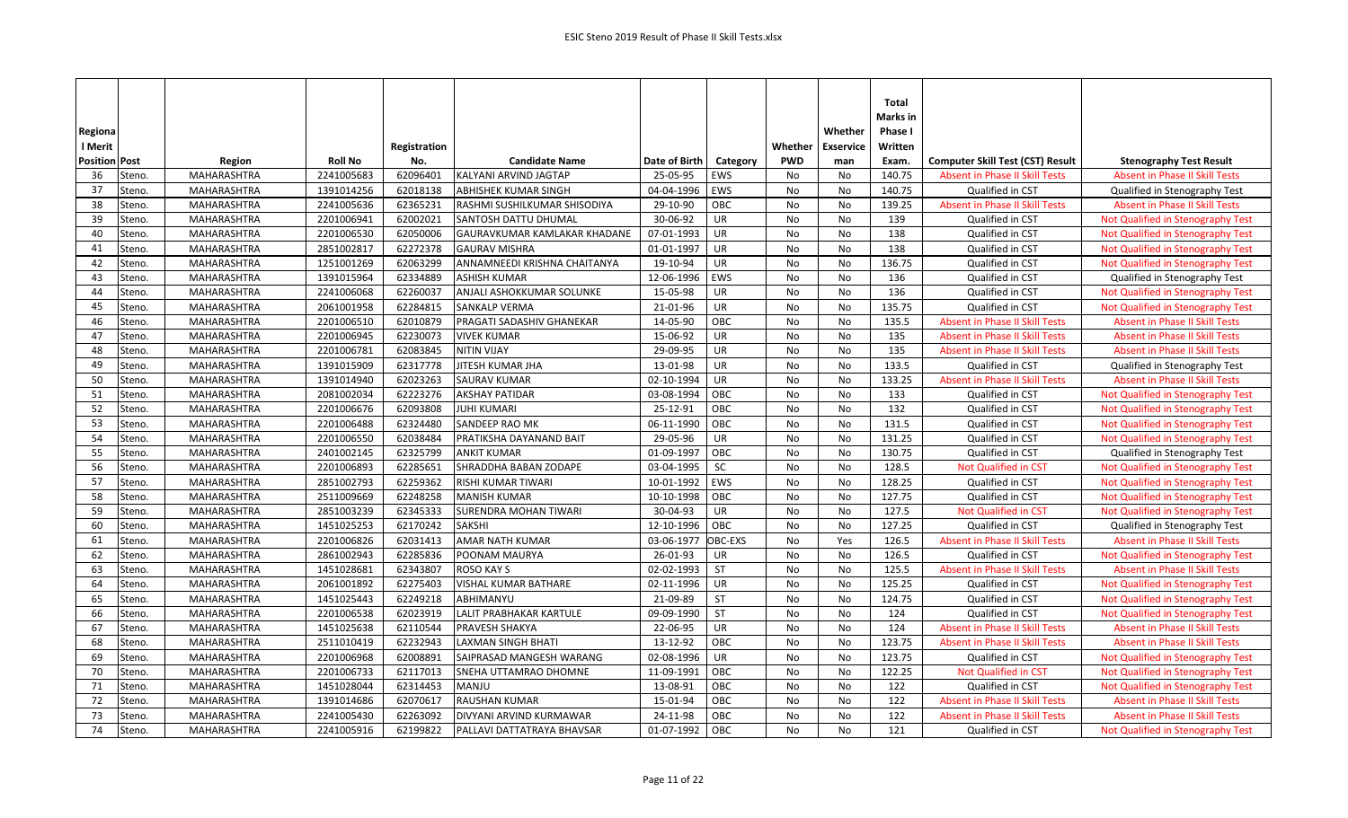| Regional Merit Position | Post | Region | Roll No | Registration No. | Candidate Name | Date of Birth | Category | Whether PWD | Whether Exservice man | Total Marks in Phase I Written Exam. | Computer Skill Test (CST) Result | Stenography Test Result |
|---|---|---|---|---|---|---|---|---|---|---|---|---|
| 36 | Steno. | MAHARASHTRA | 2241005683 | 62096401 | KALYANI ARVIND JAGTAP | 25-05-95 | EWS | No | No | 140.75 | Absent in Phase II Skill Tests | Absent in Phase II Skill Tests |
| 37 | Steno. | MAHARASHTRA | 1391014256 | 62018138 | ABHISHEK KUMAR SINGH | 04-04-1996 | EWS | No | No | 140.75 | Qualified in CST | Qualified in Stenography Test |
| 38 | Steno. | MAHARASHTRA | 2241005636 | 62365231 | RASHMI SUSHILKUMAR SHISODIYA | 29-10-90 | OBC | No | No | 139.25 | Absent in Phase II Skill Tests | Absent in Phase II Skill Tests |
| 39 | Steno. | MAHARASHTRA | 2201006941 | 62002021 | SANTOSH DATTU DHUMAL | 30-06-92 | UR | No | No | 139 | Qualified in CST | Not Qualified in Stenography Test |
| 40 | Steno. | MAHARASHTRA | 2201006530 | 62050006 | GAURAVKUMAR KAMLAKAR KHADANE | 07-01-1993 | UR | No | No | 138 | Qualified in CST | Not Qualified in Stenography Test |
| 41 | Steno. | MAHARASHTRA | 2851002817 | 62272378 | GAURAV MISHRA | 01-01-1997 | UR | No | No | 138 | Qualified in CST | Not Qualified in Stenography Test |
| 42 | Steno. | MAHARASHTRA | 1251001269 | 62063299 | ANNAMNEEDI KRISHNA CHAITANYA | 19-10-94 | UR | No | No | 136.75 | Qualified in CST | Not Qualified in Stenography Test |
| 43 | Steno. | MAHARASHTRA | 1391015964 | 62334889 | ASHISH KUMAR | 12-06-1996 | EWS | No | No | 136 | Qualified in CST | Qualified in Stenography Test |
| 44 | Steno. | MAHARASHTRA | 2241006068 | 62260037 | ANJALI ASHOKKUMAR SOLUNKE | 15-05-98 | UR | No | No | 136 | Qualified in CST | Not Qualified in Stenography Test |
| 45 | Steno. | MAHARASHTRA | 2061001958 | 62284815 | SANKALP VERMA | 21-01-96 | UR | No | No | 135.75 | Qualified in CST | Not Qualified in Stenography Test |
| 46 | Steno. | MAHARASHTRA | 2201006510 | 62010879 | PRAGATI SADASHIV GHANEKAR | 14-05-90 | OBC | No | No | 135.5 | Absent in Phase II Skill Tests | Absent in Phase II Skill Tests |
| 47 | Steno. | MAHARASHTRA | 2201006945 | 62230073 | VIVEK KUMAR | 15-06-92 | UR | No | No | 135 | Absent in Phase II Skill Tests | Absent in Phase II Skill Tests |
| 48 | Steno. | MAHARASHTRA | 2201006781 | 62083845 | NITIN VIJAY | 29-09-95 | UR | No | No | 135 | Absent in Phase II Skill Tests | Absent in Phase II Skill Tests |
| 49 | Steno. | MAHARASHTRA | 1391015909 | 62317778 | JITESH KUMAR JHA | 13-01-98 | UR | No | No | 133.5 | Qualified in CST | Qualified in Stenography Test |
| 50 | Steno. | MAHARASHTRA | 1391014940 | 62023263 | SAURAV KUMAR | 02-10-1994 | UR | No | No | 133.25 | Absent in Phase II Skill Tests | Absent in Phase II Skill Tests |
| 51 | Steno. | MAHARASHTRA | 2081002034 | 62223276 | AKSHAY PATIDAR | 03-08-1994 | OBC | No | No | 133 | Qualified in CST | Not Qualified in Stenography Test |
| 52 | Steno. | MAHARASHTRA | 2201006676 | 62093808 | JUHI KUMARI | 25-12-91 | OBC | No | No | 132 | Qualified in CST | Not Qualified in Stenography Test |
| 53 | Steno. | MAHARASHTRA | 2201006488 | 62324480 | SANDEEP RAO MK | 06-11-1990 | OBC | No | No | 131.5 | Qualified in CST | Not Qualified in Stenography Test |
| 54 | Steno. | MAHARASHTRA | 2201006550 | 62038484 | PRATIKSHA DAYANAND BAIT | 29-05-96 | UR | No | No | 131.25 | Qualified in CST | Not Qualified in Stenography Test |
| 55 | Steno. | MAHARASHTRA | 2401002145 | 62325799 | ANKIT KUMAR | 01-09-1997 | OBC | No | No | 130.75 | Qualified in CST | Qualified in Stenography Test |
| 56 | Steno. | MAHARASHTRA | 2201006893 | 62285651 | SHRADDHA BABAN ZODAPE | 03-04-1995 | SC | No | No | 128.5 | Not Qualified in CST | Not Qualified in Stenography Test |
| 57 | Steno. | MAHARASHTRA | 2851002793 | 62259362 | RISHI KUMAR TIWARI | 10-01-1992 | EWS | No | No | 128.25 | Qualified in CST | Not Qualified in Stenography Test |
| 58 | Steno. | MAHARASHTRA | 2511009669 | 62248258 | MANISH KUMAR | 10-10-1998 | OBC | No | No | 127.75 | Qualified in CST | Not Qualified in Stenography Test |
| 59 | Steno. | MAHARASHTRA | 2851003239 | 62345333 | SURENDRA MOHAN TIWARI | 30-04-93 | UR | No | No | 127.5 | Not Qualified in CST | Not Qualified in Stenography Test |
| 60 | Steno. | MAHARASHTRA | 1451025253 | 62170242 | SAKSHI | 12-10-1996 | OBC | No | No | 127.25 | Qualified in CST | Qualified in Stenography Test |
| 61 | Steno. | MAHARASHTRA | 2201006826 | 62031413 | AMAR NATH KUMAR | 03-06-1977 | OBC-EXS | No | Yes | 126.5 | Absent in Phase II Skill Tests | Absent in Phase II Skill Tests |
| 62 | Steno. | MAHARASHTRA | 2861002943 | 62285836 | POONAM MAURYA | 26-01-93 | UR | No | No | 126.5 | Qualified in CST | Not Qualified in Stenography Test |
| 63 | Steno. | MAHARASHTRA | 1451028681 | 62343807 | ROSO KAY S | 02-02-1993 | ST | No | No | 125.5 | Absent in Phase II Skill Tests | Absent in Phase II Skill Tests |
| 64 | Steno. | MAHARASHTRA | 2061001892 | 62275403 | VISHAL KUMAR BATHARE | 02-11-1996 | UR | No | No | 125.25 | Qualified in CST | Not Qualified in Stenography Test |
| 65 | Steno. | MAHARASHTRA | 1451025443 | 62249218 | ABHIMANYU | 21-09-89 | ST | No | No | 124.75 | Qualified in CST | Not Qualified in Stenography Test |
| 66 | Steno. | MAHARASHTRA | 2201006538 | 62023919 | LALIT PRABHAKAR KARTULE | 09-09-1990 | ST | No | No | 124 | Qualified in CST | Not Qualified in Stenography Test |
| 67 | Steno. | MAHARASHTRA | 1451025638 | 62110544 | PRAVESH SHAKYA | 22-06-95 | UR | No | No | 124 | Absent in Phase II Skill Tests | Absent in Phase II Skill Tests |
| 68 | Steno. | MAHARASHTRA | 2511010419 | 62232943 | LAXMAN SINGH BHATI | 13-12-92 | OBC | No | No | 123.75 | Absent in Phase II Skill Tests | Absent in Phase II Skill Tests |
| 69 | Steno. | MAHARASHTRA | 2201006968 | 62008891 | SAIPRASAD MANGESH WARANG | 02-08-1996 | UR | No | No | 123.75 | Qualified in CST | Not Qualified in Stenography Test |
| 70 | Steno. | MAHARASHTRA | 2201006733 | 62117013 | SNEHA UTTAMRAO DHOMNE | 11-09-1991 | OBC | No | No | 122.25 | Not Qualified in CST | Not Qualified in Stenography Test |
| 71 | Steno. | MAHARASHTRA | 1451028044 | 62314453 | MANJU | 13-08-91 | OBC | No | No | 122 | Qualified in CST | Not Qualified in Stenography Test |
| 72 | Steno. | MAHARASHTRA | 1391014686 | 62070617 | RAUSHAN KUMAR | 15-01-94 | OBC | No | No | 122 | Absent in Phase II Skill Tests | Absent in Phase II Skill Tests |
| 73 | Steno. | MAHARASHTRA | 2241005430 | 62263092 | DIVYANI ARVIND KURMAWAR | 24-11-98 | OBC | No | No | 122 | Absent in Phase II Skill Tests | Absent in Phase II Skill Tests |
| 74 | Steno. | MAHARASHTRA | 2241005916 | 62199822 | PALLAVI DATTATRAYA BHAVSAR | 01-07-1992 | OBC | No | No | 121 | Qualified in CST | Not Qualified in Stenography Test |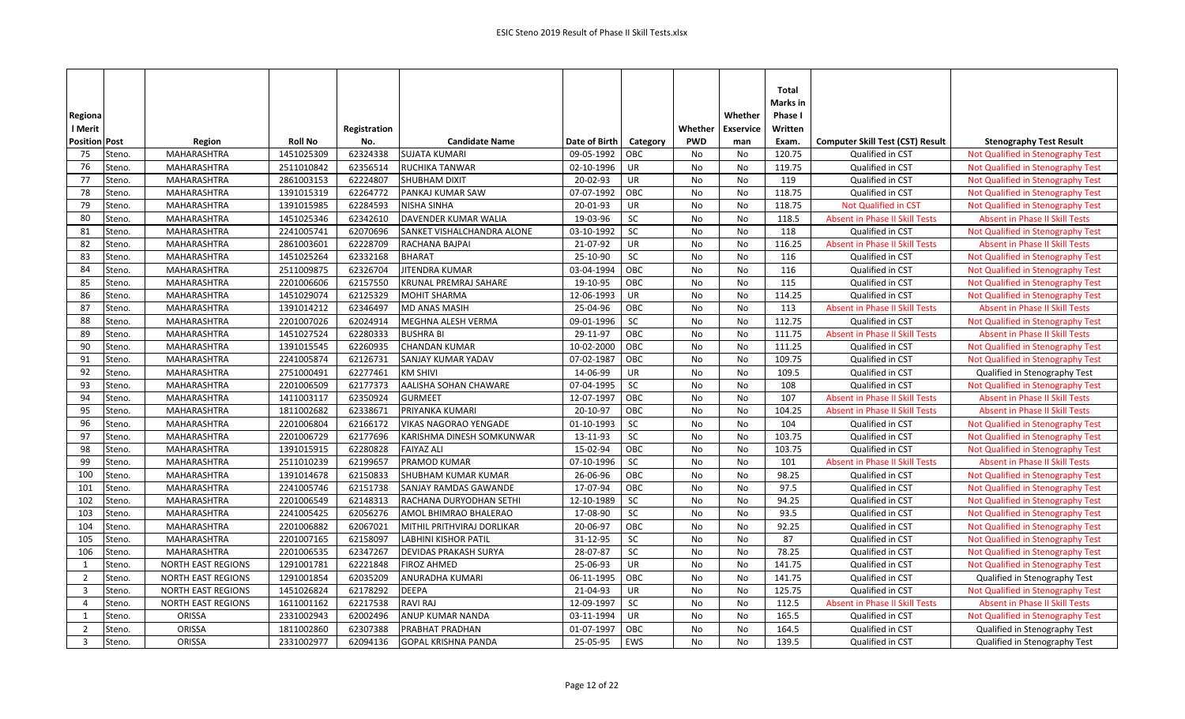| Regional Merit Position | Post | Region | Roll No | Registration No. | Candidate Name | Date of Birth | Category | Whether PWD | Whether Exservice man | Total Marks in Phase I Written Exam. | Computer Skill Test (CST) Result | Stenography Test Result |
|---|---|---|---|---|---|---|---|---|---|---|---|---|
| 75 | Steno. | MAHARASHTRA | 1451025309 | 62324338 | SUJATA KUMARI | 09-05-1992 | OBC | No | No | 120.75 | Qualified in CST | Not Qualified in Stenography Test |
| 76 | Steno. | MAHARASHTRA | 2511010842 | 62356514 | RUCHIKA TANWAR | 02-10-1996 | UR | No | No | 119.75 | Qualified in CST | Not Qualified in Stenography Test |
| 77 | Steno. | MAHARASHTRA | 2861003153 | 62224807 | SHUBHAM DIXIT | 20-02-93 | UR | No | No | 119 | Qualified in CST | Not Qualified in Stenography Test |
| 78 | Steno. | MAHARASHTRA | 1391015319 | 62264772 | PANKAJ KUMAR SAW | 07-07-1992 | OBC | No | No | 118.75 | Qualified in CST | Not Qualified in Stenography Test |
| 79 | Steno. | MAHARASHTRA | 1391015985 | 62284593 | NISHA SINHA | 20-01-93 | UR | No | No | 118.75 | Not Qualified in CST | Not Qualified in Stenography Test |
| 80 | Steno. | MAHARASHTRA | 1451025346 | 62342610 | DAVENDER KUMAR WALIA | 19-03-96 | SC | No | No | 118.5 | Absent in Phase II Skill Tests | Absent in Phase II Skill Tests |
| 81 | Steno. | MAHARASHTRA | 2241005741 | 62070696 | SANKET VISHALCHANDRA ALONE | 03-10-1992 | SC | No | No | 118 | Qualified in CST | Not Qualified in Stenography Test |
| 82 | Steno. | MAHARASHTRA | 2861003601 | 62228709 | RACHANA BAJPAI | 21-07-92 | UR | No | No | 116.25 | Absent in Phase II Skill Tests | Absent in Phase II Skill Tests |
| 83 | Steno. | MAHARASHTRA | 1451025264 | 62332168 | BHARAT | 25-10-90 | SC | No | No | 116 | Qualified in CST | Not Qualified in Stenography Test |
| 84 | Steno. | MAHARASHTRA | 2511009875 | 62326704 | JITENDRA KUMAR | 03-04-1994 | OBC | No | No | 116 | Qualified in CST | Not Qualified in Stenography Test |
| 85 | Steno. | MAHARASHTRA | 2201006606 | 62157550 | KRUNAL PREMRAJ SAHARE | 19-10-95 | OBC | No | No | 115 | Qualified in CST | Not Qualified in Stenography Test |
| 86 | Steno. | MAHARASHTRA | 1451029074 | 62125329 | MOHIT SHARMA | 12-06-1993 | UR | No | No | 114.25 | Qualified in CST | Not Qualified in Stenography Test |
| 87 | Steno. | MAHARASHTRA | 1391014212 | 62346497 | MD ANAS MASIH | 25-04-96 | OBC | No | No | 113 | Absent in Phase II Skill Tests | Absent in Phase II Skill Tests |
| 88 | Steno. | MAHARASHTRA | 2201007026 | 62024914 | MEGHNA ALESH VERMA | 09-01-1996 | SC | No | No | 112.75 | Qualified in CST | Not Qualified in Stenography Test |
| 89 | Steno. | MAHARASHTRA | 1451027524 | 62280333 | BUSHRA BI | 29-11-97 | OBC | No | No | 111.75 | Absent in Phase II Skill Tests | Absent in Phase II Skill Tests |
| 90 | Steno. | MAHARASHTRA | 1391015545 | 62260935 | CHANDAN KUMAR | 10-02-2000 | OBC | No | No | 111.25 | Qualified in CST | Not Qualified in Stenography Test |
| 91 | Steno. | MAHARASHTRA | 2241005874 | 62126731 | SANJAY KUMAR YADAV | 07-02-1987 | OBC | No | No | 109.75 | Qualified in CST | Not Qualified in Stenography Test |
| 92 | Steno. | MAHARASHTRA | 2751000491 | 62277461 | KM SHIVI | 14-06-99 | UR | No | No | 109.5 | Qualified in CST | Qualified in Stenography Test |
| 93 | Steno. | MAHARASHTRA | 2201006509 | 62177373 | AALISHA SOHAN CHAWARE | 07-04-1995 | SC | No | No | 108 | Qualified in CST | Not Qualified in Stenography Test |
| 94 | Steno. | MAHARASHTRA | 1411003117 | 62350924 | GURMEET | 12-07-1997 | OBC | No | No | 107 | Absent in Phase II Skill Tests | Absent in Phase II Skill Tests |
| 95 | Steno. | MAHARASHTRA | 1811002682 | 62338671 | PRIYANKA KUMARI | 20-10-97 | OBC | No | No | 104.25 | Absent in Phase II Skill Tests | Absent in Phase II Skill Tests |
| 96 | Steno. | MAHARASHTRA | 2201006804 | 62166172 | VIKAS NAGORAO YENGADE | 01-10-1993 | SC | No | No | 104 | Qualified in CST | Not Qualified in Stenography Test |
| 97 | Steno. | MAHARASHTRA | 2201006729 | 62177696 | KARISHMA DINESH SOMKUNWAR | 13-11-93 | SC | No | No | 103.75 | Qualified in CST | Not Qualified in Stenography Test |
| 98 | Steno. | MAHARASHTRA | 1391015915 | 62280828 | FAIYAZ ALI | 15-02-94 | OBC | No | No | 103.75 | Qualified in CST | Not Qualified in Stenography Test |
| 99 | Steno. | MAHARASHTRA | 2511010239 | 62199657 | PRAMOD KUMAR | 07-10-1996 | SC | No | No | 101 | Absent in Phase II Skill Tests | Absent in Phase II Skill Tests |
| 100 | Steno. | MAHARASHTRA | 1391014678 | 62150833 | SHUBHAM KUMAR KUMAR | 26-06-96 | OBC | No | No | 98.25 | Qualified in CST | Not Qualified in Stenography Test |
| 101 | Steno. | MAHARASHTRA | 2241005746 | 62151738 | SANJAY RAMDAS GAWANDE | 17-07-94 | OBC | No | No | 97.5 | Qualified in CST | Not Qualified in Stenography Test |
| 102 | Steno. | MAHARASHTRA | 2201006549 | 62148313 | RACHANA DURYODHAN SETHI | 12-10-1989 | SC | No | No | 94.25 | Qualified in CST | Not Qualified in Stenography Test |
| 103 | Steno. | MAHARASHTRA | 2241005425 | 62056276 | AMOL BHIMRAO BHALERAO | 17-08-90 | SC | No | No | 93.5 | Qualified in CST | Not Qualified in Stenography Test |
| 104 | Steno. | MAHARASHTRA | 2201006882 | 62067021 | MITHIL PRITHVIRAJ DORLIKAR | 20-06-97 | OBC | No | No | 92.25 | Qualified in CST | Not Qualified in Stenography Test |
| 105 | Steno. | MAHARASHTRA | 2201007165 | 62158097 | LABHINI KISHOR PATIL | 31-12-95 | SC | No | No | 87 | Qualified in CST | Not Qualified in Stenography Test |
| 106 | Steno. | MAHARASHTRA | 2201006535 | 62347267 | DEVIDAS PRAKASH SURYA | 28-07-87 | SC | No | No | 78.25 | Qualified in CST | Not Qualified in Stenography Test |
| 1 | Steno. | NORTH EAST REGIONS | 1291001781 | 62221848 | FIROZ AHMED | 25-06-93 | UR | No | No | 141.75 | Qualified in CST | Not Qualified in Stenography Test |
| 2 | Steno. | NORTH EAST REGIONS | 1291001854 | 62035209 | ANURADHA KUMARI | 06-11-1995 | OBC | No | No | 141.75 | Qualified in CST | Qualified in Stenography Test |
| 3 | Steno. | NORTH EAST REGIONS | 1451026824 | 62178292 | DEEPA | 21-04-93 | UR | No | No | 125.75 | Qualified in CST | Not Qualified in Stenography Test |
| 4 | Steno. | NORTH EAST REGIONS | 1611001162 | 62217538 | RAVI RAJ | 12-09-1997 | SC | No | No | 112.5 | Absent in Phase II Skill Tests | Absent in Phase II Skill Tests |
| 1 | Steno. | ORISSA | 2331002943 | 62002496 | ANUP KUMAR NANDA | 03-11-1994 | UR | No | No | 165.5 | Qualified in CST | Not Qualified in Stenography Test |
| 2 | Steno. | ORISSA | 1811002860 | 62307388 | PRABHAT PRADHAN | 01-07-1997 | OBC | No | No | 164.5 | Qualified in CST | Qualified in Stenography Test |
| 3 | Steno. | ORISSA | 2331002977 | 62094136 | GOPAL KRISHNA PANDA | 25-05-95 | EWS | No | No | 139.5 | Qualified in CST | Qualified in Stenography Test |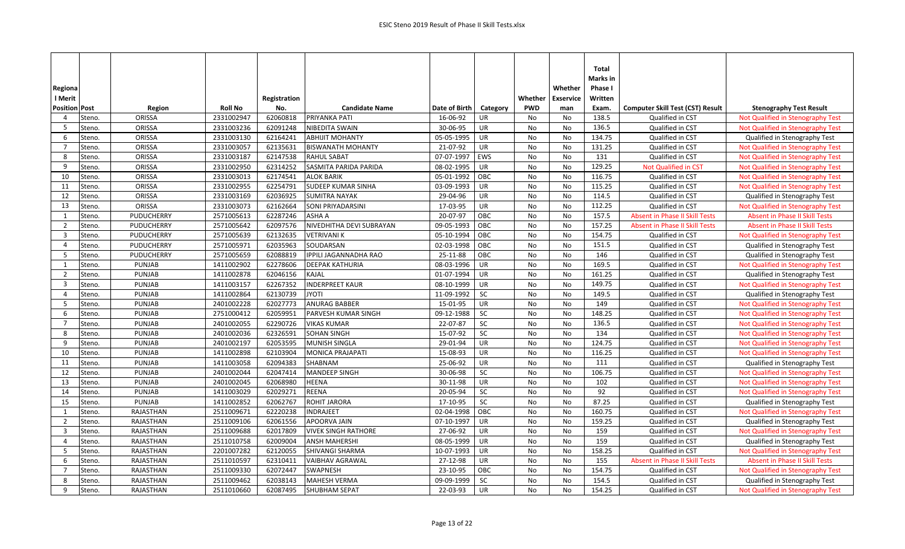| Regional Merit Position | Post | Region | Roll No | Registration No. | Candidate Name | Date of Birth | Category | Whether PWD | Whether Exservice man | Total Marks in Phase I Written Exam. | Computer Skill Test (CST) Result | Stenography Test Result |
|---|---|---|---|---|---|---|---|---|---|---|---|---|
| 4 | Steno. | ORISSA | 2331002947 | 62060818 | PRIYANKA PATI | 16-06-92 | UR | No | No | 138.5 | Qualified in CST | Not Qualified in Stenography Test |
| 5 | Steno. | ORISSA | 2331003236 | 62091248 | NIBEDITA SWAIN | 30-06-95 | UR | No | No | 136.5 | Qualified in CST | Not Qualified in Stenography Test |
| 6 | Steno. | ORISSA | 2331003130 | 62164241 | ABHIJIT MOHANTY | 05-05-1995 | UR | No | No | 134.75 | Qualified in CST | Qualified in Stenography Test |
| 7 | Steno. | ORISSA | 2331003057 | 62135631 | BISWANATH MOHANTY | 21-07-92 | UR | No | No | 131.25 | Qualified in CST | Not Qualified in Stenography Test |
| 8 | Steno. | ORISSA | 2331003187 | 62147538 | RAHUL SABAT | 07-07-1997 | EWS | No | No | 131 | Qualified in CST | Not Qualified in Stenography Test |
| 9 | Steno. | ORISSA | 2331002950 | 62314252 | SASMITA PARIDA PARIDA | 08-02-1995 | UR | No | No | 129.25 | Not Qualified in CST | Not Qualified in Stenography Test |
| 10 | Steno. | ORISSA | 2331003013 | 62174541 | ALOK BARIK | 05-01-1992 | OBC | No | No | 116.75 | Qualified in CST | Not Qualified in Stenography Test |
| 11 | Steno. | ORISSA | 2331002955 | 62254791 | SUDEEP KUMAR SINHA | 03-09-1993 | UR | No | No | 115.25 | Qualified in CST | Not Qualified in Stenography Test |
| 12 | Steno. | ORISSA | 2331003169 | 62036925 | SUMITRA NAYAK | 29-04-96 | UR | No | No | 114.5 | Qualified in CST | Qualified in Stenography Test |
| 13 | Steno. | ORISSA | 2331003073 | 62162664 | SONI PRIYADARSINI | 17-03-95 | UR | No | No | 112.25 | Qualified in CST | Not Qualified in Stenography Test |
| 1 | Steno. | PUDUCHERRY | 2571005613 | 62287246 | ASHA A | 20-07-97 | OBC | No | No | 157.5 | Absent in Phase II Skill Tests | Absent in Phase II Skill Tests |
| 2 | Steno. | PUDUCHERRY | 2571005642 | 62097576 | NIVEDHITHA DEVI SUBRAYAN | 09-05-1993 | OBC | No | No | 157.25 | Absent in Phase II Skill Tests | Absent in Phase II Skill Tests |
| 3 | Steno. | PUDUCHERRY | 2571005639 | 62132635 | VETRIVANI K | 05-10-1994 | OBC | No | No | 154.75 | Qualified in CST | Not Qualified in Stenography Test |
| 4 | Steno. | PUDUCHERRY | 2571005971 | 62035963 | SOUDARSAN | 02-03-1998 | OBC | No | No | 151.5 | Qualified in CST | Qualified in Stenography Test |
| 5 | Steno. | PUDUCHERRY | 2571005659 | 62088819 | IPPILI JAGANNADHA RAO | 25-11-88 | OBC | No | No | 146 | Qualified in CST | Qualified in Stenography Test |
| 1 | Steno. | PUNJAB | 1411002902 | 62278606 | DEEPAK KATHURIA | 08-03-1996 | UR | No | No | 169.5 | Qualified in CST | Not Qualified in Stenography Test |
| 2 | Steno. | PUNJAB | 1411002878 | 62046156 | KAJAL | 01-07-1994 | UR | No | No | 161.25 | Qualified in CST | Qualified in Stenography Test |
| 3 | Steno. | PUNJAB | 1411003157 | 62267352 | INDERPREET KAUR | 08-10-1999 | UR | No | No | 149.75 | Qualified in CST | Not Qualified in Stenography Test |
| 4 | Steno. | PUNJAB | 1411002864 | 62130739 | JYOTI | 11-09-1992 | SC | No | No | 149.5 | Qualified in CST | Qualified in Stenography Test |
| 5 | Steno. | PUNJAB | 2401002228 | 62027773 | ANURAG BABBER | 15-01-95 | UR | No | No | 149 | Qualified in CST | Not Qualified in Stenography Test |
| 6 | Steno. | PUNJAB | 2751000412 | 62059951 | PARVESH KUMAR SINGH | 09-12-1988 | SC | No | No | 148.25 | Qualified in CST | Not Qualified in Stenography Test |
| 7 | Steno. | PUNJAB | 2401002055 | 62290726 | VIKAS KUMAR | 22-07-87 | SC | No | No | 136.5 | Qualified in CST | Not Qualified in Stenography Test |
| 8 | Steno. | PUNJAB | 2401002036 | 62326591 | SOHAN SINGH | 15-07-92 | SC | No | No | 134 | Qualified in CST | Not Qualified in Stenography Test |
| 9 | Steno. | PUNJAB | 2401002197 | 62053595 | MUNISH SINGLA | 29-01-94 | UR | No | No | 124.75 | Qualified in CST | Not Qualified in Stenography Test |
| 10 | Steno. | PUNJAB | 1411002898 | 62103904 | MONICA PRAJAPATI | 15-08-93 | UR | No | No | 116.25 | Qualified in CST | Not Qualified in Stenography Test |
| 11 | Steno. | PUNJAB | 1411003058 | 62094383 | SHABNAM | 25-06-92 | UR | No | No | 111 | Qualified in CST | Qualified in Stenography Test |
| 12 | Steno. | PUNJAB | 2401002044 | 62047414 | MANDEEP SINGH | 30-06-98 | SC | No | No | 106.75 | Qualified in CST | Not Qualified in Stenography Test |
| 13 | Steno. | PUNJAB | 2401002045 | 62068980 | HEENA | 30-11-98 | UR | No | No | 102 | Qualified in CST | Not Qualified in Stenography Test |
| 14 | Steno. | PUNJAB | 1411003029 | 62029271 | REENA | 20-05-94 | SC | No | No | 92 | Qualified in CST | Not Qualified in Stenography Test |
| 15 | Steno. | PUNJAB | 1411002852 | 62062767 | ROHIT JARORA | 17-10-95 | SC | No | No | 87.25 | Qualified in CST | Qualified in Stenography Test |
| 1 | Steno. | RAJASTHAN | 2511009671 | 62220238 | INDRAJEET | 02-04-1998 | OBC | No | No | 160.75 | Qualified in CST | Not Qualified in Stenography Test |
| 2 | Steno. | RAJASTHAN | 2511009106 | 62061556 | APOORVA JAIN | 07-10-1997 | UR | No | No | 159.25 | Qualified in CST | Qualified in Stenography Test |
| 3 | Steno. | RAJASTHAN | 2511009688 | 62017809 | VIVEK SINGH RATHORE | 27-06-92 | UR | No | No | 159 | Qualified in CST | Not Qualified in Stenography Test |
| 4 | Steno. | RAJASTHAN | 2511010758 | 62009004 | ANSH MAHERSHI | 08-05-1999 | UR | No | No | 159 | Qualified in CST | Qualified in Stenography Test |
| 5 | Steno. | RAJASTHAN | 2201007282 | 62120055 | SHIVANGI SHARMA | 10-07-1993 | UR | No | No | 158.25 | Qualified in CST | Not Qualified in Stenography Test |
| 6 | Steno. | RAJASTHAN | 2511010597 | 62310411 | VAIBHAV AGRAWAL | 27-12-98 | UR | No | No | 155 | Absent in Phase II Skill Tests | Absent in Phase II Skill Tests |
| 7 | Steno. | RAJASTHAN | 2511009330 | 62072447 | SWAPNESH | 23-10-95 | OBC | No | No | 154.75 | Qualified in CST | Not Qualified in Stenography Test |
| 8 | Steno. | RAJASTHAN | 2511009462 | 62038143 | MAHESH VERMA | 09-09-1999 | SC | No | No | 154.5 | Qualified in CST | Qualified in Stenography Test |
| 9 | Steno. | RAJASTHAN | 2511010660 | 62087495 | SHUBHAM SEPAT | 22-03-93 | UR | No | No | 154.25 | Qualified in CST | Not Qualified in Stenography Test |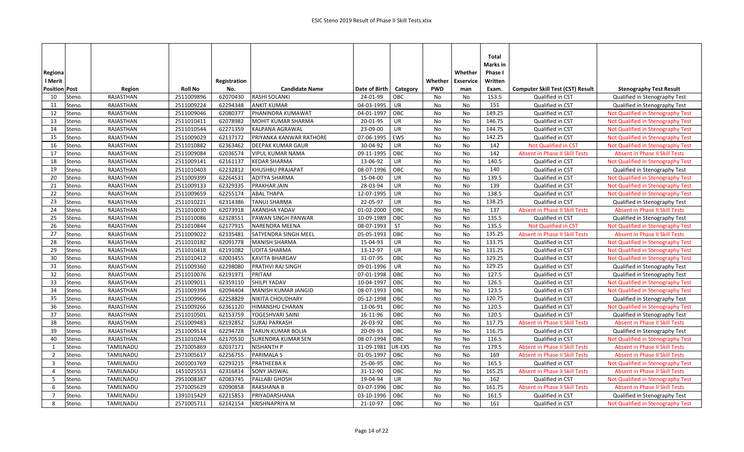| Regional Merit Position | Post | Region | Roll No | Registration No. | Candidate Name | Date of Birth | Category | Whether PWD | Whether Exservice man | Total Marks in Phase I Written Exam. | Computer Skill Test (CST) Result | Stenography Test Result |
|---|---|---|---|---|---|---|---|---|---|---|---|---|
| 10 | Steno. | RAJASTHAN | 2511009896 | 62070430 | RASHI SOLANKI | 24-01-99 | OBC | No | No | 153.5 | Qualified in CST | Qualified in Stenography Test |
| 11 | Steno. | RAJASTHAN | 2511009224 | 62294348 | ANKIT KUMAR | 04-03-1995 | UR | No | No | 151 | Qualified in CST | Qualified in Stenography Test |
| 12 | Steno. | RAJASTHAN | 2511009046 | 62080377 | PHANINDRA KUMAWAT | 04-01-1997 | OBC | No | No | 149.25 | Qualified in CST | Not Qualified in Stenography Test |
| 13 | Steno. | RAJASTHAN | 2511010411 | 62078982 | MOHIT KUMAR SHARMA | 20-01-95 | UR | No | No | 146.75 | Qualified in CST | Not Qualified in Stenography Test |
| 14 | Steno. | RAJASTHAN | 2511010544 | 62271359 | KALPANA AGRAWAL | 23-09-00 | UR | No | No | 144.75 | Qualified in CST | Not Qualified in Stenography Test |
| 15 | Steno. | RAJASTHAN | 2511009029 | 62137172 | PRIYANKA KANWAR RATHORE | 07-06-1995 | EWS | No | No | 142.25 | Qualified in CST | Not Qualified in Stenography Test |
| 16 | Steno. | RAJASTHAN | 2511010882 | 62363462 | DEEPAK KUMAR GAUR | 30-04-92 | UR | No | No | 142 | Not Qualified in CST | Not Qualified in Stenography Test |
| 17 | Steno. | RAJASTHAN | 2511009084 | 62036574 | VIPUL KUMAR NAMA | 09-11-1995 | OBC | No | No | 142 | Absent in Phase II Skill Tests | Absent in Phase II Skill Tests |
| 18 | Steno. | RAJASTHAN | 2511009141 | 62161137 | KEDAR SHARMA | 13-06-92 | UR | No | No | 140.5 | Qualified in CST | Not Qualified in Stenography Test |
| 19 | Steno. | RAJASTHAN | 2511010403 | 62232812 | KHUSHBU PRAJAPAT | 08-07-1996 | OBC | No | No | 140 | Qualified in CST | Qualified in Stenography Test |
| 20 | Steno. | RAJASTHAN | 2511009399 | 62264531 | ADITYA SHARMA | 15-04-00 | UR | No | No | 139.5 | Qualified in CST | Not Qualified in Stenography Test |
| 21 | Steno. | RAJASTHAN | 2511009133 | 62329335 | PRAKHAR JAIN | 28-03-94 | UR | No | No | 139 | Qualified in CST | Not Qualified in Stenography Test |
| 22 | Steno. | RAJASTHAN | 2511009659 | 62255174 | ABAL THAPA | 12-07-1995 | UR | No | No | 138.5 | Qualified in CST | Not Qualified in Stenography Test |
| 23 | Steno. | RAJASTHAN | 2511010221 | 62314386 | TANUJ SHARMA | 22-05-97 | UR | No | No | 138.25 | Qualified in CST | Qualified in Stenography Test |
| 24 | Steno. | RAJASTHAN | 2511010030 | 62073918 | AKANSHA YADAV | 01-02-2000 | OBC | No | No | 137 | Absent in Phase II Skill Tests | Absent in Phase II Skill Tests |
| 25 | Steno. | RAJASTHAN | 2511010086 | 62328551 | PAWAN SINGH PANWAR | 10-09-1989 | OBC | No | No | 135.5 | Qualified in CST | Qualified in Stenography Test |
| 26 | Steno. | RAJASTHAN | 2511010844 | 62177915 | NARENDRA MEENA | 08-07-1993 | ST | No | No | 135.5 | Not Qualified in CST | Not Qualified in Stenography Test |
| 27 | Steno. | RAJASTHAN | 2511009022 | 62335481 | SATYENDRA SINGH MEEL | 05-05-1993 | OBC | No | No | 135.25 | Absent in Phase II Skill Tests | Absent in Phase II Skill Tests |
| 28 | Steno. | RAJASTHAN | 2511010182 | 62091778 | MANISH SHARMA | 15-04-93 | UR | No | No | 133.75 | Qualified in CST | Not Qualified in Stenography Test |
| 29 | Steno. | RAJASTHAN | 2511010418 | 62191082 | UDITA SHARMA | 13-12-97 | UR | No | No | 131.25 | Qualified in CST | Not Qualified in Stenography Test |
| 30 | Steno. | RAJASTHAN | 2511010412 | 62003455 | KAVITA BHARGAV | 31-07-95 | OBC | No | No | 129.25 | Qualified in CST | Not Qualified in Stenography Test |
| 31 | Steno. | RAJASTHAN | 2511009360 | 62298080 | PRATHVI RAJ SINGH | 09-01-1996 | UR | No | No | 129.25 | Qualified in CST | Qualified in Stenography Test |
| 32 | Steno. | RAJASTHAN | 2511010076 | 62191971 | PRITAM | 07-01-1998 | OBC | No | No | 127.5 | Qualified in CST | Qualified in Stenography Test |
| 33 | Steno. | RAJASTHAN | 2511009011 | 62359110 | SHILPI YADAV | 10-04-1997 | OBC | No | No | 126.5 | Qualified in CST | Not Qualified in Stenography Test |
| 34 | Steno. | RAJASTHAN | 2511009394 | 62094404 | MANISH KUMAR JANGID | 08-07-1993 | OBC | No | No | 123.5 | Qualified in CST | Not Qualified in Stenography Test |
| 35 | Steno. | RAJASTHAN | 2511009966 | 62258829 | NIKITA CHOUDHARY | 05-12-1998 | OBC | No | No | 120.75 | Qualified in CST | Qualified in Stenography Test |
| 36 | Steno. | RAJASTHAN | 2511009266 | 62361120 | HIMANSHU CHARAN | 13-06-91 | OBC | No | No | 120.5 | Qualified in CST | Not Qualified in Stenography Test |
| 37 | Steno. | RAJASTHAN | 2511010501 | 62153759 | YOGESHVARI SAINI | 16-11-96 | OBC | No | No | 120.5 | Qualified in CST | Qualified in Stenography Test |
| 38 | Steno. | RAJASTHAN | 2511009483 | 62192852 | SURAJ PARKASH | 26-03-92 | OBC | No | No | 117.75 | Absent in Phase II Skill Tests | Absent in Phase II Skill Tests |
| 39 | Steno. | RAJASTHAN | 2511009514 | 62294728 | TARUN KUMAR BOLIA | 20-09-93 | OBC | No | No | 116.75 | Qualified in CST | Qualified in Stenography Test |
| 40 | Steno. | RAJASTHAN | 2511010244 | 62170530 | SURENDRA KUMAR SEN | 08-07-1994 | OBC | No | No | 116.5 | Qualified in CST | Not Qualified in Stenography Test |
| 1 | Steno. | TAMILNADU | 2571005869 | 62037171 | NISHANTH P | 11-09-1981 | UR-EXS | No | Yes | 179.5 | Absent in Phase II Skill Tests | Absent in Phase II Skill Tests |
| 2 | Steno. | TAMILNADU | 2571005617 | 62256755 | PARIMALA S | 01-05-1997 | OBC | No | No | 169 | Absent in Phase II Skill Tests | Absent in Phase II Skill Tests |
| 3 | Steno. | TAMILNADU | 2601001769 | 62293215 | PRATHEEBA K | 25-06-95 | OBC | No | No | 165.5 | Qualified in CST | Not Qualified in Stenography Test |
| 4 | Steno. | TAMILNADU | 1451025553 | 62316814 | SONY JAISWAL | 31-12-90 | OBC | No | No | 165.25 | Absent in Phase II Skill Tests | Absent in Phase II Skill Tests |
| 5 | Steno. | TAMILNADU | 2951008387 | 62083745 | PALLABI GHOSH | 19-04-94 | UR | No | No | 162 | Qualified in CST | Not Qualified in Stenography Test |
| 6 | Steno. | TAMILNADU | 2571005629 | 62090858 | RAKSHANA B | 03-07-1996 | OBC | No | No | 161.75 | Absent in Phase II Skill Tests | Absent in Phase II Skill Tests |
| 7 | Steno. | TAMILNADU | 1391015429 | 62215853 | PRIYADARSHANA | 03-10-1996 | OBC | No | No | 161.5 | Qualified in CST | Qualified in Stenography Test |
| 8 | Steno. | TAMILNADU | 2571005711 | 62142154 | KRISHNAPRIYA M | 21-10-97 | OBC | No | No | 161 | Qualified in CST | Not Qualified in Stenography Test |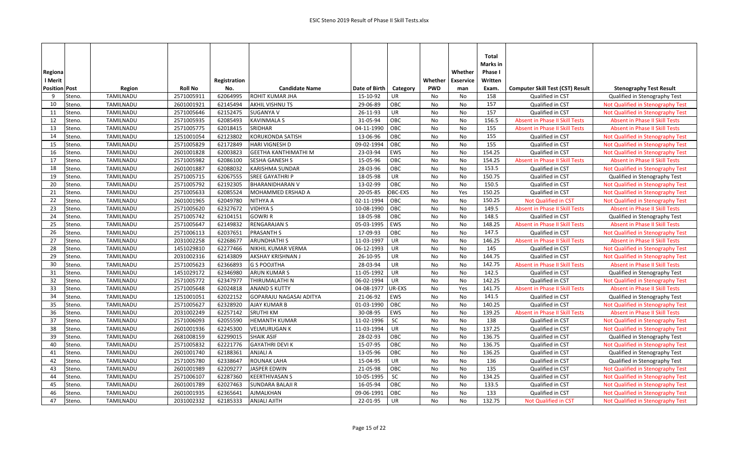| Regional Merit Position | Post | Region | Roll No | Registration No. | Candidate Name | Date of Birth | Category | Whether PWD | Whether Exservice man | Total Marks in Phase I Written Exam. | Computer Skill Test (CST) Result | Stenography Test Result |
|---|---|---|---|---|---|---|---|---|---|---|---|---|
| 9 | Steno. | TAMILNADU | 2571005911 | 62064995 | ROHIT KUMAR JHA | 15-10-92 | UR | No | No | 158 | Qualified in CST | Qualified in Stenography Test |
| 10 | Steno. | TAMILNADU | 2601001921 | 62145494 | AKHIL VISHNU TS | 29-06-89 | OBC | No | No | 157 | Qualified in CST | Not Qualified in Stenography Test |
| 11 | Steno. | TAMILNADU | 2571005646 | 62152475 | SUGANYA V | 26-11-93 | UR | No | No | 157 | Qualified in CST | Not Qualified in Stenography Test |
| 12 | Steno. | TAMILNADU | 2571005935 | 62085493 | KAVINMALA S | 31-05-94 | OBC | No | No | 156.5 | Absent in Phase II Skill Tests | Absent in Phase II Skill Tests |
| 13 | Steno. | TAMILNADU | 2571005775 | 62018415 | SRIDHAR | 04-11-1990 | OBC | No | No | 155 | Absent in Phase II Skill Tests | Absent in Phase II Skill Tests |
| 14 | Steno. | TAMILNADU | 1251001054 | 62123802 | KORUKONDA SATISH | 13-06-96 | OBC | No | No | 155 | Qualified in CST | Not Qualified in Stenography Test |
| 15 | Steno. | TAMILNADU | 2571005829 | 62172849 | HARI VIGNESH D | 09-02-1994 | OBC | No | No | 155 | Qualified in CST | Not Qualified in Stenography Test |
| 16 | Steno. | TAMILNADU | 2601001828 | 62003823 | GEETHA KANTHIMATHI M | 23-03-94 | EWS | No | No | 154.25 | Qualified in CST | Not Qualified in Stenography Test |
| 17 | Steno. | TAMILNADU | 2571005982 | 62086100 | SESHA GANESH S | 15-05-96 | OBC | No | No | 154.25 | Absent in Phase II Skill Tests | Absent in Phase II Skill Tests |
| 18 | Steno. | TAMILNADU | 2601001887 | 62088032 | KARISHMA SUNDAR | 28-03-96 | OBC | No | No | 153.5 | Qualified in CST | Not Qualified in Stenography Test |
| 19 | Steno. | TAMILNADU | 2571005715 | 62067555 | SREE GAYATHRI P | 18-05-98 | UR | No | No | 150.75 | Qualified in CST | Qualified in Stenography Test |
| 20 | Steno. | TAMILNADU | 2571005792 | 62192305 | BHARANIDHARAN V | 13-02-99 | OBC | No | No | 150.5 | Qualified in CST | Not Qualified in Stenography Test |
| 21 | Steno. | TAMILNADU | 2571005633 | 62085524 | MOHAMMED ERSHAD A | 20-05-85 | OBC-EXS | No | Yes | 150.25 | Qualified in CST | Not Qualified in Stenography Test |
| 22 | Steno. | TAMILNADU | 2601001965 | 62049780 | NITHYA A | 02-11-1994 | OBC | No | No | 150.25 | Not Qualified in CST | Not Qualified in Stenography Test |
| 23 | Steno. | TAMILNADU | 2571005620 | 62327672 | VIDHYA S | 10-08-1990 | OBC | No | No | 149.5 | Absent in Phase II Skill Tests | Absent in Phase II Skill Tests |
| 24 | Steno. | TAMILNADU | 2571005742 | 62104151 | GOWRI R | 18-05-98 | OBC | No | No | 148.5 | Qualified in CST | Qualified in Stenography Test |
| 25 | Steno. | TAMILNADU | 2571005647 | 62149832 | RENGARAJAN S | 05-03-1995 | EWS | No | No | 148.25 | Absent in Phase II Skill Tests | Absent in Phase II Skill Tests |
| 26 | Steno. | TAMILNADU | 2571006113 | 62037651 | PRASANTH S | 17-09-93 | OBC | No | No | 147.5 | Qualified in CST | Not Qualified in Stenography Test |
| 27 | Steno. | TAMILNADU | 2031002258 | 62268677 | ARUNDHATHI S | 11-03-1997 | UR | No | No | 146.25 | Absent in Phase II Skill Tests | Absent in Phase II Skill Tests |
| 28 | Steno. | TAMILNADU | 1451029810 | 62277466 | NIKHIL KUMAR VERMA | 06-12-1993 | UR | No | No | 145 | Qualified in CST | Not Qualified in Stenography Test |
| 29 | Steno. | TAMILNADU | 2031002316 | 62143809 | AKSHAY KRISHNAN J | 26-10-95 | UR | No | No | 144.75 | Qualified in CST | Not Qualified in Stenography Test |
| 30 | Steno. | TAMILNADU | 2571005623 | 62366893 | G S POOJITHA | 28-03-94 | UR | No | No | 142.75 | Absent in Phase II Skill Tests | Absent in Phase II Skill Tests |
| 31 | Steno. | TAMILNADU | 1451029172 | 62346980 | ARUN KUMAR S | 11-05-1992 | UR | No | No | 142.5 | Qualified in CST | Qualified in Stenography Test |
| 32 | Steno. | TAMILNADU | 2571005772 | 62347977 | THIRUMALATHI N | 06-02-1994 | UR | No | No | 142.25 | Qualified in CST | Not Qualified in Stenography Test |
| 33 | Steno. | TAMILNADU | 2571005648 | 62024818 | ANAND S KUTTY | 04-08-1977 | UR-EXS | No | Yes | 141.75 | Absent in Phase II Skill Tests | Absent in Phase II Skill Tests |
| 34 | Steno. | TAMILNADU | 1251001051 | 62022152 | GOPARAJU NAGASAI ADITYA | 21-06-92 | EWS | No | No | 141.5 | Qualified in CST | Qualified in Stenography Test |
| 35 | Steno. | TAMILNADU | 2571005627 | 62328920 | AJAY KUMAR B | 01-03-1990 | OBC | No | No | 140.25 | Qualified in CST | Not Qualified in Stenography Test |
| 36 | Steno. | TAMILNADU | 2031002249 | 62257142 | SRUTHI KM | 30-08-95 | EWS | No | No | 139.25 | Absent in Phase II Skill Tests | Absent in Phase II Skill Tests |
| 37 | Steno. | TAMILNADU | 2571006093 | 62055590 | HEMANTH KUMAR | 11-02-1996 | SC | No | No | 138 | Qualified in CST | Not Qualified in Stenography Test |
| 38 | Steno. | TAMILNADU | 2601001936 | 62245300 | VELMURUGAN K | 11-03-1994 | UR | No | No | 137.25 | Qualified in CST | Not Qualified in Stenography Test |
| 39 | Steno. | TAMILNADU | 2681008159 | 62299015 | SHAIK ASIF | 28-02-93 | OBC | No | No | 136.75 | Qualified in CST | Qualified in Stenography Test |
| 40 | Steno. | TAMILNADU | 2571005832 | 62221776 | GAYATHRI DEVI K | 15-07-95 | OBC | No | No | 136.75 | Qualified in CST | Not Qualified in Stenography Test |
| 41 | Steno. | TAMILNADU | 2601001740 | 62188361 | ANJALI A | 13-05-96 | OBC | No | No | 136.25 | Qualified in CST | Qualified in Stenography Test |
| 42 | Steno. | TAMILNADU | 2571005780 | 62338647 | ROUNAK LAHA | 15-04-95 | UR | No | No | 136 | Qualified in CST | Qualified in Stenography Test |
| 43 | Steno. | TAMILNADU | 2601001989 | 62209277 | JASPER EDWIN | 21-05-98 | OBC | No | No | 135 | Qualified in CST | Not Qualified in Stenography Test |
| 44 | Steno. | TAMILNADU | 2571006107 | 62287360 | KEERTHIVASAN S | 10-05-1995 | SC | No | No | 134.25 | Qualified in CST | Not Qualified in Stenography Test |
| 45 | Steno. | TAMILNADU | 2601001789 | 62027463 | SUNDARA BALAJI R | 16-05-94 | OBC | No | No | 133.5 | Qualified in CST | Not Qualified in Stenography Test |
| 46 | Steno. | TAMILNADU | 2601001935 | 62365641 | AJMALKHAN | 09-06-1991 | OBC | No | No | 133 | Qualified in CST | Not Qualified in Stenography Test |
| 47 | Steno. | TAMILNADU | 2031002332 | 62185333 | ANJALI AJITH | 22-01-95 | UR | No | No | 132.75 | Not Qualified in CST | Not Qualified in Stenography Test |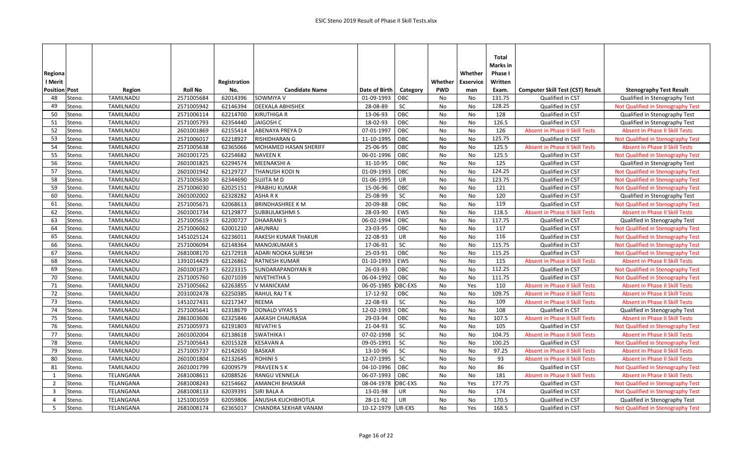| Regional Merit Position | Post | Region | Roll No | Registration No. | Candidate Name | Date of Birth | Category | Whether PWD | Whether Exservice man | Total Marks in Phase I Written Exam. | Computer Skill Test (CST) Result | Stenography Test Result |
|---|---|---|---|---|---|---|---|---|---|---|---|---|
| 48 | Steno. | TAMILNADU | 2571005684 | 62014396 | SOWMIYA V | 01-09-1993 | OBC | No | No | 131.75 | Qualified in CST | Qualified in Stenography Test |
| 49 | Steno. | TAMILNADU | 2571005942 | 62146394 | DEEKALA ABHISHEK | 28-08-89 | SC | No | No | 128.25 | Qualified in CST | Not Qualified in Stenography Test |
| 50 | Steno. | TAMILNADU | 2571006114 | 62214700 | KIRUTHIGA R | 13-06-93 | OBC | No | No | 128 | Qualified in CST | Qualified in Stenography Test |
| 51 | Steno. | TAMILNADU | 2571005793 | 62354440 | JAIGOSH C | 18-02-93 | OBC | No | No | 126.5 | Qualified in CST | Qualified in Stenography Test |
| 52 | Steno. | TAMILNADU | 2601001869 | 62155414 | ABENAYA PREYA D | 07-01-1997 | OBC | No | No | 126 | Absent in Phase II Skill Tests | Absent in Phase II Skill Tests |
| 53 | Steno. | TAMILNADU | 2571006017 | 62218927 | RISHIDHARAN G | 11-10-1995 | OBC | No | No | 125.75 | Qualified in CST | Not Qualified in Stenography Test |
| 54 | Steno. | TAMILNADU | 2571005638 | 62365066 | MOHAMED HASAN SHERIFF | 25-06-95 | OBC | No | No | 125.5 | Absent in Phase II Skill Tests | Absent in Phase II Skill Tests |
| 55 | Steno. | TAMILNADU | 2601001725 | 62254682 | NAVEEN K | 06-01-1996 | OBC | No | No | 125.5 | Qualified in CST | Not Qualified in Stenography Test |
| 56 | Steno. | TAMILNADU | 2601001825 | 62294574 | MEENAKSHI A | 31-10-95 | OBC | No | No | 125 | Qualified in CST | Qualified in Stenography Test |
| 57 | Steno. | TAMILNADU | 2601001942 | 62129727 | THANUSH KODI N | 01-09-1993 | OBC | No | No | 124.25 | Qualified in CST | Not Qualified in Stenography Test |
| 58 | Steno. | TAMILNADU | 2571005630 | 62344690 | SUJITA M D | 01-06-1995 | UR | No | No | 123.75 | Qualified in CST | Not Qualified in Stenography Test |
| 59 | Steno. | TAMILNADU | 2571006030 | 62025151 | PRABHU KUMAR | 15-06-96 | OBC | No | No | 121 | Qualified in CST | Not Qualified in Stenography Test |
| 60 | Steno. | TAMILNADU | 2601002002 | 62328282 | ASHA R K | 25-08-99 | SC | No | No | 120 | Qualified in CST | Qualified in Stenography Test |
| 61 | Steno. | TAMILNADU | 2571005671 | 62068613 | BRINDHASHREE K M | 20-09-88 | OBC | No | No | 119 | Qualified in CST | Not Qualified in Stenography Test |
| 62 | Steno. | TAMILNADU | 2601001734 | 62129877 | SUBBULAKSHMI S | 28-03-90 | EWS | No | No | 118.5 | Absent in Phase II Skill Tests | Absent in Phase II Skill Tests |
| 63 | Steno. | TAMILNADU | 2571005619 | 62200727 | DHAARANI S | 06-02-1994 | OBC | No | No | 117.75 | Qualified in CST | Qualified in Stenography Test |
| 64 | Steno. | TAMILNADU | 2571006062 | 62001210 | ARUNRAJ | 23-03-95 | OBC | No | No | 117 | Qualified in CST | Not Qualified in Stenography Test |
| 65 | Steno. | TAMILNADU | 1451025124 | 62236011 | RAKESH KUMAR THAKUR | 22-08-93 | UR | No | No | 116 | Qualified in CST | Not Qualified in Stenography Test |
| 66 | Steno. | TAMILNADU | 2571006094 | 62148364 | MANOJKUMAR S | 17-06-91 | SC | No | No | 115.75 | Qualified in CST | Not Qualified in Stenography Test |
| 67 | Steno. | TAMILNADU | 2681008170 | 62172918 | ADARI NOOKA SURESH | 25-03-91 | OBC | No | No | 115.25 | Qualified in CST | Not Qualified in Stenography Test |
| 68 | Steno. | TAMILNADU | 1391014429 | 62126862 | RATNESH KUMAR | 01-10-1993 | EWS | No | No | 115 | Absent in Phase II Skill Tests | Absent in Phase II Skill Tests |
| 69 | Steno. | TAMILNADU | 2601001873 | 62223315 | SUNDARAPANDIYAN R | 26-03-93 | OBC | No | No | 112.25 | Qualified in CST | Not Qualified in Stenography Test |
| 70 | Steno. | TAMILNADU | 2571005760 | 62071039 | NIVETHITHA S | 06-04-1992 | OBC | No | No | 111.75 | Qualified in CST | Not Qualified in Stenography Test |
| 71 | Steno. | TAMILNADU | 2571005662 | 62263855 | V MANICKAM | 06-05-1985 | OBC-EXS | No | Yes | 110 | Absent in Phase II Skill Tests | Absent in Phase II Skill Tests |
| 72 | Steno. | TAMILNADU | 2031002478 | 62250385 | RAHUL RAJ T K | 17-12-92 | OBC | No | No | 109.75 | Absent in Phase II Skill Tests | Absent in Phase II Skill Tests |
| 73 | Steno. | TAMILNADU | 1451027431 | 62217347 | REEMA | 22-08-93 | SC | No | No | 109 | Absent in Phase II Skill Tests | Absent in Phase II Skill Tests |
| 74 | Steno. | TAMILNADU | 2571005641 | 62318679 | DONALD VIYAS S | 12-02-1993 | OBC | No | No | 108 | Qualified in CST | Qualified in Stenography Test |
| 75 | Steno. | TAMILNADU | 2861003606 | 62325846 | AAKASH CHAURASIA | 29-03-94 | OBC | No | No | 107.5 | Absent in Phase II Skill Tests | Absent in Phase II Skill Tests |
| 76 | Steno. | TAMILNADU | 2571005973 | 62191803 | REVATHI S | 21-04-93 | SC | No | No | 105 | Qualified in CST | Not Qualified in Stenography Test |
| 77 | Steno. | TAMILNADU | 2601002004 | 62138618 | SWATHIKA I | 07-02-1998 | SC | No | No | 104.75 | Absent in Phase II Skill Tests | Absent in Phase II Skill Tests |
| 78 | Steno. | TAMILNADU | 2571005643 | 62015328 | KESAVAN A | 09-05-1991 | SC | No | No | 100.25 | Qualified in CST | Not Qualified in Stenography Test |
| 79 | Steno. | TAMILNADU | 2571005737 | 62142650 | BASKAR | 13-10-96 | SC | No | No | 97.25 | Absent in Phase II Skill Tests | Absent in Phase II Skill Tests |
| 80 | Steno. | TAMILNADU | 2601001804 | 62132645 | ROHINI S | 12-07-1995 | SC | No | No | 93 | Absent in Phase II Skill Tests | Absent in Phase II Skill Tests |
| 81 | Steno. | TAMILNADU | 2601001799 | 62009579 | PRAVEEN S K | 04-10-1996 | OBC | No | No | 86 | Qualified in CST | Not Qualified in Stenography Test |
| 1 | Steno. | TELANGANA | 2681008611 | 62088526 | RANGU VENNELA | 06-07-1993 | OBC | No | No | 181 | Absent in Phase II Skill Tests | Absent in Phase II Skill Tests |
| 2 | Steno. | TELANGANA | 2681008243 | 62154662 | AMANCHI BHASKAR | 08-04-1978 | OBC-EXS | No | Yes | 177.75 | Qualified in CST | Not Qualified in Stenography Test |
| 3 | Steno. | TELANGANA | 2681008133 | 62039391 | SIRI BALA A | 13-01-98 | UR | No | No | 174 | Qualified in CST | Not Qualified in Stenography Test |
| 4 | Steno. | TELANGANA | 1251001059 | 62059806 | ANUSHA KUCHIBHOTLA | 28-11-92 | UR | No | No | 170.5 | Qualified in CST | Qualified in Stenography Test |
| 5 | Steno. | TELANGANA | 2681008174 | 62365017 | CHANDRA SEKHAR VANAM | 10-12-1979 | UR-EXS | No | Yes | 168.5 | Qualified in CST | Not Qualified in Stenography Test |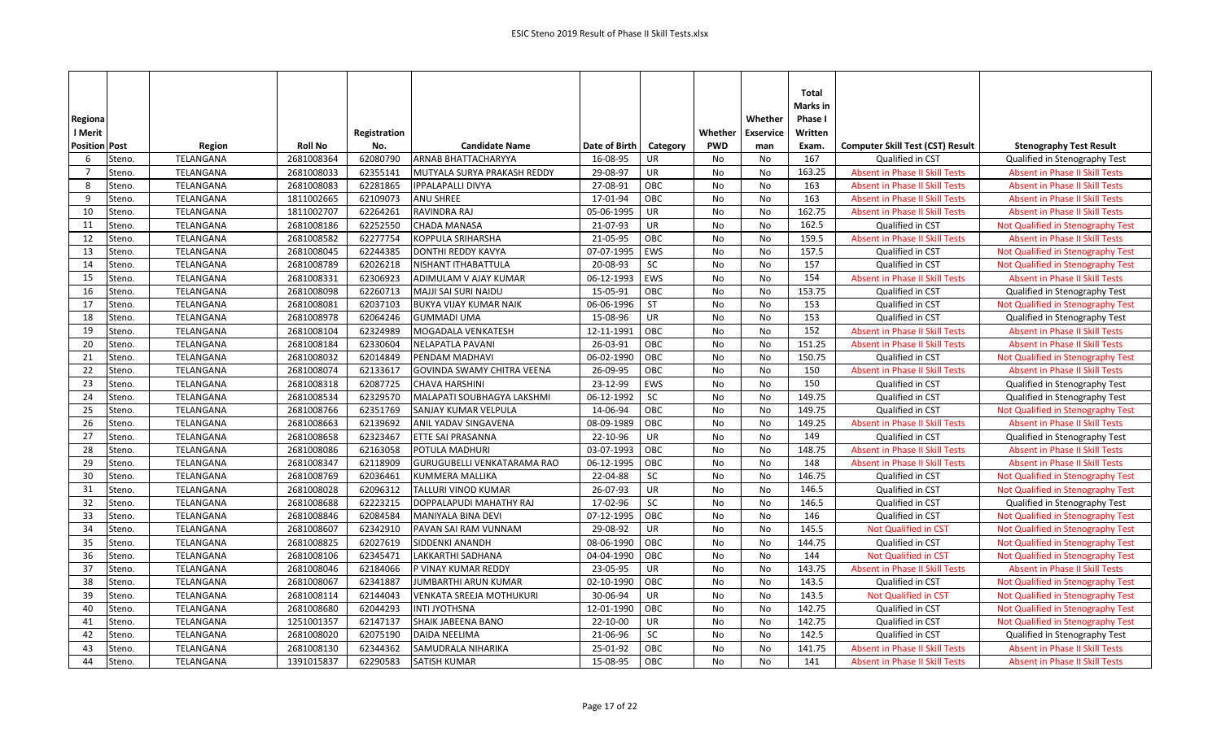| Regional Merit Position | Post | Region | Roll No | Registration No. | Candidate Name | Date of Birth | Category | Whether PWD | Whether Exservice man | Total Marks in Phase I Written Exam. | Computer Skill Test (CST) Result | Stenography Test Result |
|---|---|---|---|---|---|---|---|---|---|---|---|---|
| 6 | Steno. | TELANGANA | 2681008364 | 62080790 | ARNAB BHATTACHARYYA | 16-08-95 | UR | No | No | 167 | Qualified in CST | Qualified in Stenography Test |
| 7 | Steno. | TELANGANA | 2681008033 | 62355141 | MUTYALA SURYA PRAKASH REDDY | 29-08-97 | UR | No | No | 163.25 | Absent in Phase II Skill Tests | Absent in Phase II Skill Tests |
| 8 | Steno. | TELANGANA | 2681008083 | 62281865 | IPPALAPALLI DIVYA | 27-08-91 | OBC | No | No | 163 | Absent in Phase II Skill Tests | Absent in Phase II Skill Tests |
| 9 | Steno. | TELANGANA | 1811002665 | 62109073 | ANU SHREE | 17-01-94 | OBC | No | No | 163 | Absent in Phase II Skill Tests | Absent in Phase II Skill Tests |
| 10 | Steno. | TELANGANA | 1811002707 | 62264261 | RAVINDRA RAJ | 05-06-1995 | UR | No | No | 162.75 | Absent in Phase II Skill Tests | Absent in Phase II Skill Tests |
| 11 | Steno. | TELANGANA | 2681008186 | 62252550 | CHADA MANASA | 21-07-93 | UR | No | No | 162.5 | Qualified in CST | Not Qualified in Stenography Test |
| 12 | Steno. | TELANGANA | 2681008582 | 62277754 | KOPPULA SRIHARSHA | 21-05-95 | OBC | No | No | 159.5 | Absent in Phase II Skill Tests | Absent in Phase II Skill Tests |
| 13 | Steno. | TELANGANA | 2681008045 | 62244385 | DONTHI REDDY KAVYA | 07-07-1995 | EWS | No | No | 157.5 | Qualified in CST | Not Qualified in Stenography Test |
| 14 | Steno. | TELANGANA | 2681008789 | 62026218 | NISHANT ITHABATTULA | 20-08-93 | SC | No | No | 157 | Qualified in CST | Not Qualified in Stenography Test |
| 15 | Steno. | TELANGANA | 2681008331 | 62306923 | ADIMULAM V AJAY KUMAR | 06-12-1993 | EWS | No | No | 154 | Absent in Phase II Skill Tests | Absent in Phase II Skill Tests |
| 16 | Steno. | TELANGANA | 2681008098 | 62260713 | MAJJI SAI SURI NAIDU | 15-05-91 | OBC | No | No | 153.75 | Qualified in CST | Qualified in Stenography Test |
| 17 | Steno. | TELANGANA | 2681008081 | 62037103 | BUKYA VIJAY KUMAR NAIK | 06-06-1996 | ST | No | No | 153 | Qualified in CST | Not Qualified in Stenography Test |
| 18 | Steno. | TELANGANA | 2681008978 | 62064246 | GUMMADI UMA | 15-08-96 | UR | No | No | 153 | Qualified in CST | Qualified in Stenography Test |
| 19 | Steno. | TELANGANA | 2681008104 | 62324989 | MOGADALA VENKATESH | 12-11-1991 | OBC | No | No | 152 | Absent in Phase II Skill Tests | Absent in Phase II Skill Tests |
| 20 | Steno. | TELANGANA | 2681008184 | 62330604 | NELAPATLA PAVANI | 26-03-91 | OBC | No | No | 151.25 | Absent in Phase II Skill Tests | Absent in Phase II Skill Tests |
| 21 | Steno. | TELANGANA | 2681008032 | 62014849 | PENDAM MADHAVI | 06-02-1990 | OBC | No | No | 150.75 | Qualified in CST | Not Qualified in Stenography Test |
| 22 | Steno. | TELANGANA | 2681008074 | 62133617 | GOVINDA SWAMY CHITRA VEENA | 26-09-95 | OBC | No | No | 150 | Absent in Phase II Skill Tests | Absent in Phase II Skill Tests |
| 23 | Steno. | TELANGANA | 2681008318 | 62087725 | CHAVA HARSHINI | 23-12-99 | EWS | No | No | 150 | Qualified in CST | Qualified in Stenography Test |
| 24 | Steno. | TELANGANA | 2681008534 | 62329570 | MALAPATI SOUBHAGYA LAKSHMI | 06-12-1992 | SC | No | No | 149.75 | Qualified in CST | Qualified in Stenography Test |
| 25 | Steno. | TELANGANA | 2681008766 | 62351769 | SANJAY KUMAR VELPULA | 14-06-94 | OBC | No | No | 149.75 | Qualified in CST | Not Qualified in Stenography Test |
| 26 | Steno. | TELANGANA | 2681008663 | 62139692 | ANIL YADAV SINGAVENA | 08-09-1989 | OBC | No | No | 149.25 | Absent in Phase II Skill Tests | Absent in Phase II Skill Tests |
| 27 | Steno. | TELANGANA | 2681008658 | 62323467 | ETTE SAI PRASANNA | 22-10-96 | UR | No | No | 149 | Qualified in CST | Qualified in Stenography Test |
| 28 | Steno. | TELANGANA | 2681008086 | 62163058 | POTULA MADHURI | 03-07-1993 | OBC | No | No | 148.75 | Absent in Phase II Skill Tests | Absent in Phase II Skill Tests |
| 29 | Steno. | TELANGANA | 2681008347 | 62118909 | GURUGUBELLI VENKATARAMA RAO | 06-12-1995 | OBC | No | No | 148 | Absent in Phase II Skill Tests | Absent in Phase II Skill Tests |
| 30 | Steno. | TELANGANA | 2681008769 | 62036461 | KUMMERA MALLIKA | 22-04-88 | SC | No | No | 146.75 | Qualified in CST | Not Qualified in Stenography Test |
| 31 | Steno. | TELANGANA | 2681008028 | 62096312 | TALLURI VINOD KUMAR | 26-07-93 | UR | No | No | 146.5 | Qualified in CST | Not Qualified in Stenography Test |
| 32 | Steno. | TELANGANA | 2681008688 | 62223215 | DOPPALAPUDI MAHATHY RAJ | 17-02-96 | SC | No | No | 146.5 | Qualified in CST | Qualified in Stenography Test |
| 33 | Steno. | TELANGANA | 2681008846 | 62084584 | MANIYALA BINA DEVI | 07-12-1995 | OBC | No | No | 146 | Qualified in CST | Not Qualified in Stenography Test |
| 34 | Steno. | TELANGANA | 2681008607 | 62342910 | PAVAN SAI RAM VUNNAM | 29-08-92 | UR | No | No | 145.5 | Not Qualified in CST | Not Qualified in Stenography Test |
| 35 | Steno. | TELANGANA | 2681008825 | 62027619 | SIDDENKI ANANDH | 08-06-1990 | OBC | No | No | 144.75 | Qualified in CST | Not Qualified in Stenography Test |
| 36 | Steno. | TELANGANA | 2681008106 | 62345471 | LAKKARTHI SADHANA | 04-04-1990 | OBC | No | No | 144 | Not Qualified in CST | Not Qualified in Stenography Test |
| 37 | Steno. | TELANGANA | 2681008046 | 62184066 | P VINAY KUMAR REDDY | 23-05-95 | UR | No | No | 143.75 | Absent in Phase II Skill Tests | Absent in Phase II Skill Tests |
| 38 | Steno. | TELANGANA | 2681008067 | 62341887 | JUMBARTHI ARUN KUMAR | 02-10-1990 | OBC | No | No | 143.5 | Qualified in CST | Not Qualified in Stenography Test |
| 39 | Steno. | TELANGANA | 2681008114 | 62144043 | VENKATA SREEJA MOTHUKURI | 30-06-94 | UR | No | No | 143.5 | Not Qualified in CST | Not Qualified in Stenography Test |
| 40 | Steno. | TELANGANA | 2681008680 | 62044293 | INTI JYOTHSNA | 12-01-1990 | OBC | No | No | 142.75 | Qualified in CST | Not Qualified in Stenography Test |
| 41 | Steno. | TELANGANA | 1251001357 | 62147137 | SHAIK JABEENA BANO | 22-10-00 | UR | No | No | 142.75 | Qualified in CST | Not Qualified in Stenography Test |
| 42 | Steno. | TELANGANA | 2681008020 | 62075190 | DAIDA NEELIMA | 21-06-96 | SC | No | No | 142.5 | Qualified in CST | Qualified in Stenography Test |
| 43 | Steno. | TELANGANA | 2681008130 | 62344362 | SAMUDRALA NIHARIKA | 25-01-92 | OBC | No | No | 141.75 | Absent in Phase II Skill Tests | Absent in Phase II Skill Tests |
| 44 | Steno. | TELANGANA | 1391015837 | 62290583 | SATISH KUMAR | 15-08-95 | OBC | No | No | 141 | Absent in Phase II Skill Tests | Absent in Phase II Skill Tests |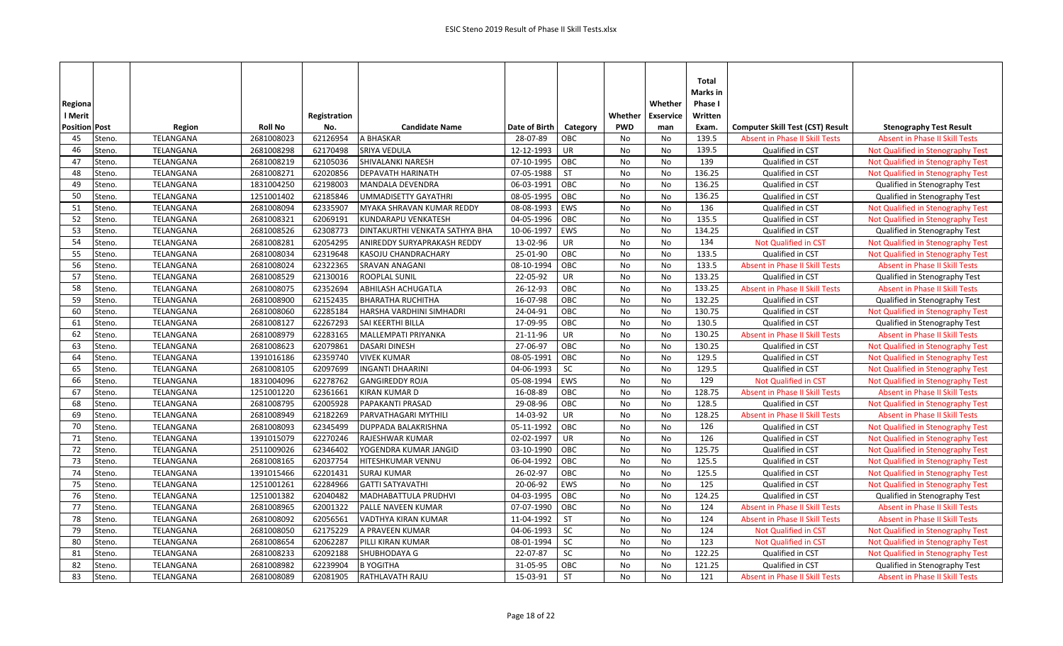# ESIC Steno 2019 Result of Phase II Skill Tests.xlsx

| Regional Merit Position | Post | Region | Roll No | Registration No. | Candidate Name | Date of Birth | Category | Whether PWD | Whether Exservice man | Total Marks in Phase I Written Exam. | Computer Skill Test (CST) Result | Stenography Test Result |
|---|---|---|---|---|---|---|---|---|---|---|---|---|
| 45 | Steno. | TELANGANA | 2681008023 | 62126954 | A BHASKAR | 28-07-89 | OBC | No | No | 139.5 | Absent in Phase II Skill Tests | Absent in Phase II Skill Tests |
| 46 | Steno. | TELANGANA | 2681008298 | 62170498 | SRIYA VEDULA | 12-12-1993 | UR | No | No | 139.5 | Qualified in CST | Not Qualified in Stenography Test |
| 47 | Steno. | TELANGANA | 2681008219 | 62105036 | SHIVALANKI NARESH | 07-10-1995 | OBC | No | No | 139 | Qualified in CST | Not Qualified in Stenography Test |
| 48 | Steno. | TELANGANA | 2681008271 | 62020856 | DEPAVATH HARINATH | 07-05-1988 | ST | No | No | 136.25 | Qualified in CST | Not Qualified in Stenography Test |
| 49 | Steno. | TELANGANA | 1831004250 | 62198003 | MANDALA DEVENDRA | 06-03-1991 | OBC | No | No | 136.25 | Qualified in CST | Qualified in Stenography Test |
| 50 | Steno. | TELANGANA | 1251001402 | 62185846 | UMMADISETTY GAYATHRI | 08-05-1995 | OBC | No | No | 136.25 | Qualified in CST | Qualified in Stenography Test |
| 51 | Steno. | TELANGANA | 2681008094 | 62335907 | MYAKA SHRAVAN KUMAR REDDY | 08-08-1993 | EWS | No | No | 136 | Qualified in CST | Not Qualified in Stenography Test |
| 52 | Steno. | TELANGANA | 2681008321 | 62069191 | KUNDARAPU VENKATESH | 04-05-1996 | OBC | No | No | 135.5 | Qualified in CST | Not Qualified in Stenography Test |
| 53 | Steno. | TELANGANA | 2681008526 | 62308773 | DINTAKURTHI VENKATA SATHYA BHA | 10-06-1997 | EWS | No | No | 134.25 | Qualified in CST | Qualified in Stenography Test |
| 54 | Steno. | TELANGANA | 2681008281 | 62054295 | ANIREDDY SURYAPRAKASH REDDY | 13-02-96 | UR | No | No | 134 | Not Qualified in CST | Not Qualified in Stenography Test |
| 55 | Steno. | TELANGANA | 2681008034 | 62319648 | KASOJU CHANDRACHARY | 25-01-90 | OBC | No | No | 133.5 | Qualified in CST | Not Qualified in Stenography Test |
| 56 | Steno. | TELANGANA | 2681008024 | 62322365 | SRAVAN ANAGANI | 08-10-1994 | OBC | No | No | 133.5 | Absent in Phase II Skill Tests | Absent in Phase II Skill Tests |
| 57 | Steno. | TELANGANA | 2681008529 | 62130016 | ROOPLAL SUNIL | 22-05-92 | UR | No | No | 133.25 | Qualified in CST | Qualified in Stenography Test |
| 58 | Steno. | TELANGANA | 2681008075 | 62352694 | ABHILASH ACHUGATLA | 26-12-93 | OBC | No | No | 133.25 | Absent in Phase II Skill Tests | Absent in Phase II Skill Tests |
| 59 | Steno. | TELANGANA | 2681008900 | 62152435 | BHARATHA RUCHITHA | 16-07-98 | OBC | No | No | 132.25 | Qualified in CST | Qualified in Stenography Test |
| 60 | Steno. | TELANGANA | 2681008060 | 62285184 | HARSHA VARDHINI SIMHADRI | 24-04-91 | OBC | No | No | 130.75 | Qualified in CST | Not Qualified in Stenography Test |
| 61 | Steno. | TELANGANA | 2681008127 | 62267293 | SAI KEERTHI BILLA | 17-09-95 | OBC | No | No | 130.5 | Qualified in CST | Qualified in Stenography Test |
| 62 | Steno. | TELANGANA | 2681008979 | 62283165 | MALLEMPATI PRIYANKA | 21-11-96 | UR | No | No | 130.25 | Absent in Phase II Skill Tests | Absent in Phase II Skill Tests |
| 63 | Steno. | TELANGANA | 2681008623 | 62079861 | DASARI DINESH | 27-06-97 | OBC | No | No | 130.25 | Qualified in CST | Not Qualified in Stenography Test |
| 64 | Steno. | TELANGANA | 1391016186 | 62359740 | VIVEK KUMAR | 08-05-1991 | OBC | No | No | 129.5 | Qualified in CST | Not Qualified in Stenography Test |
| 65 | Steno. | TELANGANA | 2681008105 | 62097699 | INGANTI DHAARINI | 04-06-1993 | SC | No | No | 129.5 | Qualified in CST | Not Qualified in Stenography Test |
| 66 | Steno. | TELANGANA | 1831004096 | 62278762 | GANGIREDDY ROJA | 05-08-1994 | EWS | No | No | 129 | Not Qualified in CST | Not Qualified in Stenography Test |
| 67 | Steno. | TELANGANA | 1251001220 | 62361661 | KIRAN KUMAR D | 16-08-89 | OBC | No | No | 128.75 | Absent in Phase II Skill Tests | Absent in Phase II Skill Tests |
| 68 | Steno. | TELANGANA | 2681008795 | 62005928 | PAPAKANTI PRASAD | 29-08-96 | OBC | No | No | 128.5 | Qualified in CST | Not Qualified in Stenography Test |
| 69 | Steno. | TELANGANA | 2681008949 | 62182269 | PARVATHAGARI MYTHILI | 14-03-92 | UR | No | No | 128.25 | Absent in Phase II Skill Tests | Absent in Phase II Skill Tests |
| 70 | Steno. | TELANGANA | 2681008093 | 62345499 | DUPPADA BALAKRISHNA | 05-11-1992 | OBC | No | No | 126 | Qualified in CST | Not Qualified in Stenography Test |
| 71 | Steno. | TELANGANA | 1391015079 | 62270246 | RAJESHWAR KUMAR | 02-02-1997 | UR | No | No | 126 | Qualified in CST | Not Qualified in Stenography Test |
| 72 | Steno. | TELANGANA | 2511009026 | 62346402 | YOGENDRA KUMAR JANGID | 03-10-1990 | OBC | No | No | 125.75 | Qualified in CST | Not Qualified in Stenography Test |
| 73 | Steno. | TELANGANA | 2681008165 | 62037754 | HITESHKUMAR VENNU | 06-04-1992 | OBC | No | No | 125.5 | Qualified in CST | Not Qualified in Stenography Test |
| 74 | Steno. | TELANGANA | 1391015466 | 62201431 | SURAJ KUMAR | 26-02-97 | OBC | No | No | 125.5 | Qualified in CST | Not Qualified in Stenography Test |
| 75 | Steno. | TELANGANA | 1251001261 | 62284966 | GATTI SATYAVATHI | 20-06-92 | EWS | No | No | 125 | Qualified in CST | Not Qualified in Stenography Test |
| 76 | Steno. | TELANGANA | 1251001382 | 62040482 | MADHABATTULA PRUDHVI | 04-03-1995 | OBC | No | No | 124.25 | Qualified in CST | Qualified in Stenography Test |
| 77 | Steno. | TELANGANA | 2681008965 | 62001322 | PALLE NAVEEN KUMAR | 07-07-1990 | OBC | No | No | 124 | Absent in Phase II Skill Tests | Absent in Phase II Skill Tests |
| 78 | Steno. | TELANGANA | 2681008092 | 62056561 | VADTHYA KIRAN KUMAR | 11-04-1992 | ST | No | No | 124 | Absent in Phase II Skill Tests | Absent in Phase II Skill Tests |
| 79 | Steno. | TELANGANA | 2681008050 | 62175229 | A PRAVEEN KUMAR | 04-06-1993 | SC | No | No | 124 | Not Qualified in CST | Not Qualified in Stenography Test |
| 80 | Steno. | TELANGANA | 2681008654 | 62062287 | PILLI KIRAN KUMAR | 08-01-1994 | SC | No | No | 123 | Not Qualified in CST | Not Qualified in Stenography Test |
| 81 | Steno. | TELANGANA | 2681008233 | 62092188 | SHUBHODAYA G | 22-07-87 | SC | No | No | 122.25 | Qualified in CST | Not Qualified in Stenography Test |
| 82 | Steno. | TELANGANA | 2681008982 | 62239904 | B YOGITHA | 31-05-95 | OBC | No | No | 121.25 | Qualified in CST | Qualified in Stenography Test |
| 83 | Steno. | TELANGANA | 2681008089 | 62081905 | RATHLAVATH RAJU | 15-03-91 | ST | No | No | 121 | Absent in Phase II Skill Tests | Absent in Phase II Skill Tests |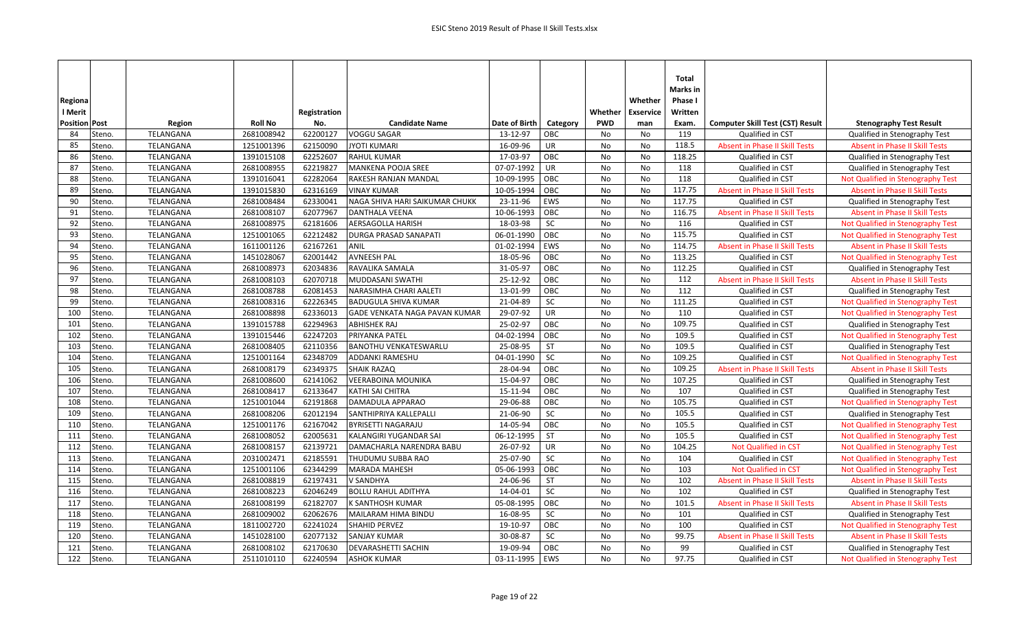| Regional Merit Position | Post | Region | Roll No | Registration No. | Candidate Name | Date of Birth | Category | Whether PWD | Whether Exservice man | Total Marks in Phase I Written Exam. | Computer Skill Test (CST) Result | Stenography Test Result |
|---|---|---|---|---|---|---|---|---|---|---|---|---|
| 84 | Steno. | TELANGANA | 2681008942 | 62200127 | VOGGU SAGAR | 13-12-97 | OBC | No | No | 119 | Qualified in CST | Qualified in Stenography Test |
| 85 | Steno. | TELANGANA | 1251001396 | 62150090 | JYOTI KUMARI | 16-09-96 | UR | No | No | 118.5 | Absent in Phase II Skill Tests | Absent in Phase II Skill Tests |
| 86 | Steno. | TELANGANA | 1391015108 | 62252607 | RAHUL KUMAR | 17-03-97 | OBC | No | No | 118.25 | Qualified in CST | Qualified in Stenography Test |
| 87 | Steno. | TELANGANA | 2681008955 | 62219827 | MANKENA POOJA SREE | 07-07-1992 | UR | No | No | 118 | Qualified in CST | Qualified in Stenography Test |
| 88 | Steno. | TELANGANA | 1391016041 | 62282064 | RAKESH RANJAN MANDAL | 10-09-1995 | OBC | No | No | 118 | Qualified in CST | Not Qualified in Stenography Test |
| 89 | Steno. | TELANGANA | 1391015830 | 62316169 | VINAY KUMAR | 10-05-1994 | OBC | No | No | 117.75 | Absent in Phase II Skill Tests | Absent in Phase II Skill Tests |
| 90 | Steno. | TELANGANA | 2681008484 | 62330041 | NAGA SHIVA HARI SAIKUMAR CHUKK | 23-11-96 | EWS | No | No | 117.75 | Qualified in CST | Qualified in Stenography Test |
| 91 | Steno. | TELANGANA | 2681008107 | 62077967 | DANTHALA VEENA | 10-06-1993 | OBC | No | No | 116.75 | Absent in Phase II Skill Tests | Absent in Phase II Skill Tests |
| 92 | Steno. | TELANGANA | 2681008975 | 62181606 | AERSAGOLLA HARISH | 18-03-98 | SC | No | No | 116 | Qualified in CST | Not Qualified in Stenography Test |
| 93 | Steno. | TELANGANA | 1251001065 | 62212482 | DURGA PRASAD SANAPATI | 06-01-1990 | OBC | No | No | 115.75 | Qualified in CST | Not Qualified in Stenography Test |
| 94 | Steno. | TELANGANA | 1611001126 | 62167261 | ANIL | 01-02-1994 | EWS | No | No | 114.75 | Absent in Phase II Skill Tests | Absent in Phase II Skill Tests |
| 95 | Steno. | TELANGANA | 1451028067 | 62001442 | AVNEESH PAL | 18-05-96 | OBC | No | No | 113.25 | Qualified in CST | Not Qualified in Stenography Test |
| 96 | Steno. | TELANGANA | 2681008973 | 62034836 | RAVALIKA SAMALA | 31-05-97 | OBC | No | No | 112.25 | Qualified in CST | Qualified in Stenography Test |
| 97 | Steno. | TELANGANA | 2681008103 | 62070718 | MUDDASANI SWATHI | 25-12-92 | OBC | No | No | 112 | Absent in Phase II Skill Tests | Absent in Phase II Skill Tests |
| 98 | Steno. | TELANGANA | 2681008788 | 62081453 | NARASIMHA CHARI AALETI | 13-01-99 | OBC | No | No | 112 | Qualified in CST | Qualified in Stenography Test |
| 99 | Steno. | TELANGANA | 2681008316 | 62226345 | BADUGULA SHIVA KUMAR | 21-04-89 | SC | No | No | 111.25 | Qualified in CST | Not Qualified in Stenography Test |
| 100 | Steno. | TELANGANA | 2681008898 | 62336013 | GADE VENKATA NAGA PAVAN KUMAR | 29-07-92 | UR | No | No | 110 | Qualified in CST | Not Qualified in Stenography Test |
| 101 | Steno. | TELANGANA | 1391015788 | 62294963 | ABHISHEK RAJ | 25-02-97 | OBC | No | No | 109.75 | Qualified in CST | Qualified in Stenography Test |
| 102 | Steno. | TELANGANA | 1391015446 | 62247203 | PRIYANKA PATEL | 04-02-1994 | OBC | No | No | 109.5 | Qualified in CST | Not Qualified in Stenography Test |
| 103 | Steno. | TELANGANA | 2681008405 | 62110356 | BANOTHU VENKATESWARLU | 25-08-95 | ST | No | No | 109.5 | Qualified in CST | Qualified in Stenography Test |
| 104 | Steno. | TELANGANA | 1251001164 | 62348709 | ADDANKI RAMESHU | 04-01-1990 | SC | No | No | 109.25 | Qualified in CST | Not Qualified in Stenography Test |
| 105 | Steno. | TELANGANA | 2681008179 | 62349375 | SHAIK RAZAQ | 28-04-94 | OBC | No | No | 109.25 | Absent in Phase II Skill Tests | Absent in Phase II Skill Tests |
| 106 | Steno. | TELANGANA | 2681008600 | 62141062 | VEERABOINA MOUNIKA | 15-04-97 | OBC | No | No | 107.25 | Qualified in CST | Qualified in Stenography Test |
| 107 | Steno. | TELANGANA | 2681008417 | 62133647 | KATHI SAI CHITRA | 15-11-94 | OBC | No | No | 107 | Qualified in CST | Qualified in Stenography Test |
| 108 | Steno. | TELANGANA | 1251001044 | 62191868 | DAMADULA APPARAO | 29-06-88 | OBC | No | No | 105.75 | Qualified in CST | Not Qualified in Stenography Test |
| 109 | Steno. | TELANGANA | 2681008206 | 62012194 | SANTHIPRIYA KALLEPALLI | 21-06-90 | SC | No | No | 105.5 | Qualified in CST | Qualified in Stenography Test |
| 110 | Steno. | TELANGANA | 1251001176 | 62167042 | BYRISETTI NAGARAJU | 14-05-94 | OBC | No | No | 105.5 | Qualified in CST | Not Qualified in Stenography Test |
| 111 | Steno. | TELANGANA | 2681008052 | 62005631 | KALANGIRI YUGANDAR SAI | 06-12-1995 | ST | No | No | 105.5 | Qualified in CST | Not Qualified in Stenography Test |
| 112 | Steno. | TELANGANA | 2681008157 | 62139721 | DAMACHARLA NARENDRA BABU | 26-07-92 | UR | No | No | 104.25 | Not Qualified in CST | Not Qualified in Stenography Test |
| 113 | Steno. | TELANGANA | 2031002471 | 62185591 | THUDUMU SUBBA RAO | 25-07-90 | SC | No | No | 104 | Qualified in CST | Not Qualified in Stenography Test |
| 114 | Steno. | TELANGANA | 1251001106 | 62344299 | MARADA MAHESH | 05-06-1993 | OBC | No | No | 103 | Not Qualified in CST | Not Qualified in Stenography Test |
| 115 | Steno. | TELANGANA | 2681008819 | 62197431 | V SANDHYA | 24-06-96 | ST | No | No | 102 | Absent in Phase II Skill Tests | Absent in Phase II Skill Tests |
| 116 | Steno. | TELANGANA | 2681008223 | 62046249 | BOLLU RAHUL ADITHYA | 14-04-01 | SC | No | No | 102 | Qualified in CST | Qualified in Stenography Test |
| 117 | Steno. | TELANGANA | 2681008199 | 62182707 | K SANTHOSH KUMAR | 05-08-1995 | OBC | No | No | 101.5 | Absent in Phase II Skill Tests | Absent in Phase II Skill Tests |
| 118 | Steno. | TELANGANA | 2681009002 | 62062676 | MAILARAM HIMA BINDU | 16-08-95 | SC | No | No | 101 | Qualified in CST | Qualified in Stenography Test |
| 119 | Steno. | TELANGANA | 1811002720 | 62241024 | SHAHID PERVEZ | 19-10-97 | OBC | No | No | 100 | Qualified in CST | Not Qualified in Stenography Test |
| 120 | Steno. | TELANGANA | 1451028100 | 62077132 | SANJAY KUMAR | 30-08-87 | SC | No | No | 99.75 | Absent in Phase II Skill Tests | Absent in Phase II Skill Tests |
| 121 | Steno. | TELANGANA | 2681008102 | 62170630 | DEVARASHETTI SACHIN | 19-09-94 | OBC | No | No | 99 | Qualified in CST | Qualified in Stenography Test |
| 122 | Steno. | TELANGANA | 2511010110 | 62240594 | ASHOK KUMAR | 03-11-1995 | EWS | No | No | 97.75 | Qualified in CST | Not Qualified in Stenography Test |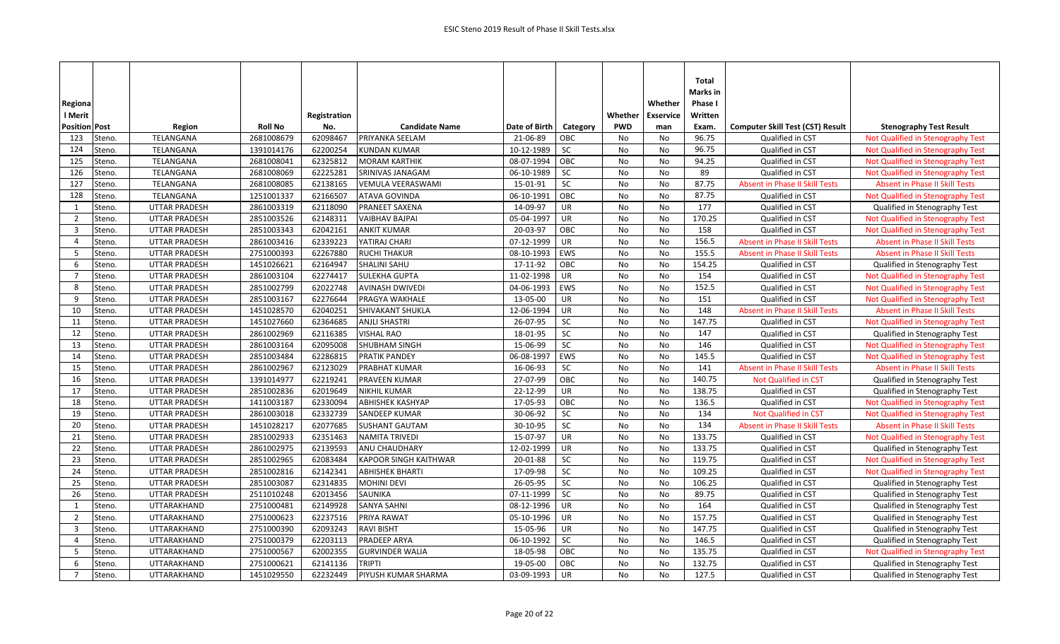| Regional Merit Position | Post | Region | Roll No | Registration No. | Candidate Name | Date of Birth | Category | Whether PWD | Whether Exservice man | Total Marks in Phase I Written Exam. | Computer Skill Test (CST) Result | Stenography Test Result |
|---|---|---|---|---|---|---|---|---|---|---|---|---|
| 123 | Steno. | TELANGANA | 2681008679 | 62098467 | PRIYANKA SEELAM | 21-06-89 | OBC | No | No | 96.75 | Qualified in CST | Not Qualified in Stenography Test |
| 124 | Steno. | TELANGANA | 1391014176 | 62200254 | KUNDAN KUMAR | 10-12-1989 | SC | No | No | 96.75 | Qualified in CST | Not Qualified in Stenography Test |
| 125 | Steno. | TELANGANA | 2681008041 | 62325812 | MORAM KARTHIK | 08-07-1994 | OBC | No | No | 94.25 | Qualified in CST | Not Qualified in Stenography Test |
| 126 | Steno. | TELANGANA | 2681008069 | 62225281 | SRINIVAS JANAGAM | 06-10-1989 | SC | No | No | 89 | Qualified in CST | Not Qualified in Stenography Test |
| 127 | Steno. | TELANGANA | 2681008085 | 62138165 | VEMULA VEERASWAMI | 15-01-91 | SC | No | No | 87.75 | Absent in Phase II Skill Tests | Absent in Phase II Skill Tests |
| 128 | Steno. | TELANGANA | 1251001337 | 62166507 | ATAVA GOVINDA | 06-10-1991 | OBC | No | No | 87.75 | Qualified in CST | Not Qualified in Stenography Test |
| 1 | Steno. | UTTAR PRADESH | 2861003319 | 62118090 | PRANEET SAXENA | 14-09-97 | UR | No | No | 177 | Qualified in CST | Qualified in Stenography Test |
| 2 | Steno. | UTTAR PRADESH | 2851003526 | 62148311 | VAIBHAV BAJPAI | 05-04-1997 | UR | No | No | 170.25 | Qualified in CST | Not Qualified in Stenography Test |
| 3 | Steno. | UTTAR PRADESH | 2851003343 | 62042161 | ANKIT KUMAR | 20-03-97 | OBC | No | No | 158 | Qualified in CST | Not Qualified in Stenography Test |
| 4 | Steno. | UTTAR PRADESH | 2861003416 | 62339223 | YATIRAJ CHARI | 07-12-1999 | UR | No | No | 156.5 | Absent in Phase II Skill Tests | Absent in Phase II Skill Tests |
| 5 | Steno. | UTTAR PRADESH | 2751000393 | 62267880 | RUCHI THAKUR | 08-10-1993 | EWS | No | No | 155.5 | Absent in Phase II Skill Tests | Absent in Phase II Skill Tests |
| 6 | Steno. | UTTAR PRADESH | 1451026621 | 62164947 | SHALINI SAHU | 17-11-92 | OBC | No | No | 154.25 | Qualified in CST | Qualified in Stenography Test |
| 7 | Steno. | UTTAR PRADESH | 2861003104 | 62274417 | SULEKHA GUPTA | 11-02-1998 | UR | No | No | 154 | Qualified in CST | Not Qualified in Stenography Test |
| 8 | Steno. | UTTAR PRADESH | 2851002799 | 62022748 | AVINASH DWIVEDI | 04-06-1993 | EWS | No | No | 152.5 | Qualified in CST | Not Qualified in Stenography Test |
| 9 | Steno. | UTTAR PRADESH | 2851003167 | 62276644 | PRAGYA WAKHALE | 13-05-00 | UR | No | No | 151 | Qualified in CST | Not Qualified in Stenography Test |
| 10 | Steno. | UTTAR PRADESH | 1451028570 | 62040251 | SHIVAKANT SHUKLA | 12-06-1994 | UR | No | No | 148 | Absent in Phase II Skill Tests | Absent in Phase II Skill Tests |
| 11 | Steno. | UTTAR PRADESH | 1451027660 | 62364685 | ANJLI SHASTRI | 26-07-95 | SC | No | No | 147.75 | Qualified in CST | Not Qualified in Stenography Test |
| 12 | Steno. | UTTAR PRADESH | 2861002969 | 62116385 | VISHAL RAO | 18-01-95 | SC | No | No | 147 | Qualified in CST | Qualified in Stenography Test |
| 13 | Steno. | UTTAR PRADESH | 2861003164 | 62095008 | SHUBHAM SINGH | 15-06-99 | SC | No | No | 146 | Qualified in CST | Not Qualified in Stenography Test |
| 14 | Steno. | UTTAR PRADESH | 2851003484 | 62286815 | PRATIK PANDEY | 06-08-1997 | EWS | No | No | 145.5 | Qualified in CST | Not Qualified in Stenography Test |
| 15 | Steno. | UTTAR PRADESH | 2861002967 | 62123029 | PRABHAT KUMAR | 16-06-93 | SC | No | No | 141 | Absent in Phase II Skill Tests | Absent in Phase II Skill Tests |
| 16 | Steno. | UTTAR PRADESH | 1391014977 | 62219241 | PRAVEEN KUMAR | 27-07-99 | OBC | No | No | 140.75 | Not Qualified in CST | Qualified in Stenography Test |
| 17 | Steno. | UTTAR PRADESH | 2851002836 | 62019649 | NIKHIL KUMAR | 22-12-99 | UR | No | No | 138.75 | Qualified in CST | Qualified in Stenography Test |
| 18 | Steno. | UTTAR PRADESH | 1411003187 | 62330094 | ABHISHEK KASHYAP | 17-05-93 | OBC | No | No | 136.5 | Qualified in CST | Not Qualified in Stenography Test |
| 19 | Steno. | UTTAR PRADESH | 2861003018 | 62332739 | SANDEEP KUMAR | 30-06-92 | SC | No | No | 134 | Not Qualified in CST | Not Qualified in Stenography Test |
| 20 | Steno. | UTTAR PRADESH | 1451028217 | 62077685 | SUSHANT GAUTAM | 30-10-95 | SC | No | No | 134 | Absent in Phase II Skill Tests | Absent in Phase II Skill Tests |
| 21 | Steno. | UTTAR PRADESH | 2851002933 | 62351463 | NAMITA TRIVEDI | 15-07-97 | UR | No | No | 133.75 | Qualified in CST | Not Qualified in Stenography Test |
| 22 | Steno. | UTTAR PRADESH | 2861002975 | 62139593 | ANU CHAUDHARY | 12-02-1999 | UR | No | No | 133.75 | Qualified in CST | Qualified in Stenography Test |
| 23 | Steno. | UTTAR PRADESH | 2851002965 | 62083484 | KAPOOR SINGH KAITHWAR | 20-01-88 | SC | No | No | 119.75 | Qualified in CST | Not Qualified in Stenography Test |
| 24 | Steno. | UTTAR PRADESH | 2851002816 | 62142341 | ABHISHEK BHARTI | 17-09-98 | SC | No | No | 109.25 | Qualified in CST | Not Qualified in Stenography Test |
| 25 | Steno. | UTTAR PRADESH | 2851003087 | 62314835 | MOHINI DEVI | 26-05-95 | SC | No | No | 106.25 | Qualified in CST | Qualified in Stenography Test |
| 26 | Steno. | UTTAR PRADESH | 2511010248 | 62013456 | SAUNIKA | 07-11-1999 | SC | No | No | 89.75 | Qualified in CST | Qualified in Stenography Test |
| 1 | Steno. | UTTARAKHAND | 2751000481 | 62149928 | SANYA SAHNI | 08-12-1996 | UR | No | No | 164 | Qualified in CST | Qualified in Stenography Test |
| 2 | Steno. | UTTARAKHAND | 2751000623 | 62237516 | PRIYA RAWAT | 05-10-1996 | UR | No | No | 157.75 | Qualified in CST | Qualified in Stenography Test |
| 3 | Steno. | UTTARAKHAND | 2751000390 | 62093243 | RAVI BISHT | 15-05-96 | UR | No | No | 147.75 | Qualified in CST | Qualified in Stenography Test |
| 4 | Steno. | UTTARAKHAND | 2751000379 | 62203113 | PRADEEP ARYA | 06-10-1992 | SC | No | No | 146.5 | Qualified in CST | Qualified in Stenography Test |
| 5 | Steno. | UTTARAKHAND | 2751000567 | 62002355 | GURVINDER WALIA | 18-05-98 | OBC | No | No | 135.75 | Qualified in CST | Not Qualified in Stenography Test |
| 6 | Steno. | UTTARAKHAND | 2751000621 | 62141136 | TRIPTI | 19-05-00 | OBC | No | No | 132.75 | Qualified in CST | Qualified in Stenography Test |
| 7 | Steno. | UTTARAKHAND | 1451029550 | 62232449 | PIYUSH KUMAR SHARMA | 03-09-1993 | UR | No | No | 127.5 | Qualified in CST | Qualified in Stenography Test |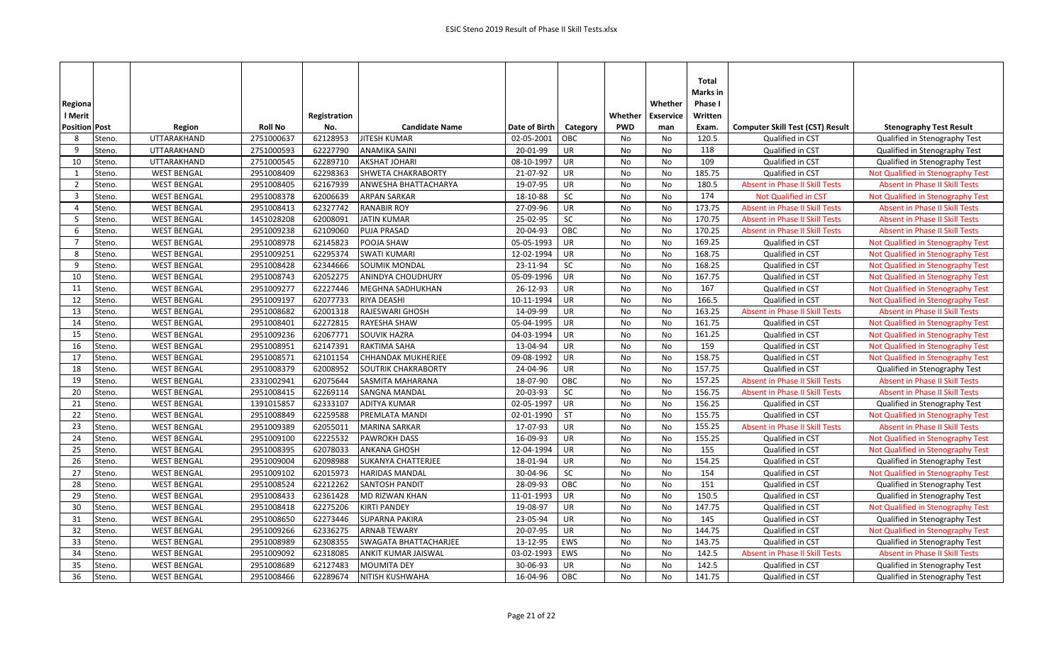| Regional Merit Position | Post | Region | Roll No | Registration No. | Candidate Name | Date of Birth | Category | Whether PWD | Whether Exservice man | Total Marks in Phase I Written Exam. | Computer Skill Test (CST) Result | Stenography Test Result |
|---|---|---|---|---|---|---|---|---|---|---|---|---|
| 8 | Steno. | UTTARAKHAND | 2751000637 | 62128953 | JITESH KUMAR | 02-05-2001 | OBC | No | No | 120.5 | Qualified in CST | Qualified in Stenography Test |
| 9 | Steno. | UTTARAKHAND | 2751000593 | 62227790 | ANAMIKA SAINI | 20-01-99 | UR | No | No | 118 | Qualified in CST | Qualified in Stenography Test |
| 10 | Steno. | UTTARAKHAND | 2751000545 | 62289710 | AKSHAT JOHARI | 08-10-1997 | UR | No | No | 109 | Qualified in CST | Qualified in Stenography Test |
| 1 | Steno. | WEST BENGAL | 2951008409 | 62298363 | SHWETA CHAKRABORTY | 21-07-92 | UR | No | No | 185.75 | Qualified in CST | Not Qualified in Stenography Test |
| 2 | Steno. | WEST BENGAL | 2951008405 | 62167939 | ANWESHA BHATTACHARYA | 19-07-95 | UR | No | No | 180.5 | Absent in Phase II Skill Tests | Absent in Phase II Skill Tests |
| 3 | Steno. | WEST BENGAL | 2951008378 | 62006639 | ARPAN SARKAR | 18-10-88 | SC | No | No | 174 | Not Qualified in CST | Not Qualified in Stenography Test |
| 4 | Steno. | WEST BENGAL | 2951008413 | 62327742 | RANABIR ROY | 27-09-96 | UR | No | No | 173.75 | Absent in Phase II Skill Tests | Absent in Phase II Skill Tests |
| 5 | Steno. | WEST BENGAL | 1451028208 | 62008091 | JATIN KUMAR | 25-02-95 | SC | No | No | 170.75 | Absent in Phase II Skill Tests | Absent in Phase II Skill Tests |
| 6 | Steno. | WEST BENGAL | 2951009238 | 62109060 | PUJA PRASAD | 20-04-93 | OBC | No | No | 170.25 | Absent in Phase II Skill Tests | Absent in Phase II Skill Tests |
| 7 | Steno. | WEST BENGAL | 2951008978 | 62145823 | POOJA SHAW | 05-05-1993 | UR | No | No | 169.25 | Qualified in CST | Not Qualified in Stenography Test |
| 8 | Steno. | WEST BENGAL | 2951009251 | 62295374 | SWATI KUMARI | 12-02-1994 | UR | No | No | 168.75 | Qualified in CST | Not Qualified in Stenography Test |
| 9 | Steno. | WEST BENGAL | 2951008428 | 62344666 | SOUMIK MONDAL | 23-11-94 | SC | No | No | 168.25 | Qualified in CST | Not Qualified in Stenography Test |
| 10 | Steno. | WEST BENGAL | 2951008743 | 62052275 | ANINDYA CHOUDHURY | 05-09-1996 | UR | No | No | 167.75 | Qualified in CST | Not Qualified in Stenography Test |
| 11 | Steno. | WEST BENGAL | 2951009277 | 62227446 | MEGHNA SADHUKHAN | 26-12-93 | UR | No | No | 167 | Qualified in CST | Not Qualified in Stenography Test |
| 12 | Steno. | WEST BENGAL | 2951009197 | 62077733 | RIYA DEASHI | 10-11-1994 | UR | No | No | 166.5 | Qualified in CST | Not Qualified in Stenography Test |
| 13 | Steno. | WEST BENGAL | 2951008682 | 62001318 | RAJESWARI GHOSH | 14-09-99 | UR | No | No | 163.25 | Absent in Phase II Skill Tests | Absent in Phase II Skill Tests |
| 14 | Steno. | WEST BENGAL | 2951008401 | 62272815 | RAYESHA SHAW | 05-04-1995 | UR | No | No | 161.75 | Qualified in CST | Not Qualified in Stenography Test |
| 15 | Steno. | WEST BENGAL | 2951009236 | 62067771 | SOUVIK HAZRA | 04-03-1994 | UR | No | No | 161.25 | Qualified in CST | Not Qualified in Stenography Test |
| 16 | Steno. | WEST BENGAL | 2951008951 | 62147391 | RAKTIMA SAHA | 13-04-94 | UR | No | No | 159 | Qualified in CST | Not Qualified in Stenography Test |
| 17 | Steno. | WEST BENGAL | 2951008571 | 62101154 | CHHANDAK MUKHERJEE | 09-08-1992 | UR | No | No | 158.75 | Qualified in CST | Not Qualified in Stenography Test |
| 18 | Steno. | WEST BENGAL | 2951008379 | 62008952 | SOUTRIK CHAKRABORTY | 24-04-96 | UR | No | No | 157.75 | Qualified in CST | Qualified in Stenography Test |
| 19 | Steno. | WEST BENGAL | 2331002941 | 62075644 | SASMITA MAHARANA | 18-07-90 | OBC | No | No | 157.25 | Absent in Phase II Skill Tests | Absent in Phase II Skill Tests |
| 20 | Steno. | WEST BENGAL | 2951008415 | 62269114 | SANGNA MANDAL | 20-03-93 | SC | No | No | 156.75 | Absent in Phase II Skill Tests | Absent in Phase II Skill Tests |
| 21 | Steno. | WEST BENGAL | 1391015857 | 62333107 | ADITYA KUMAR | 02-05-1997 | UR | No | No | 156.25 | Qualified in CST | Qualified in Stenography Test |
| 22 | Steno. | WEST BENGAL | 2951008849 | 62259588 | PREMLATA MANDI | 02-01-1990 | ST | No | No | 155.75 | Qualified in CST | Not Qualified in Stenography Test |
| 23 | Steno. | WEST BENGAL | 2951009389 | 62055011 | MARINA SARKAR | 17-07-93 | UR | No | No | 155.25 | Absent in Phase II Skill Tests | Absent in Phase II Skill Tests |
| 24 | Steno. | WEST BENGAL | 2951009100 | 62225532 | PAWROKH DASS | 16-09-93 | UR | No | No | 155.25 | Qualified in CST | Not Qualified in Stenography Test |
| 25 | Steno. | WEST BENGAL | 2951008395 | 62078033 | ANKANA GHOSH | 12-04-1994 | UR | No | No | 155 | Qualified in CST | Not Qualified in Stenography Test |
| 26 | Steno. | WEST BENGAL | 2951009004 | 62098988 | SUKANYA CHATTERJEE | 18-01-94 | UR | No | No | 154.25 | Qualified in CST | Qualified in Stenography Test |
| 27 | Steno. | WEST BENGAL | 2951009102 | 62015973 | HARIDAS MANDAL | 30-04-96 | SC | No | No | 154 | Qualified in CST | Not Qualified in Stenography Test |
| 28 | Steno. | WEST BENGAL | 2951008524 | 62212262 | SANTOSH PANDIT | 28-09-93 | OBC | No | No | 151 | Qualified in CST | Qualified in Stenography Test |
| 29 | Steno. | WEST BENGAL | 2951008433 | 62361428 | MD RIZWAN KHAN | 11-01-1993 | UR | No | No | 150.5 | Qualified in CST | Qualified in Stenography Test |
| 30 | Steno. | WEST BENGAL | 2951008418 | 62275206 | KIRTI PANDEY | 19-08-97 | UR | No | No | 147.75 | Qualified in CST | Not Qualified in Stenography Test |
| 31 | Steno. | WEST BENGAL | 2951008650 | 62273446 | SUPARNA PAKIRA | 23-05-94 | UR | No | No | 145 | Qualified in CST | Qualified in Stenography Test |
| 32 | Steno. | WEST BENGAL | 2951009266 | 62336275 | ARNAB TEWARY | 20-07-95 | UR | No | No | 144.75 | Qualified in CST | Not Qualified in Stenography Test |
| 33 | Steno. | WEST BENGAL | 2951008989 | 62308355 | SWAGATA BHATTACHARJEE | 13-12-95 | EWS | No | No | 143.75 | Qualified in CST | Qualified in Stenography Test |
| 34 | Steno. | WEST BENGAL | 2951009092 | 62318085 | ANKIT KUMAR JAISWAL | 03-02-1993 | EWS | No | No | 142.5 | Absent in Phase II Skill Tests | Absent in Phase II Skill Tests |
| 35 | Steno. | WEST BENGAL | 2951008689 | 62127483 | MOUMITA DEY | 30-06-93 | UR | No | No | 142.5 | Qualified in CST | Qualified in Stenography Test |
| 36 | Steno. | WEST BENGAL | 2951008466 | 62289674 | NITISH KUSHWAHA | 16-04-96 | OBC | No | No | 141.75 | Qualified in CST | Qualified in Stenography Test |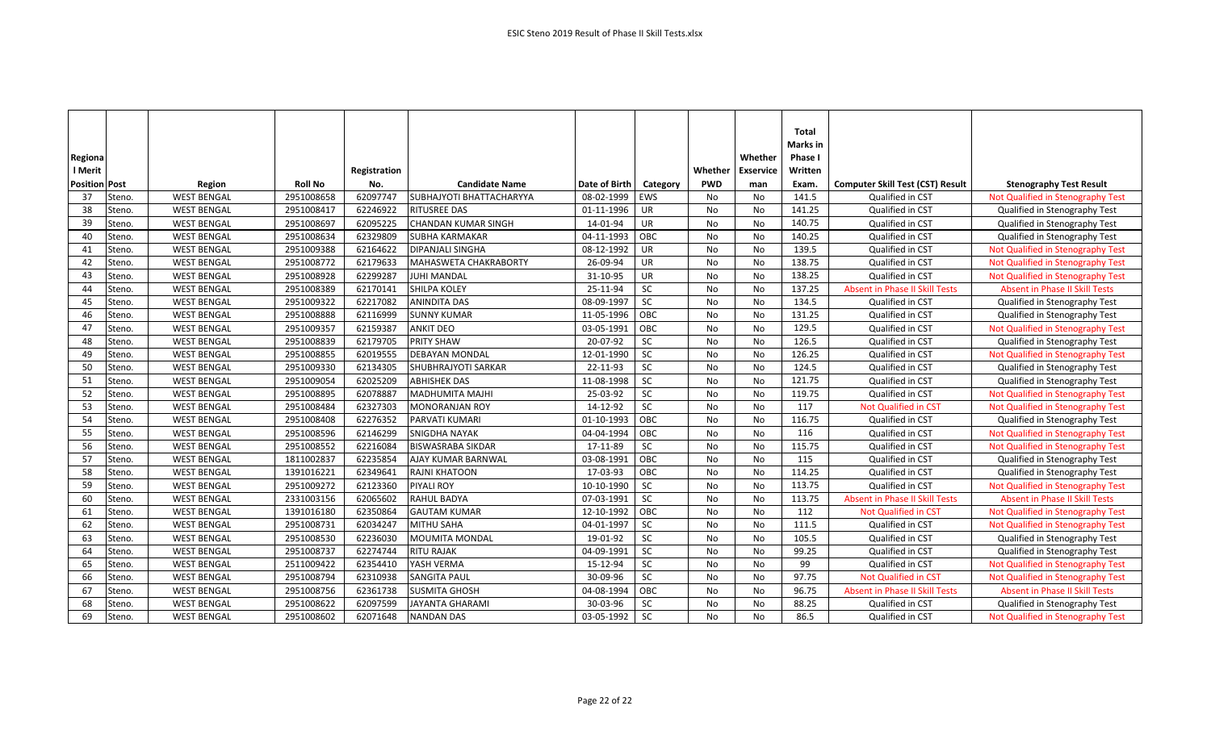| Regional Merit Position | Post | Region | Roll No | Registration No. | Candidate Name | Date of Birth | Category | Whether PWD | Whether Exservice man | Total Marks in Phase I Written Exam. | Computer Skill Test (CST) Result | Stenography Test Result |
|---|---|---|---|---|---|---|---|---|---|---|---|---|
| 37 | Steno. | WEST BENGAL | 2951008658 | 62097747 | SUBHAJYOTI BHATTACHARYYA | 08-02-1999 | EWS | No | No | 141.5 | Qualified in CST | Not Qualified in Stenography Test |
| 38 | Steno. | WEST BENGAL | 2951008417 | 62246922 | RITUSREE DAS | 01-11-1996 | UR | No | No | 141.25 | Qualified in CST | Qualified in Stenography Test |
| 39 | Steno. | WEST BENGAL | 2951008697 | 62095225 | CHANDAN KUMAR SINGH | 14-01-94 | UR | No | No | 140.75 | Qualified in CST | Qualified in Stenography Test |
| 40 | Steno. | WEST BENGAL | 2951008634 | 62329809 | SUBHA KARMAKAR | 04-11-1993 | OBC | No | No | 140.25 | Qualified in CST | Qualified in Stenography Test |
| 41 | Steno. | WEST BENGAL | 2951009388 | 62164622 | DIPANJALI SINGHA | 08-12-1992 | UR | No | No | 139.5 | Qualified in CST | Not Qualified in Stenography Test |
| 42 | Steno. | WEST BENGAL | 2951008772 | 62179633 | MAHASWETA CHAKRABORTY | 26-09-94 | UR | No | No | 138.75 | Qualified in CST | Not Qualified in Stenography Test |
| 43 | Steno. | WEST BENGAL | 2951008928 | 62299287 | JUHI MANDAL | 31-10-95 | UR | No | No | 138.25 | Qualified in CST | Not Qualified in Stenography Test |
| 44 | Steno. | WEST BENGAL | 2951008389 | 62170141 | SHILPA KOLEY | 25-11-94 | SC | No | No | 137.25 | Absent in Phase II Skill Tests | Absent in Phase II Skill Tests |
| 45 | Steno. | WEST BENGAL | 2951009322 | 62217082 | ANINDITA DAS | 08-09-1997 | SC | No | No | 134.5 | Qualified in CST | Qualified in Stenography Test |
| 46 | Steno. | WEST BENGAL | 2951008888 | 62116999 | SUNNY KUMAR | 11-05-1996 | OBC | No | No | 131.25 | Qualified in CST | Qualified in Stenography Test |
| 47 | Steno. | WEST BENGAL | 2951009357 | 62159387 | ANKIT DEO | 03-05-1991 | OBC | No | No | 129.5 | Qualified in CST | Not Qualified in Stenography Test |
| 48 | Steno. | WEST BENGAL | 2951008839 | 62179705 | PRITY SHAW | 20-07-92 | SC | No | No | 126.5 | Qualified in CST | Qualified in Stenography Test |
| 49 | Steno. | WEST BENGAL | 2951008855 | 62019555 | DEBAYAN MONDAL | 12-01-1990 | SC | No | No | 126.25 | Qualified in CST | Not Qualified in Stenography Test |
| 50 | Steno. | WEST BENGAL | 2951009330 | 62134305 | SHUBHRAJYOTI SARKAR | 22-11-93 | SC | No | No | 124.5 | Qualified in CST | Qualified in Stenography Test |
| 51 | Steno. | WEST BENGAL | 2951009054 | 62025209 | ABHISHEK DAS | 11-08-1998 | SC | No | No | 121.75 | Qualified in CST | Qualified in Stenography Test |
| 52 | Steno. | WEST BENGAL | 2951008895 | 62078887 | MADHUMITA MAJHI | 25-03-92 | SC | No | No | 119.75 | Qualified in CST | Not Qualified in Stenography Test |
| 53 | Steno. | WEST BENGAL | 2951008484 | 62327303 | MONORANJAN ROY | 14-12-92 | SC | No | No | 117 | Not Qualified in CST | Not Qualified in Stenography Test |
| 54 | Steno. | WEST BENGAL | 2951008408 | 62276352 | PARVATI KUMARI | 01-10-1993 | OBC | No | No | 116.75 | Qualified in CST | Qualified in Stenography Test |
| 55 | Steno. | WEST BENGAL | 2951008596 | 62146299 | SNIGDHA NAYAK | 04-04-1994 | OBC | No | No | 116 | Qualified in CST | Not Qualified in Stenography Test |
| 56 | Steno. | WEST BENGAL | 2951008552 | 62216084 | BISWASRABA SIKDAR | 17-11-89 | SC | No | No | 115.75 | Qualified in CST | Not Qualified in Stenography Test |
| 57 | Steno. | WEST BENGAL | 1811002837 | 62235854 | AJAY KUMAR BARNWAL | 03-08-1991 | OBC | No | No | 115 | Qualified in CST | Qualified in Stenography Test |
| 58 | Steno. | WEST BENGAL | 1391016221 | 62349641 | RAJNI KHATOON | 17-03-93 | OBC | No | No | 114.25 | Qualified in CST | Qualified in Stenography Test |
| 59 | Steno. | WEST BENGAL | 2951009272 | 62123360 | PIYALI ROY | 10-10-1990 | SC | No | No | 113.75 | Qualified in CST | Not Qualified in Stenography Test |
| 60 | Steno. | WEST BENGAL | 2331003156 | 62065602 | RAHUL BADYA | 07-03-1991 | SC | No | No | 113.75 | Absent in Phase II Skill Tests | Absent in Phase II Skill Tests |
| 61 | Steno. | WEST BENGAL | 1391016180 | 62350864 | GAUTAM KUMAR | 12-10-1992 | OBC | No | No | 112 | Not Qualified in CST | Not Qualified in Stenography Test |
| 62 | Steno. | WEST BENGAL | 2951008731 | 62034247 | MITHU SAHA | 04-01-1997 | SC | No | No | 111.5 | Qualified in CST | Not Qualified in Stenography Test |
| 63 | Steno. | WEST BENGAL | 2951008530 | 62236030 | MOUMITA MONDAL | 19-01-92 | SC | No | No | 105.5 | Qualified in CST | Qualified in Stenography Test |
| 64 | Steno. | WEST BENGAL | 2951008737 | 62274744 | RITU RAJAK | 04-09-1991 | SC | No | No | 99.25 | Qualified in CST | Qualified in Stenography Test |
| 65 | Steno. | WEST BENGAL | 2511009422 | 62354410 | YASH VERMA | 15-12-94 | SC | No | No | 99 | Qualified in CST | Not Qualified in Stenography Test |
| 66 | Steno. | WEST BENGAL | 2951008794 | 62310938 | SANGITA PAUL | 30-09-96 | SC | No | No | 97.75 | Not Qualified in CST | Not Qualified in Stenography Test |
| 67 | Steno. | WEST BENGAL | 2951008756 | 62361738 | SUSMITA GHOSH | 04-08-1994 | OBC | No | No | 96.75 | Absent in Phase II Skill Tests | Absent in Phase II Skill Tests |
| 68 | Steno. | WEST BENGAL | 2951008622 | 62097599 | JAYANTA GHARAMI | 30-03-96 | SC | No | No | 88.25 | Qualified in CST | Qualified in Stenography Test |
| 69 | Steno. | WEST BENGAL | 2951008602 | 62071648 | NANDAN DAS | 03-05-1992 | SC | No | No | 86.5 | Qualified in CST | Not Qualified in Stenography Test |